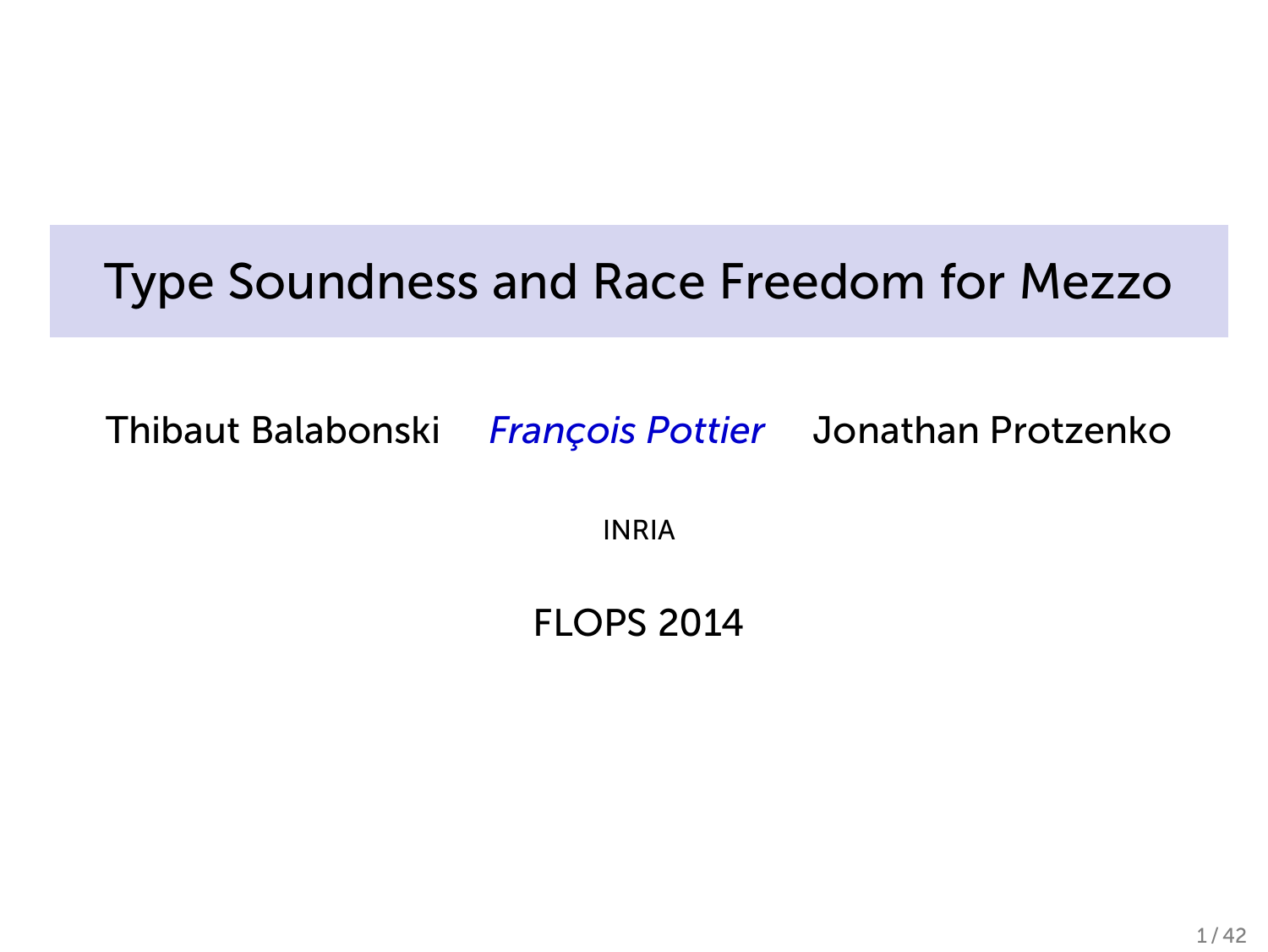# Type Soundness and Race Freedom for Mezzo

Thibaut Balabonski *François Pottier* Jonathan Protzenko

INRIA

FLOPS 2014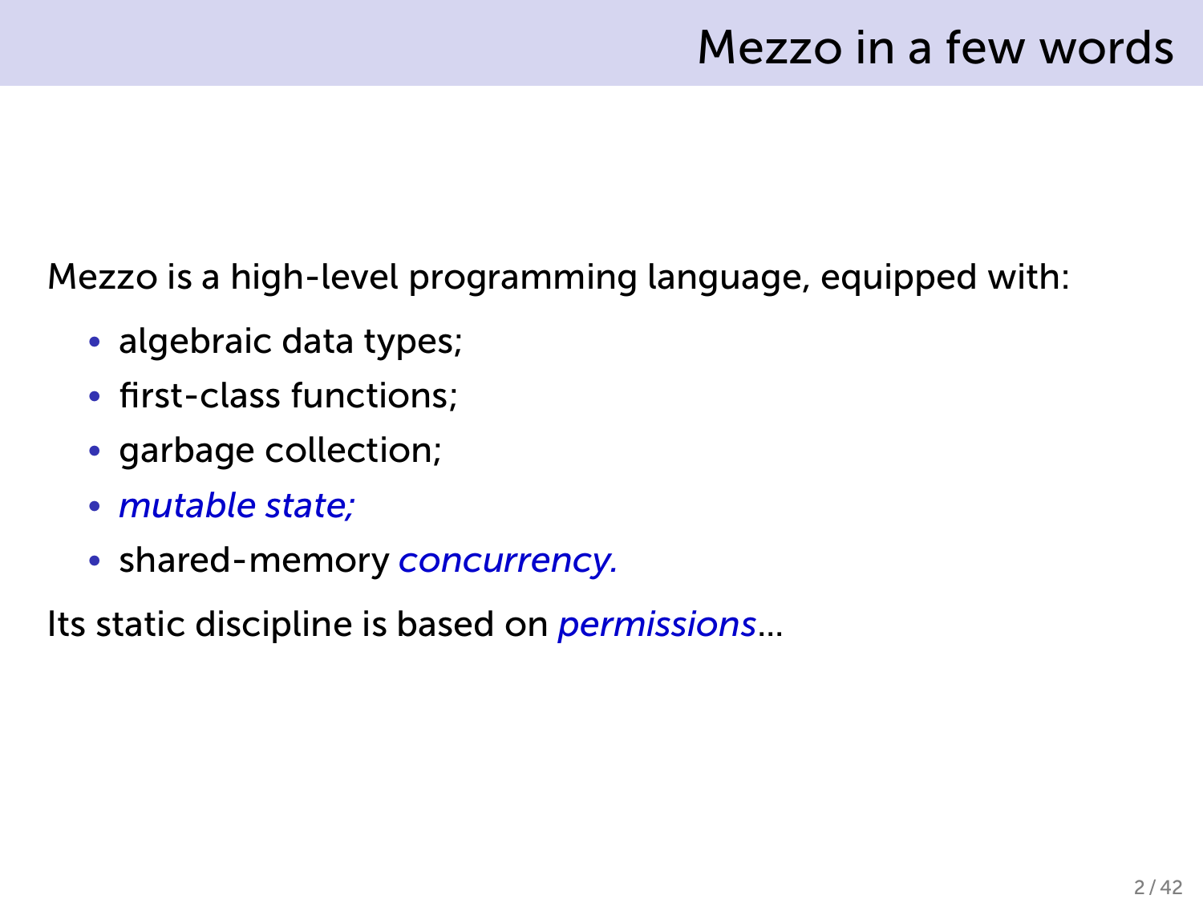# Mezzo in a few words

Mezzo is a high-level programming language, equipped with:

- algebraic data types;
- first-class functions;
- garbage collection;
- *mutable state;*
- shared-memory *concurrency.*

Its static discipline is based on *permissions*...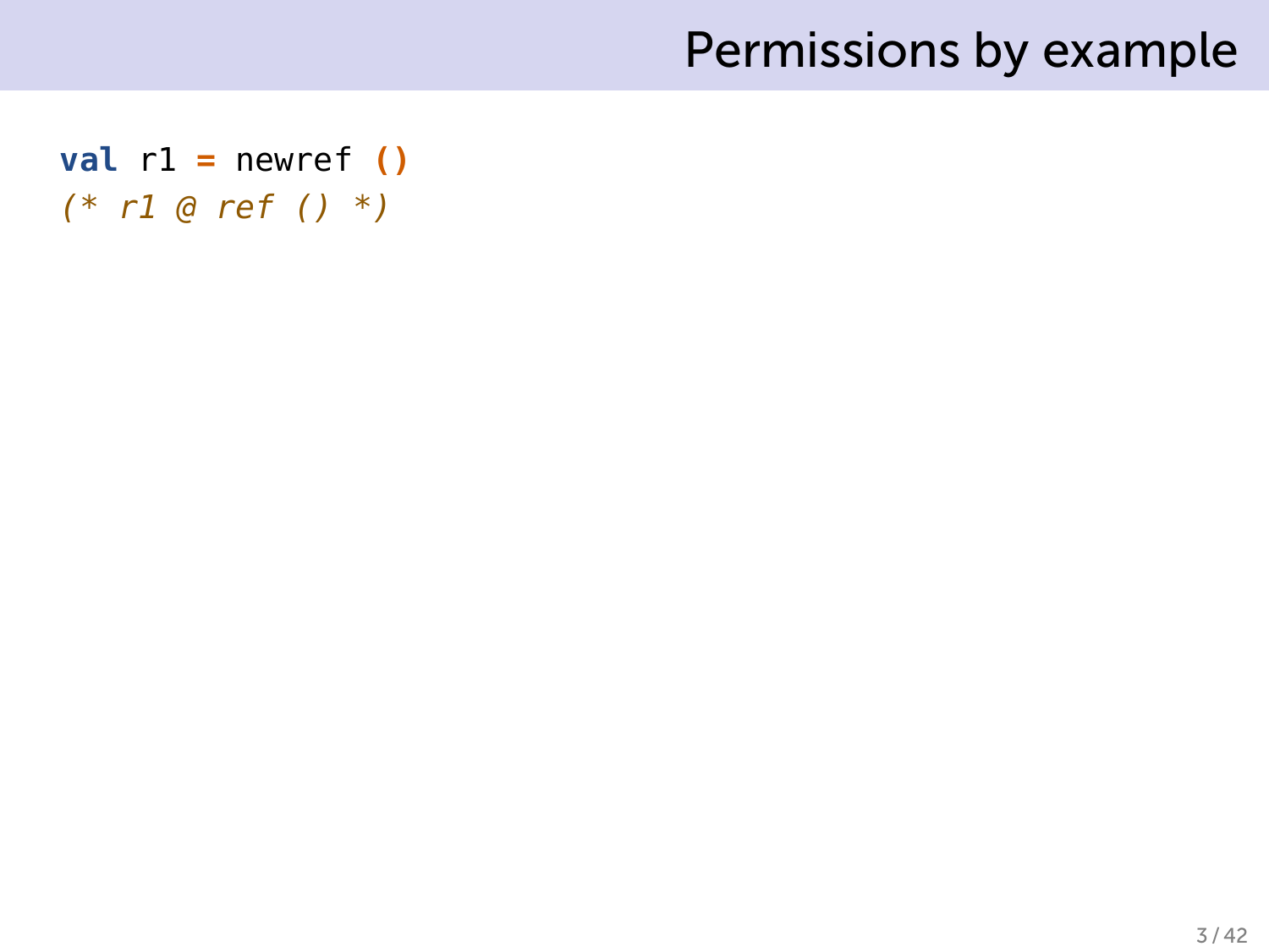# Permissions by example

```
val r1 = newref ()
(* r1 @ ref () *)
```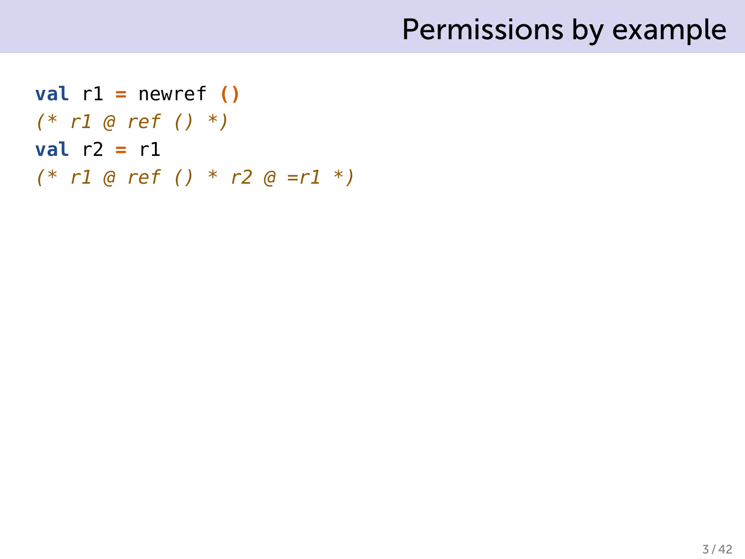# Permissions by example

```
val r1 = newref ()
(* r1 @ ref () *)
val r2 = r1
(* r1 @ ref () * r2 @ =r1 *)
```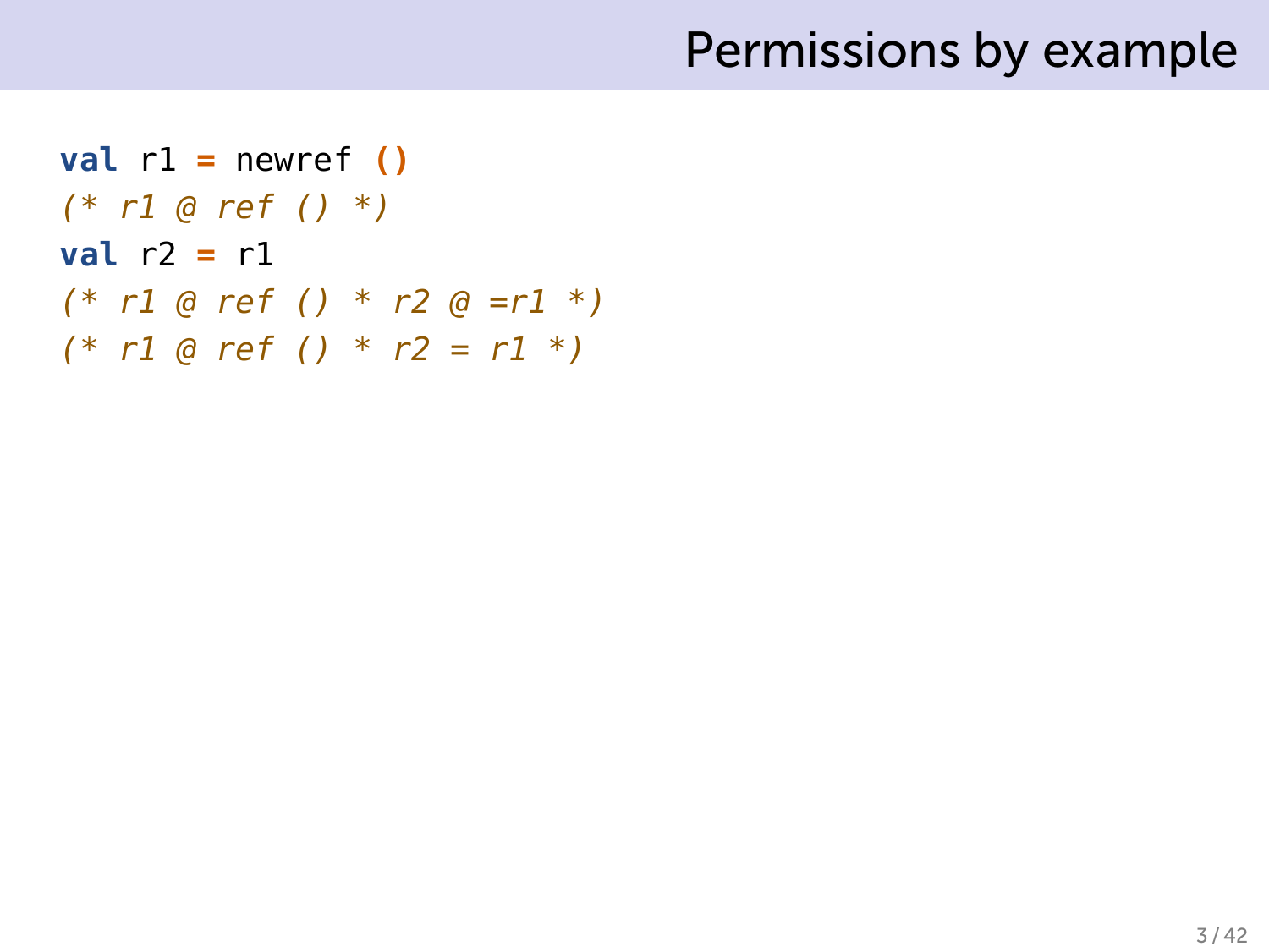## Permissions by example

```
val r1 = newref ()
(* r1 @ ref () *)
val r2 = r1
(* r1 @ ref () * r2 @ =r1 *)
(* r1 @ ref () * r2 = r1 *)
```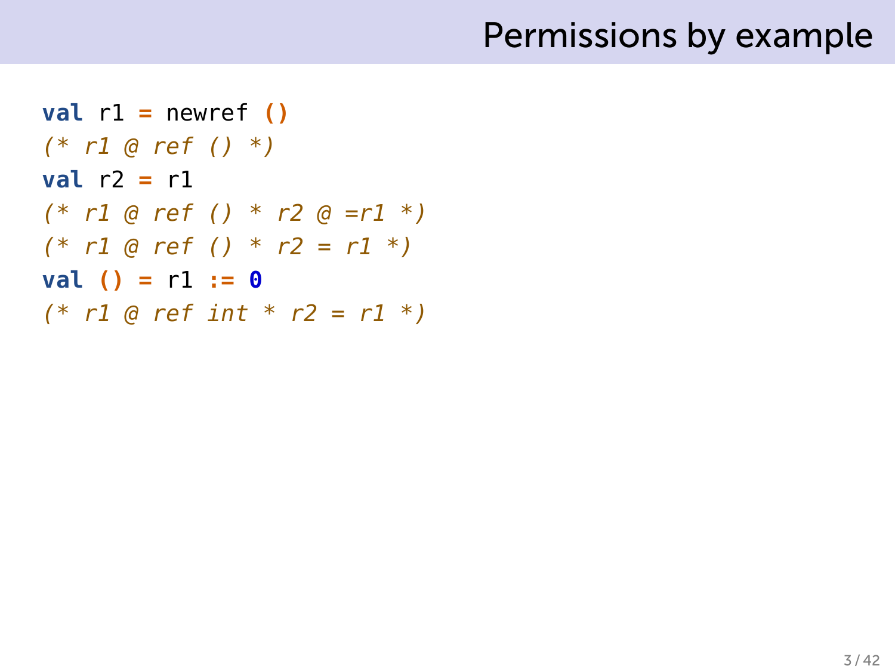# Permissions by example

```
val r1 = newref ()
(* r1 @ ref () *)
val r2 = r1
(* r1 @ ref () * r2 @ =r1 *)
(* r1 @ ref () * r2 = r1 *)
val () = r1 := 0
(* r1 @ ref int * r2 = r1 *)
```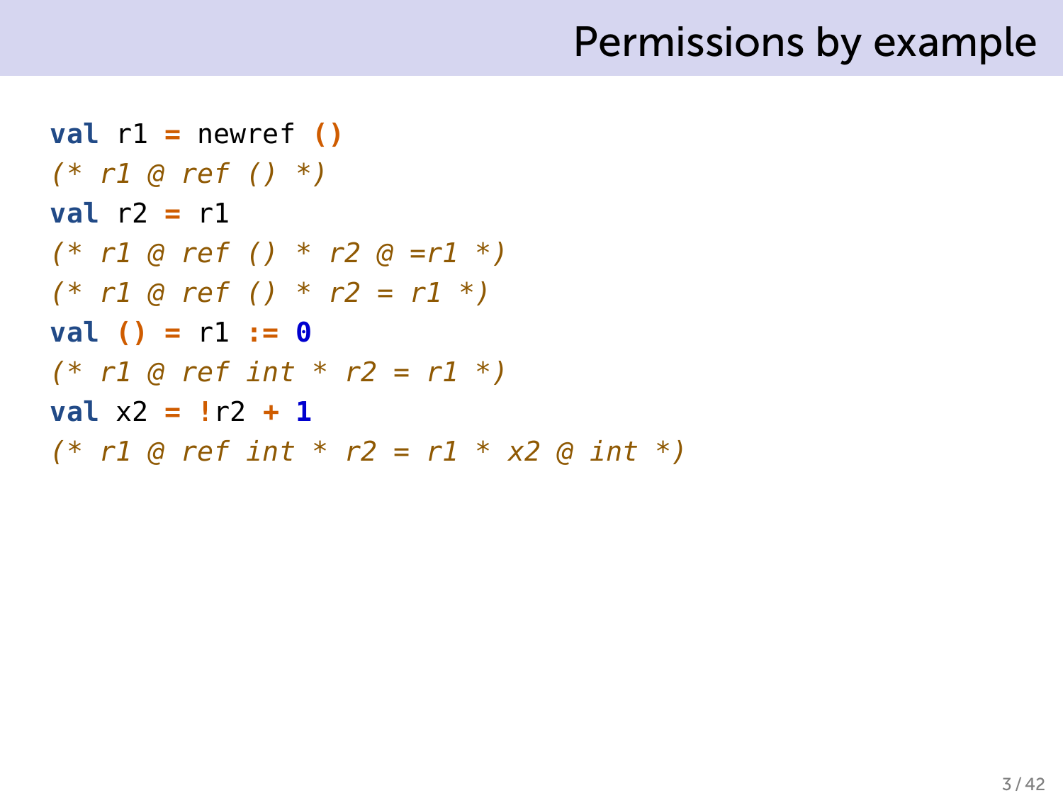## Permissions by example

```
val r1 = newref ()
(* r1 @ ref () *)
val r2 = r1
(* r1 @ ref () * r2 @ =r1 *)
(* r1 @ ref () * r2 = r1 *)
val () = r1 := 0
(* r1 @ ref int * r2 = r1 *)
val x2 = !r2 + 1
(* r1 @ ref int * r2 = r1 * x2 @ int *)
```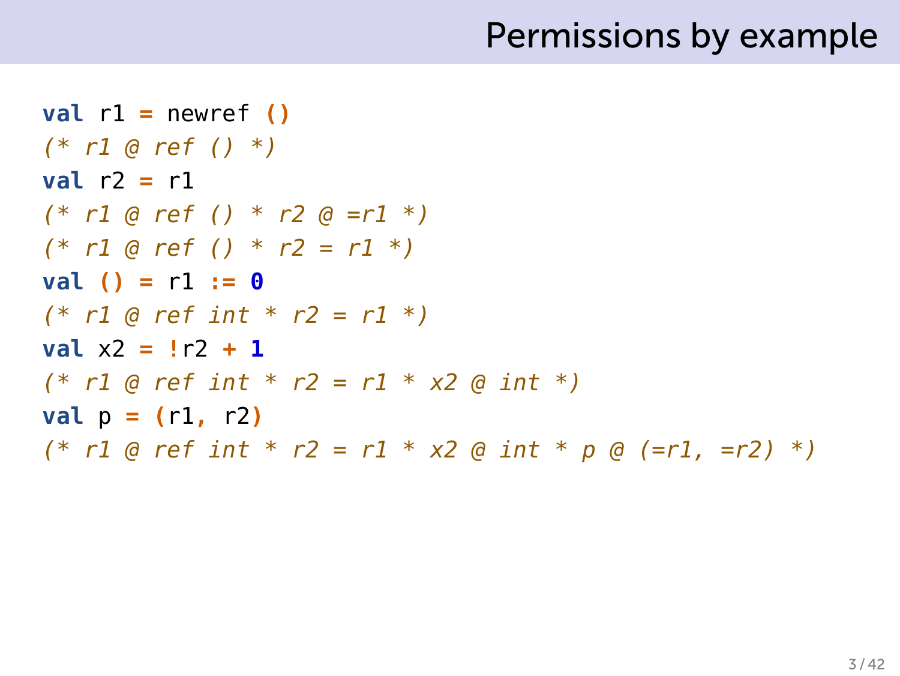# Permissions by example

```
val r1 = newref ()
(* r1 @ ref () *)
val r2 = r1
(* r1 @ ref () * r2 @ =r1 *)
(* r1 @ ref () * r2 = r1 *)
val () = r1 := 0
(* r1 @ ref int * r2 = r1 *)
val x2 = !r2 + 1
(* r1 @ ref int * r2 = r1 * x2 @ int *)
val p = (r1, r2)
(* r1 @ ref int * r2 = r1 * x2 @ int * p @ (=r1, =r2) *)
```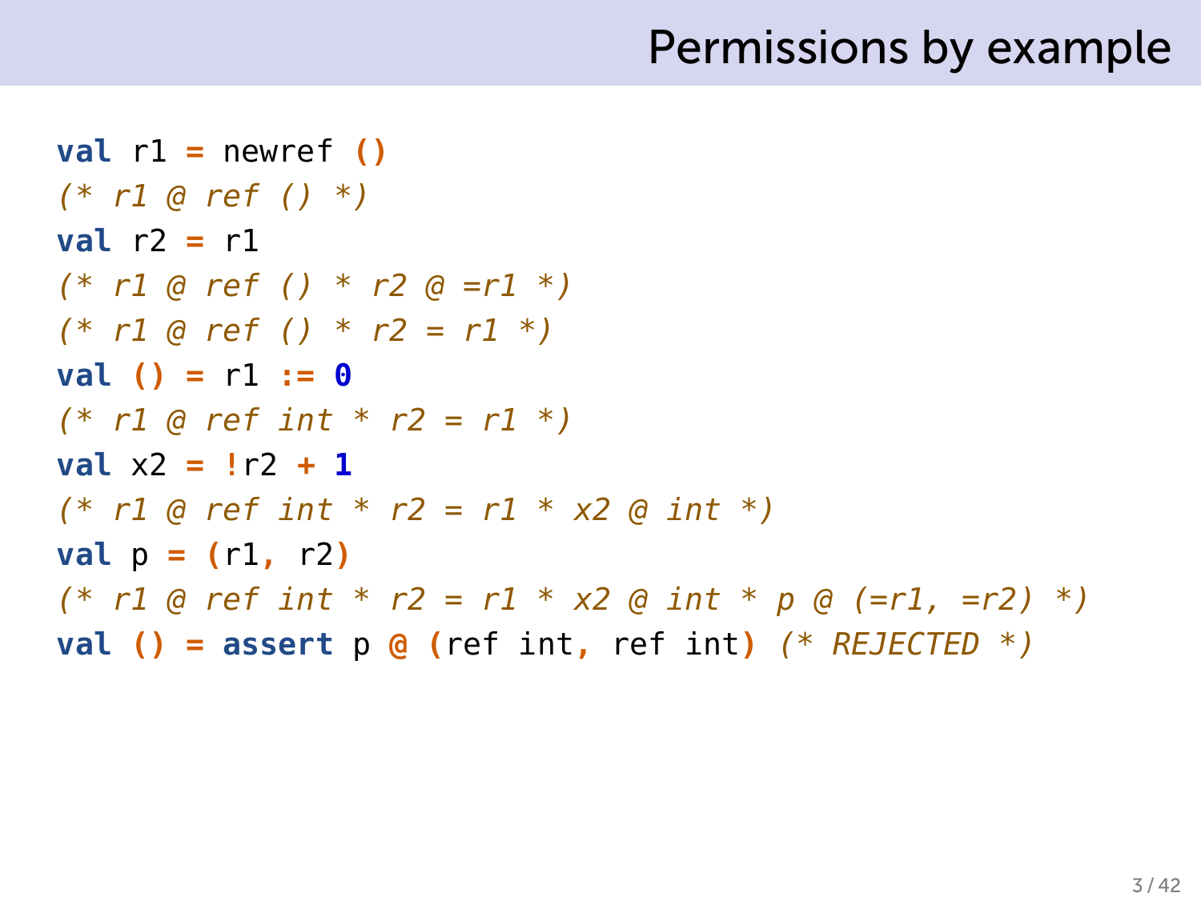# Permissions by example

```
val r1 = newref ()
(* r1 @ ref () *)
val r2 = r1
(* r1 @ ref () * r2 @ =r1 *)
(* r1 @ ref () * r2 = r1 *)
val () = r1 := 0
(* r1 @ ref int * r2 = r1 *)
val x2 = !r2 + 1
(* r1 @ ref int * r2 = r1 * x2 @ int *)
val p = (r1, r2)
(* r1 @ ref int * r2 = r1 * x2 @ int * p @ (=r1, =r2) *)
val () = assert p @ (ref int, ref int) (* REJECTED *)
```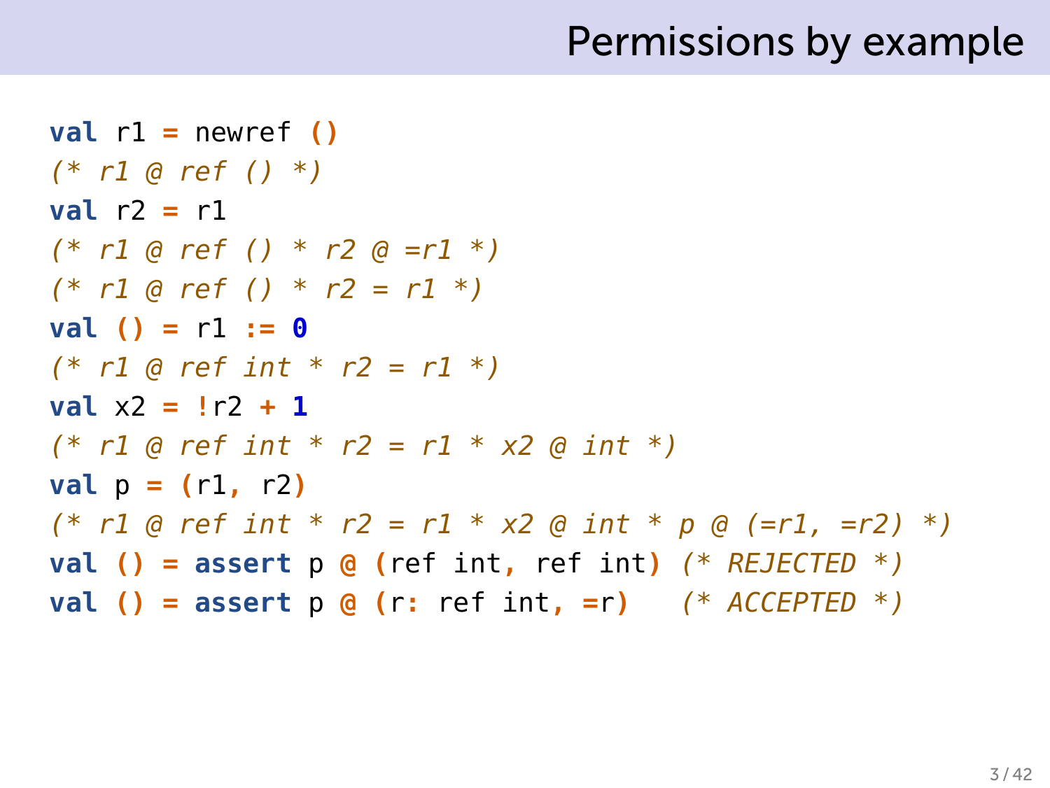# Permissions by example

```
val r1 = newref ()
(* r1 @ ref () *)
val r2 = r1
(* r1 @ ref () * r2 @ =r1 *)
(* r1 @ ref () * r2 = r1 *)
val () = r1 := 0
(* r1 @ ref int * r2 = r1 *)
val x2 = !r2 + 1
(* r1 @ ref int * r2 = r1 * x2 @ int *)
val p = (r1, r2)
(* r1 @ ref int * r2 = r1 * x2 @ int * p @ (=r1, =r2) *)
val () = assert p @ (ref int, ref int) (* REJECTED *)
val () = assert p @ (r: ref int, =r)   (* ACCEPTED *)
```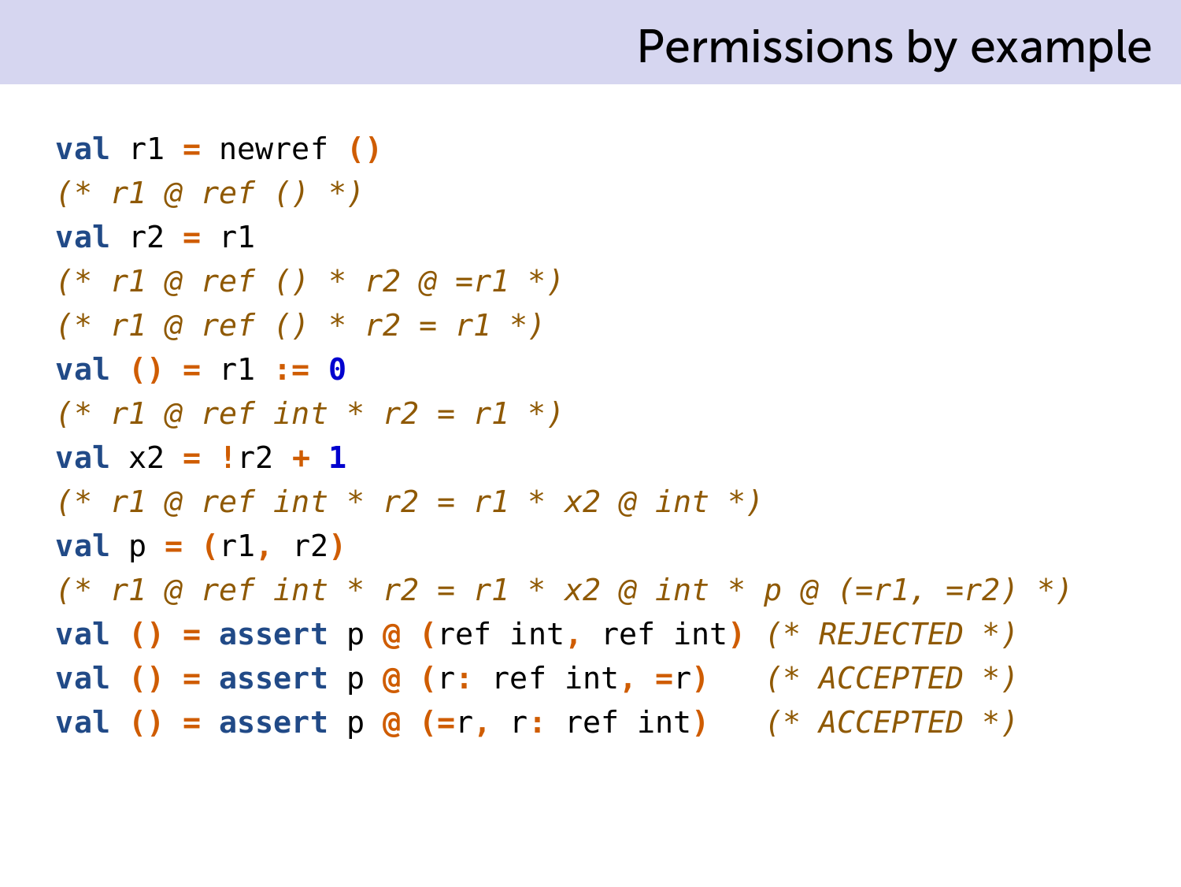# Permissions by example

```
val r1 = newref ()
(* r1 @ ref () *)
val r2 = r1
(* r1 @ ref () * r2 @ =r1 *)
(* r1 @ ref () * r2 = r1 *)
val () = r1 := 0
(* r1 @ ref int * r2 = r1 *)
val x2 = !r2 + 1
(* r1 @ ref int * r2 = r1 * x2 @ int *)
val p = (r1, r2)
(* r1 @ ref int * r2 = r1 * x2 @ int * p @ (=r1, =r2) *)
val () = assert p @ (ref int, ref int) (* REJECTED *)
val () = assert p @ (r: ref int, =r)   (* ACCEPTED *)
val () = assert p @ (=r, r: ref int)   (* ACCEPTED *)
```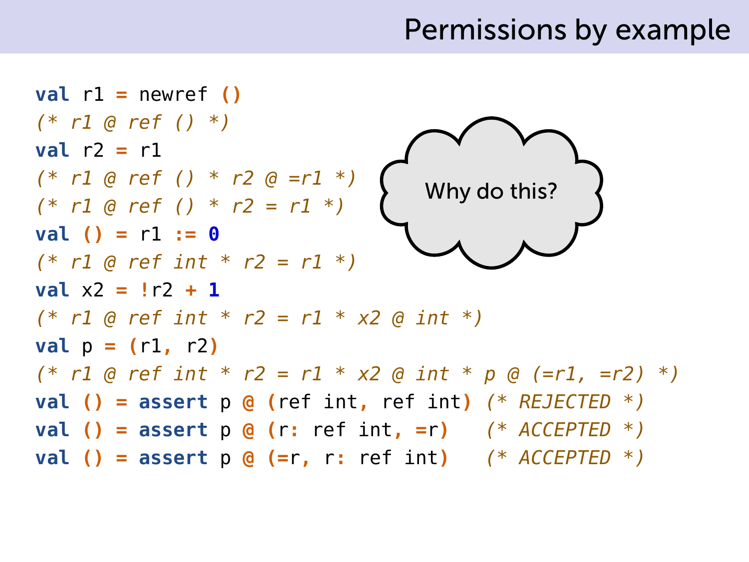# Permissions by example

```
val r1 = newref ()
(* r1 @ ref () *)
val r2 = r1
(* r1 @ ref () * r2 @ =r1 *)
(* r1 @ ref () * r2 = r1 *)
val () = r1 := 0
(* r1 @ ref int * r2 = r1 *)
val x2 = !r2 + 1
(* r1 @ ref int * r2 = r1 * x2 @ int *)
val p = (r1, r2)
(* r1 @ ref int * r2 = r1 * x2 @ int * p @ (=r1, =r2) *)
val () = assert p @ (ref int, ref int) (* REJECTED *)
val () = assert p @ (r: ref int, =r)   (* ACCEPTED *)
val () = assert p @ (=r, r: ref int)   (* ACCEPTED *)
```

Why do this?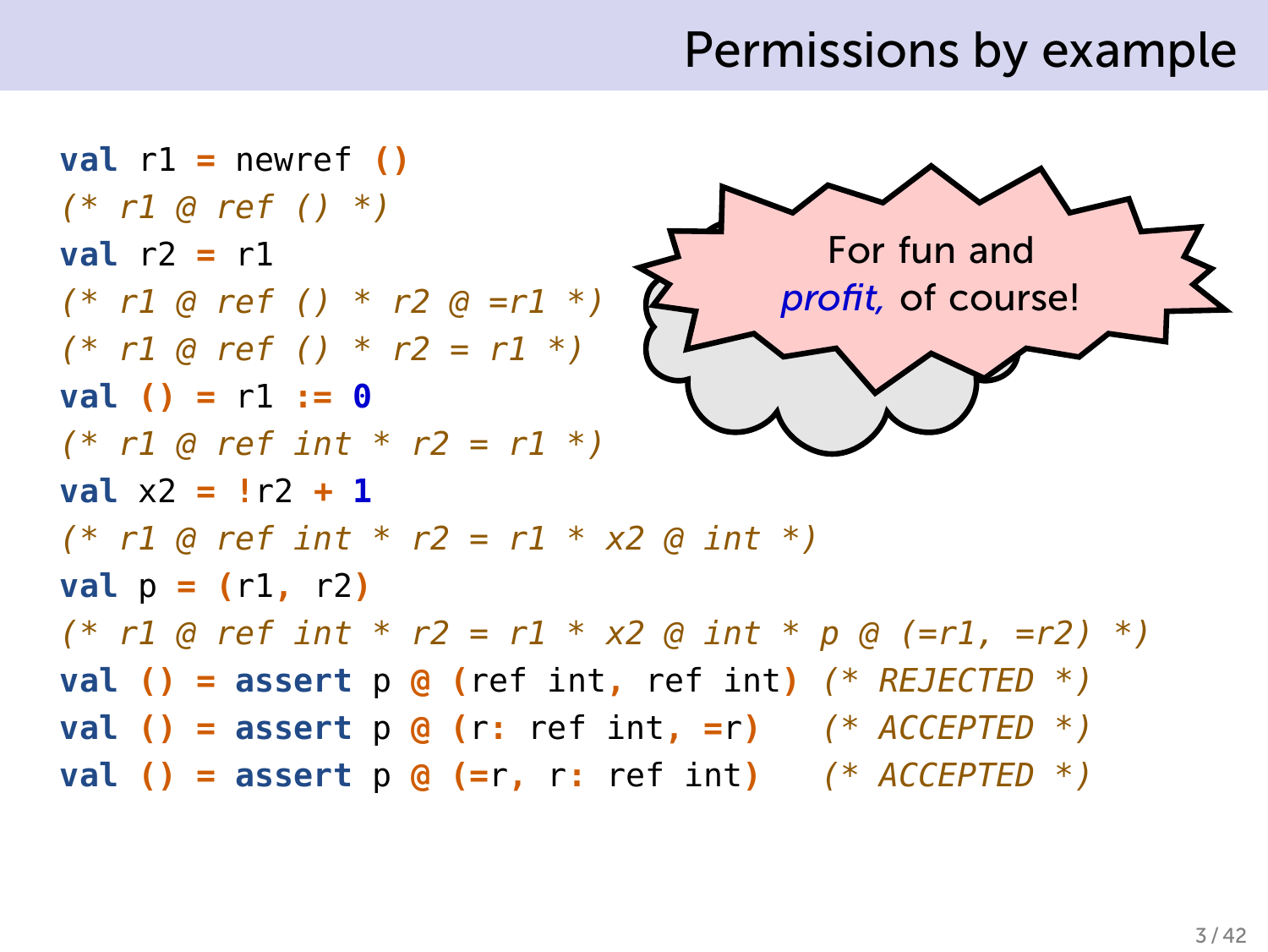# Permissions by example

```
val r1 = newref ()
(* r1 @ ref () *)
val r2 = r1
(* r1 @ ref () * r2 @ =r1 *)
(* r1 @ ref () * r2 = r1 *)
val () = r1 := 0
(* r1 @ ref int * r2 = r1 *)
val x2 = !r2 + 1
(* r1 @ ref int * r2 = r1 * x2 @ int *)
val p = (r1, r2)
(* r1 @ ref int * r2 = r1 * x2 @ int * p @ (=r1, =r2) *)
val () = assert p @ (ref int, ref int) (* REJECTED *)
val () = assert p @ (r: ref int, =r)   (* ACCEPTED *)
val () = assert p @ (=r, r: ref int)   (* ACCEPTED *)
```

For fun and *profit*, of course!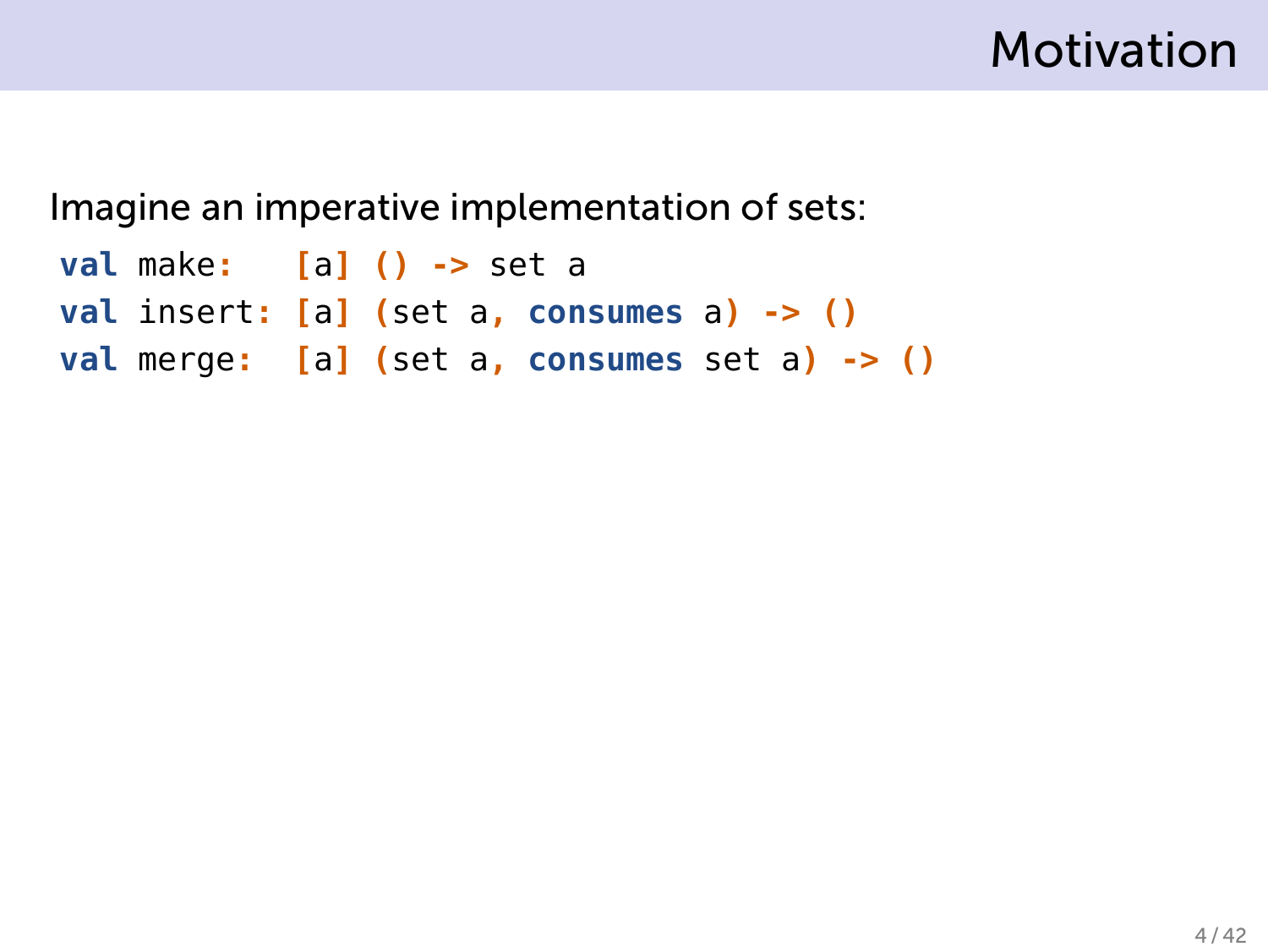# Motivation

Imagine an imperative implementation of sets:

```
val make:   [a] () -> set a
val insert: [a] (set a, consumes a) -> ()
val merge:  [a] (set a, consumes set a) -> ()
```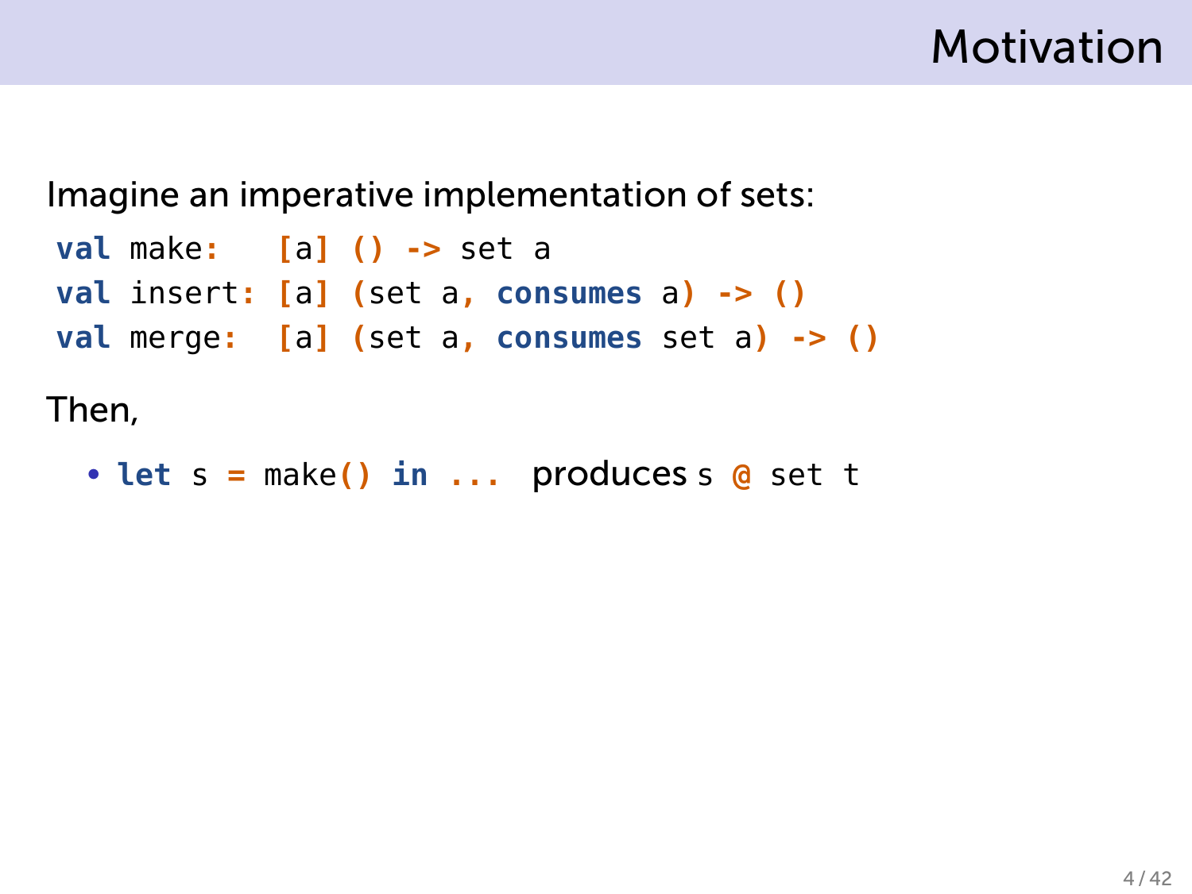# Motivation

Imagine an imperative implementation of sets:

```
val make:   [a] () -> set a
val insert: [a] (set a, consumes a) -> ()
val merge:  [a] (set a, consumes set a) -> ()
```

Then,

- `let s = make() in ...` produces `s @ set t`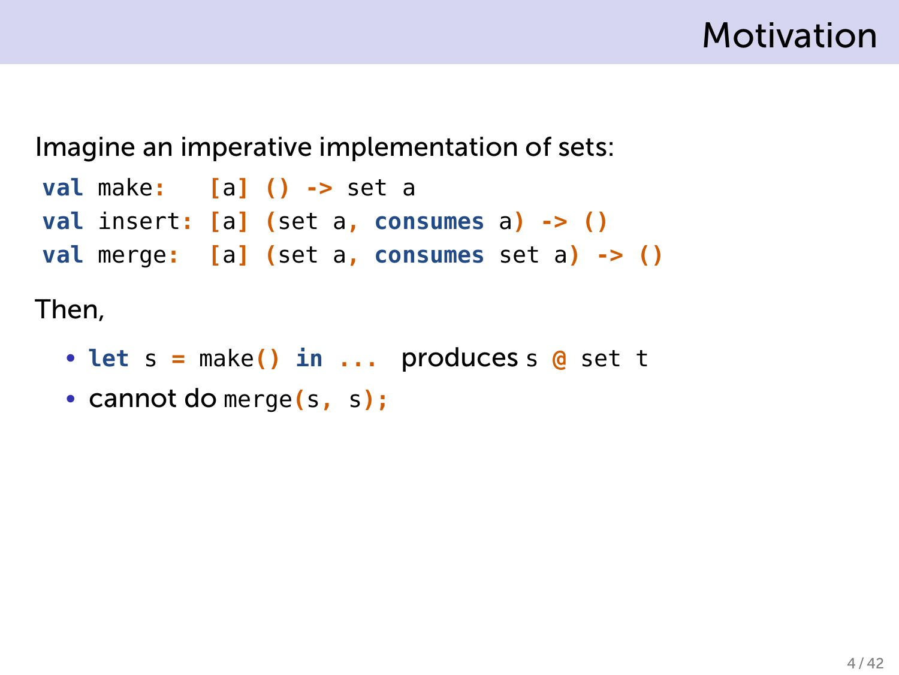# Motivation

Imagine an imperative implementation of sets:

```
val make:   [a] () -> set a
val insert: [a] (set a, consumes a) -> ()
val merge:  [a] (set a, consumes set a) -> ()
```

Then,

- `let s = make() in ...` produces `s @ set t`
- cannot do `merge(s, s);`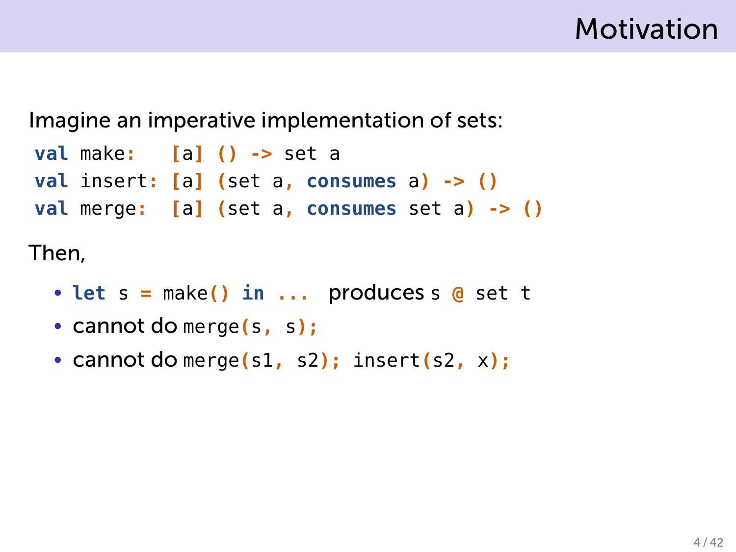# Motivation

Imagine an imperative implementation of sets:

```
val make:   [a] () -> set a
val insert: [a] (set a, consumes a) -> ()
val merge:  [a] (set a, consumes set a) -> ()
```

Then,

- `let s = make() in ...` produces `s @ set t`
- cannot do `merge(s, s);`
- cannot do `merge(s1, s2); insert(s2, x);`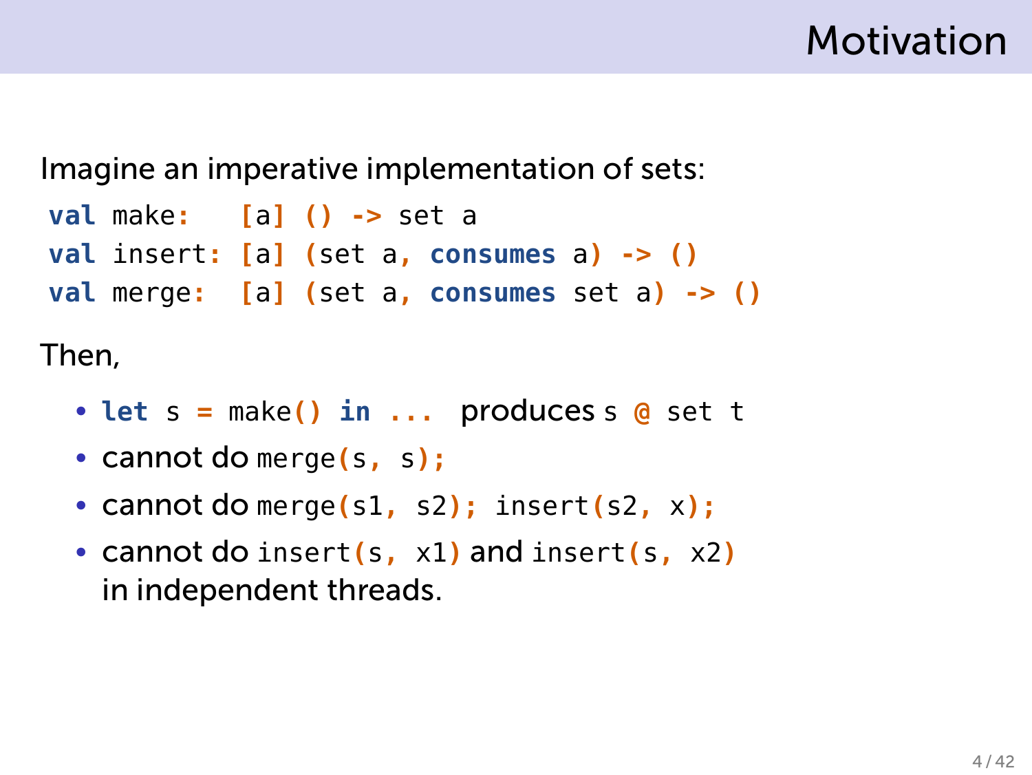# Motivation

Imagine an imperative implementation of sets:

```
val make:   [a] () -> set a
val insert: [a] (set a, consumes a) -> ()
val merge:  [a] (set a, consumes set a) -> ()
```

Then,

- `let s = make() in ...` produces `s @ set t`
- cannot do `merge(s, s);`
- cannot do `merge(s1, s2); insert(s2, x);`
- cannot do `insert(s, x1)` and `insert(s, x2)` in independent threads.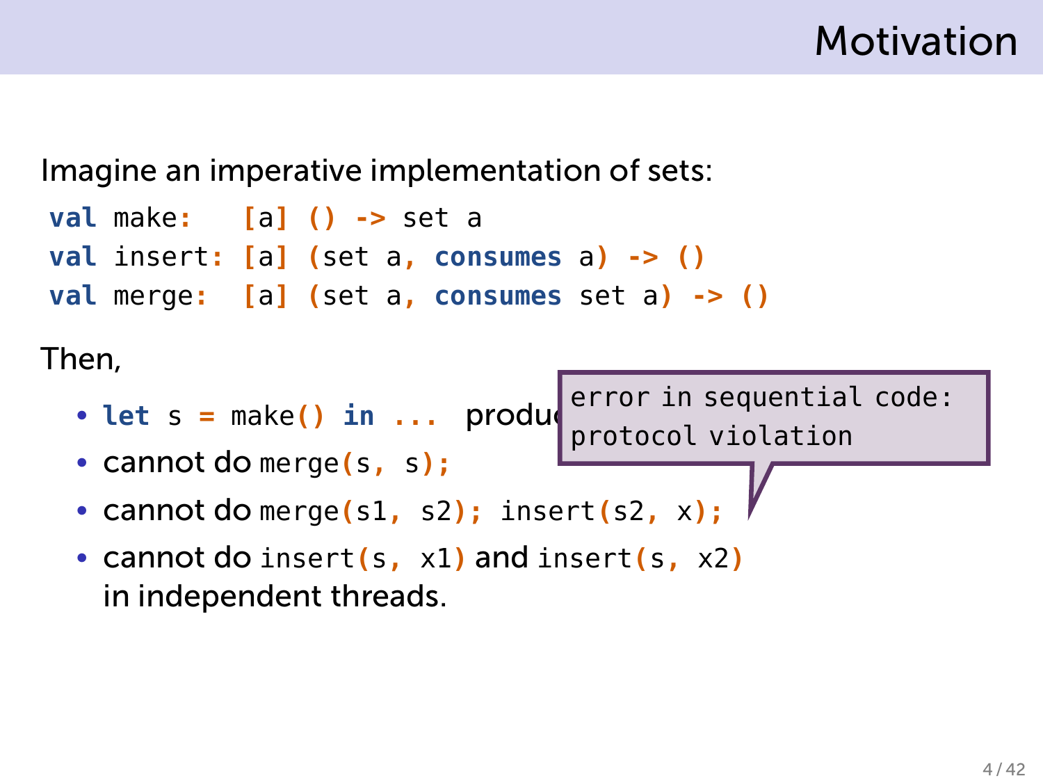# Motivation

Imagine an imperative implementation of sets:

```
val make:   [a] () -> set a
val insert: [a] (set a, consumes a) -> ()
val merge:  [a] (set a, consumes set a) -> ()
```

Then,

- `let s = make() in ...` produc
- cannot do `merge(s, s);`
- cannot do `merge(s1, s2); insert(s2, x);`
- cannot do `insert(s, x1)` and `insert(s, x2)` in independent threads.

```
error in sequential code:
protocol violation
```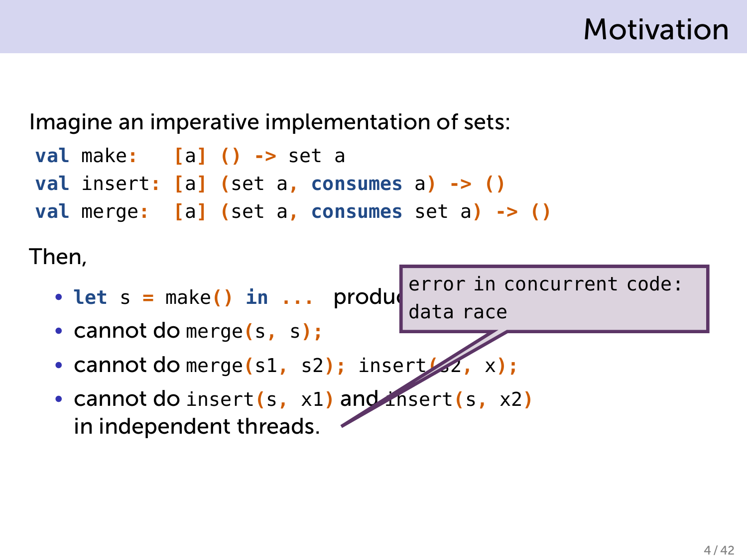# Motivation

Imagine an imperative implementation of sets:

```
val make:   [a] () -> set a
val insert: [a] (set a, consumes a) -> ()
val merge:  [a] (set a, consumes set a) -> ()
```

Then,

- `let s = make() in ...` produc
- cannot do `merge(s, s);`
- cannot do `merge(s1, s2); insert(s2, x);`
- cannot do `insert(s, x1)` and `insert(s, x2)` in independent threads.

```
error in concurrent code:
data race
```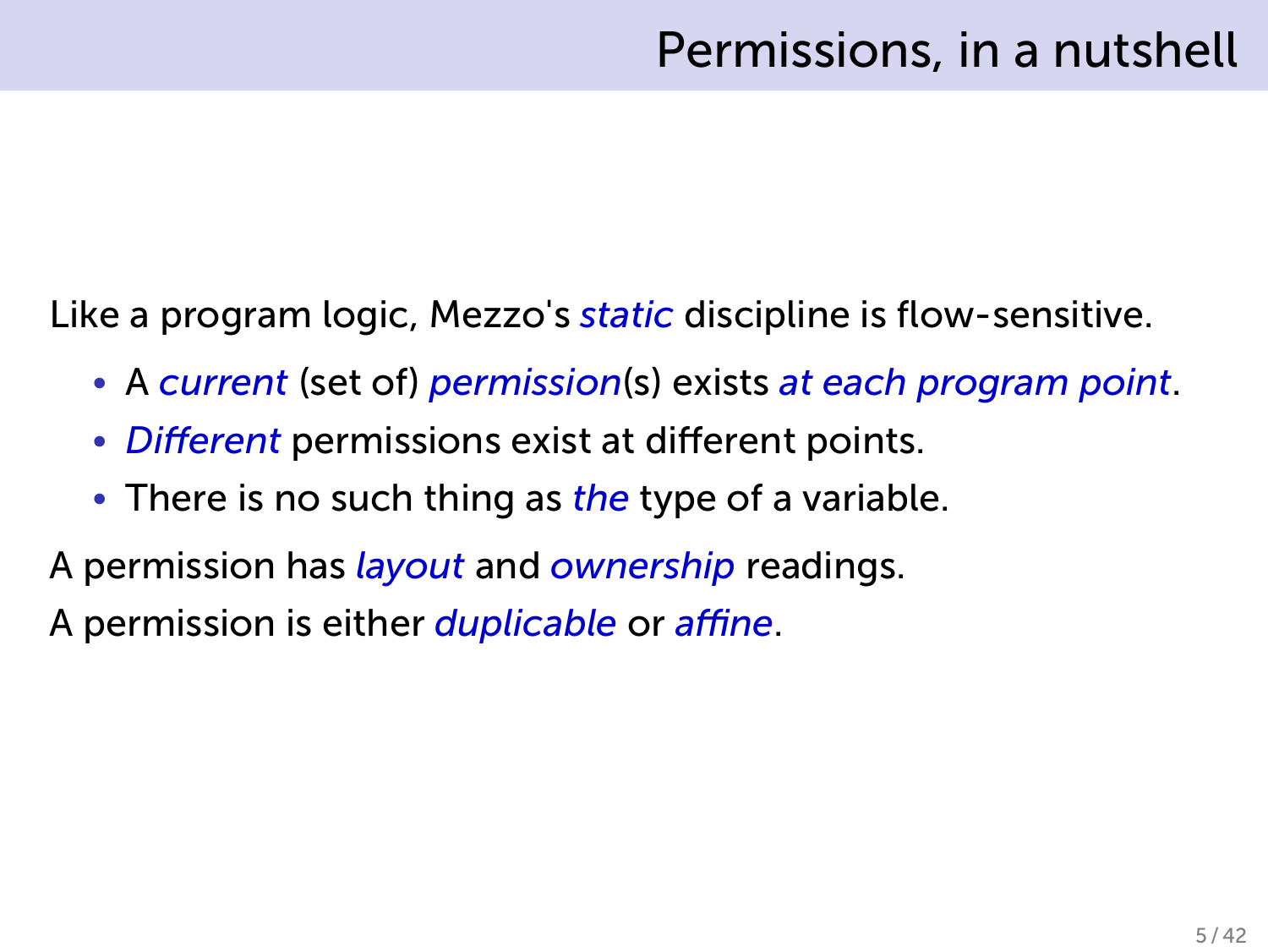# Permissions, in a nutshell

Like a program logic, Mezzo's *static* discipline is flow-sensitive.

- A *current* (set of) *permission*(s) exists *at each program point*.
- *Different* permissions exist at different points.
- There is no such thing as *the* type of a variable.

A permission has *layout* and *ownership* readings.

A permission is either *duplicable* or *affine*.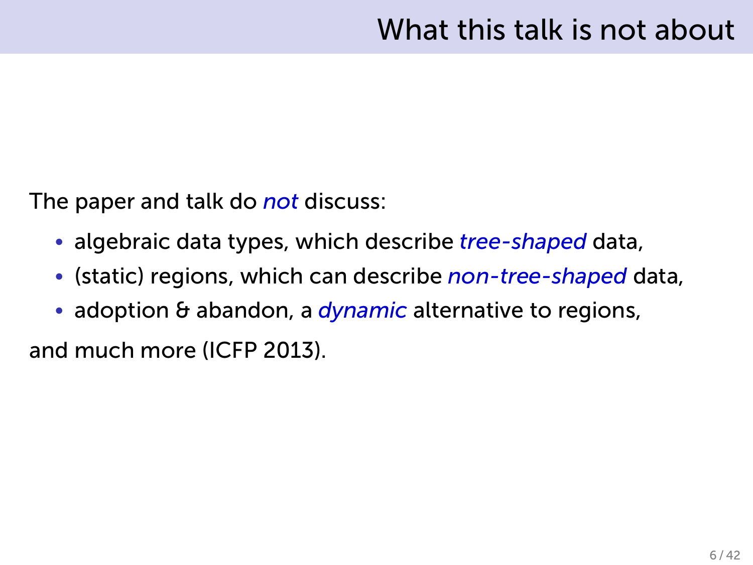# What this talk is not about

The paper and talk do *not* discuss:

- algebraic data types, which describe *tree-shaped* data,
- (static) regions, which can describe *non-tree-shaped* data,
- adoption & abandon, a *dynamic* alternative to regions,

and much more (ICFP 2013).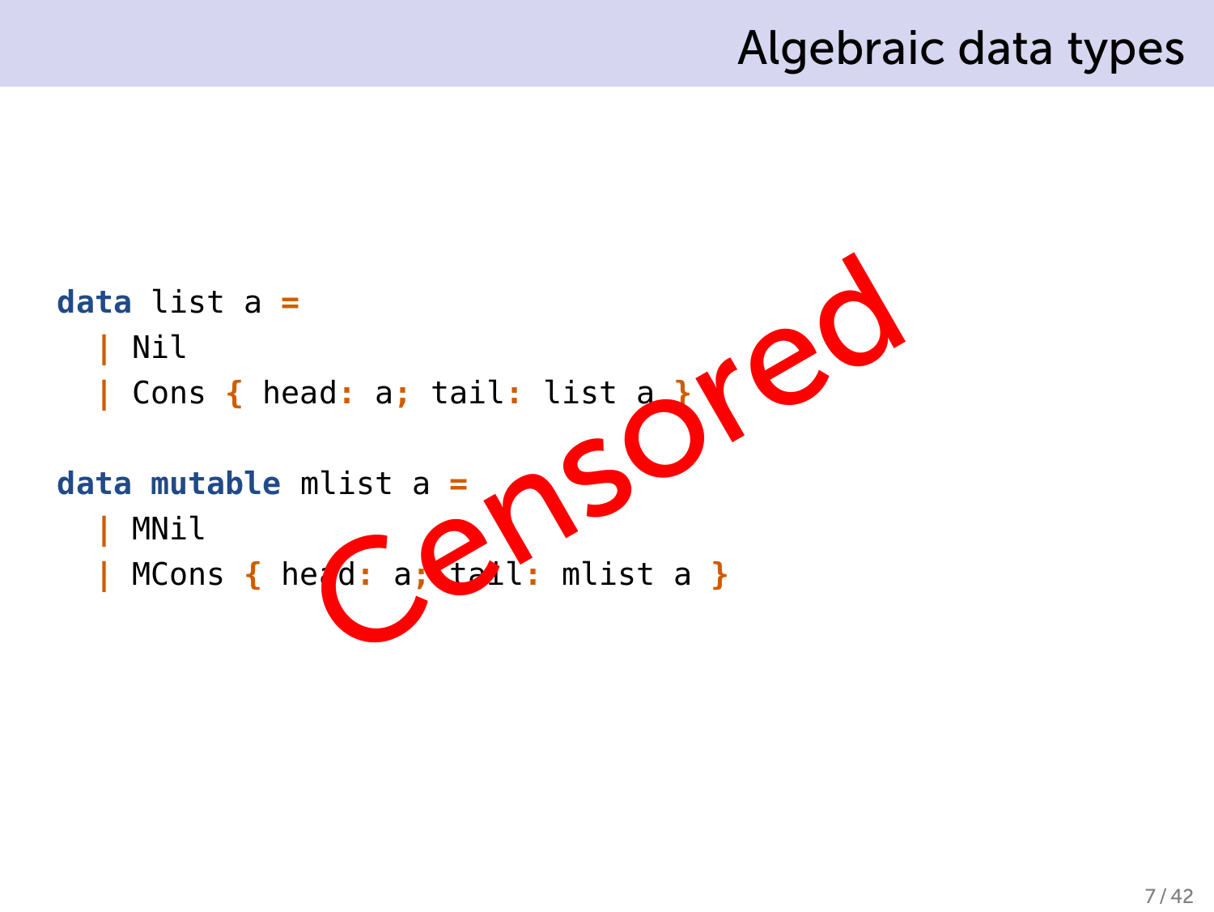# Algebraic data types

```
data list a =
  | Nil
  | Cons { head: a; tail: list a }

data mutable mlist a =
  | MNil
  | MCons { head: a; tail: mlist a }
```

Censored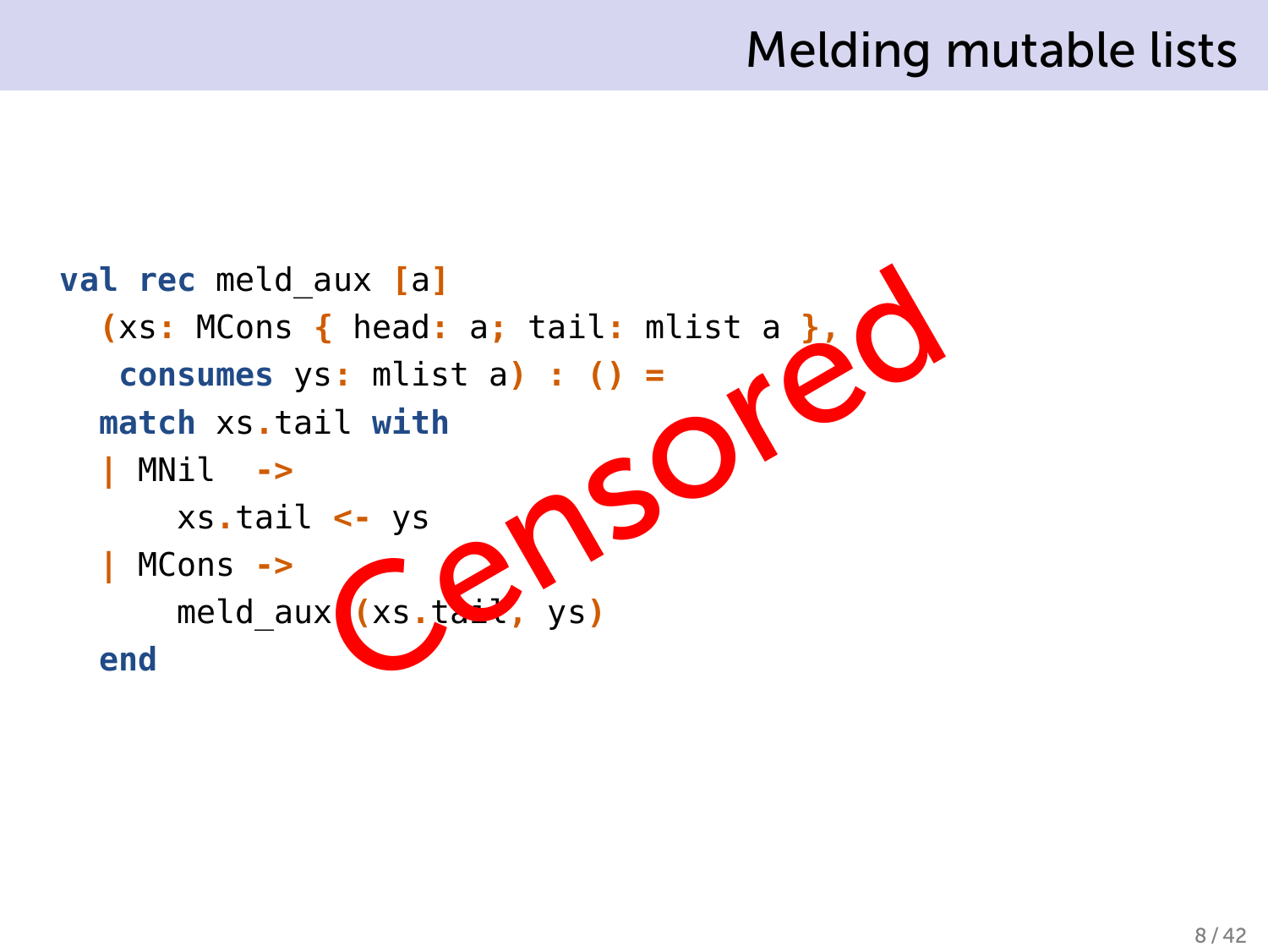# Melding mutable lists

```
val rec meld_aux [a]
  (xs: MCons { head: a; tail: mlist a },
   consumes ys: mlist a) : () =
  match xs.tail with
  | MNil  ->
      xs.tail <- ys
  | MCons ->
      meld_aux (xs.tail, ys)
  end
```

Censored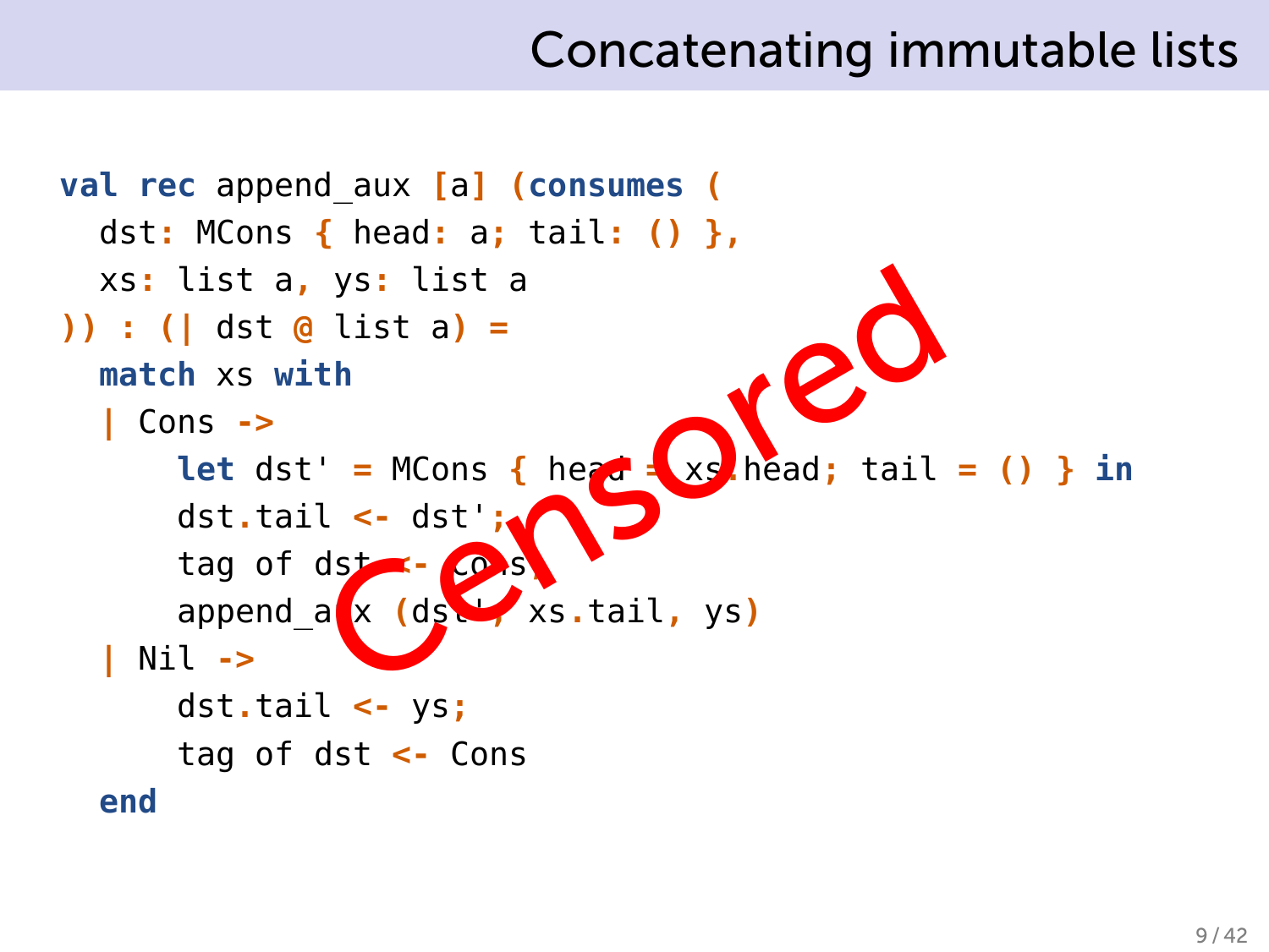# Concatenating immutable lists

```
val rec append_aux [a] (consumes (
  dst: MCons { head: a; tail: () },
  xs: list a, ys: list a
)) : (| dst @ list a) =
  match xs with
  | Cons ->
      let dst' = MCons { head = xs.head; tail = () } in
      dst.tail <- dst';
      tag of dst <- Cons;
      append_aux (dst', xs.tail, ys)
  | Nil ->
      dst.tail <- ys;
      tag of dst <- Cons
  end
```

Censored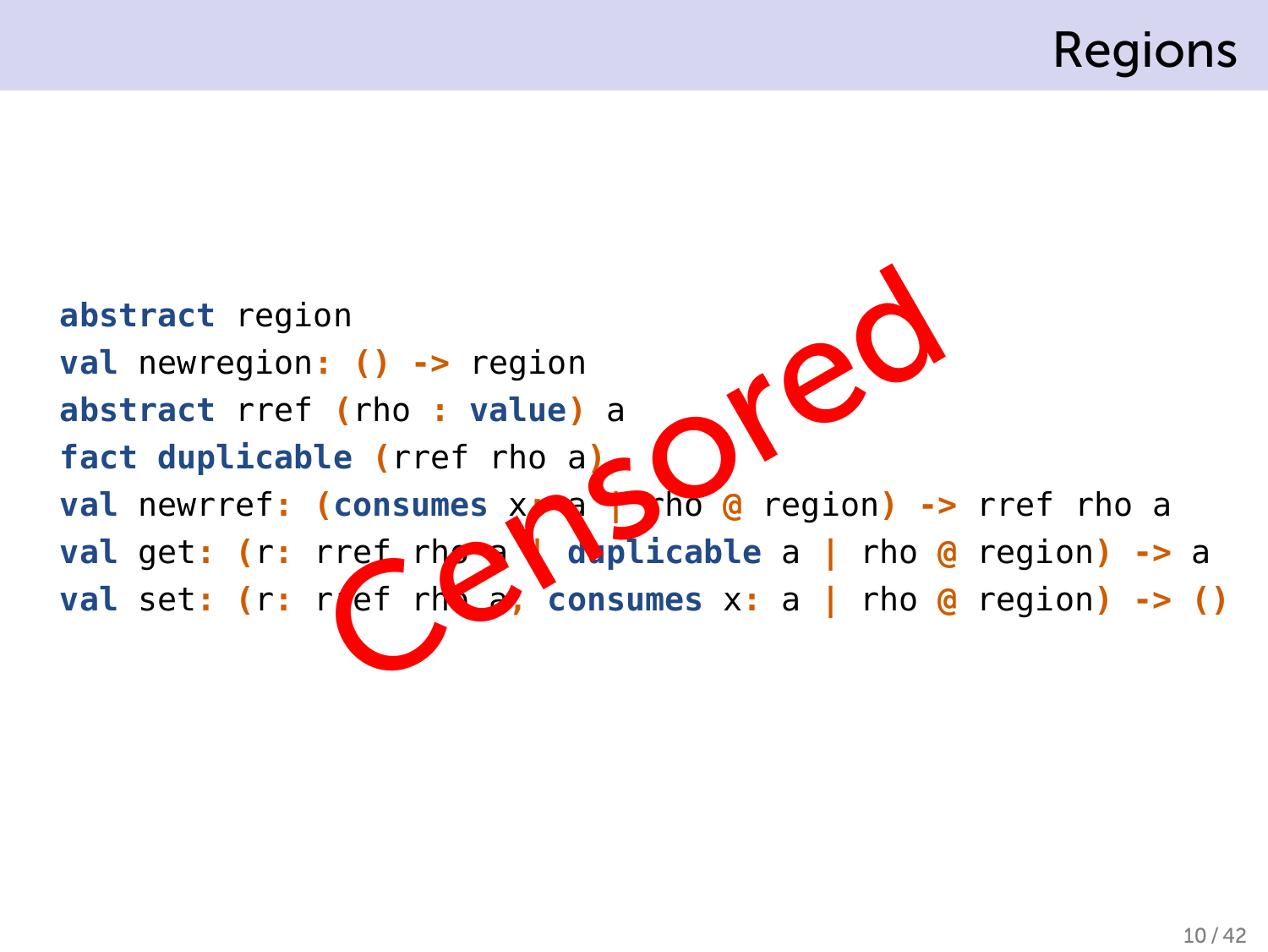# Regions

```
abstract region
val newregion: () -> region
abstract rref (rho : value) a
fact duplicable (rref rho a)
val newrref: (consumes x: a | rho @ region) -> rref rho a
val get: (r: rref rho a | duplicable a | rho @ region) -> a
val set: (r: rref rho a, consumes x: a | rho @ region) -> ()
```

Censored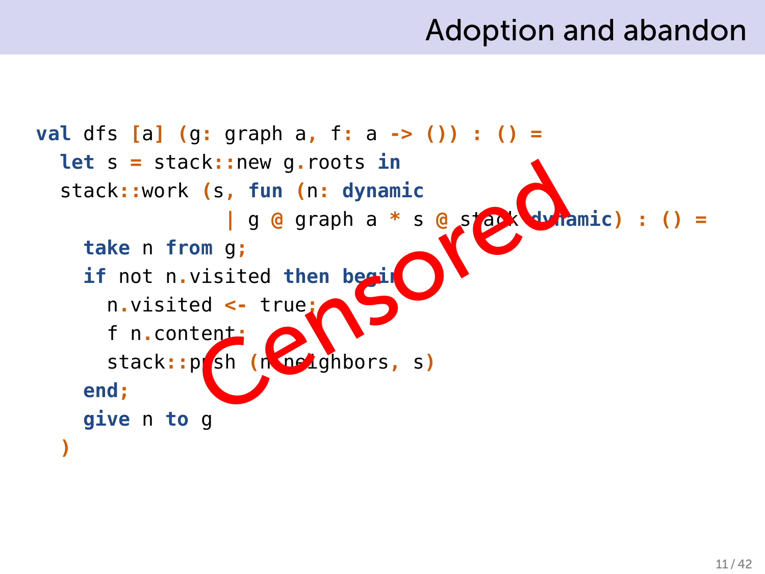# Adoption and abandon

```
val dfs [a] (g: graph a, f: a -> ()) : () =
  let s = stack::new g.roots in
  stack::work (s, fun (n: dynamic
               | g @ graph a * s @ stack dynamic) : () =
    take n from g;
    if not n.visited then begin
      n.visited <- true;
      f n.content;
      stack::push (n.neighbors, s)
    end;
    give n to g
  )
```

Censored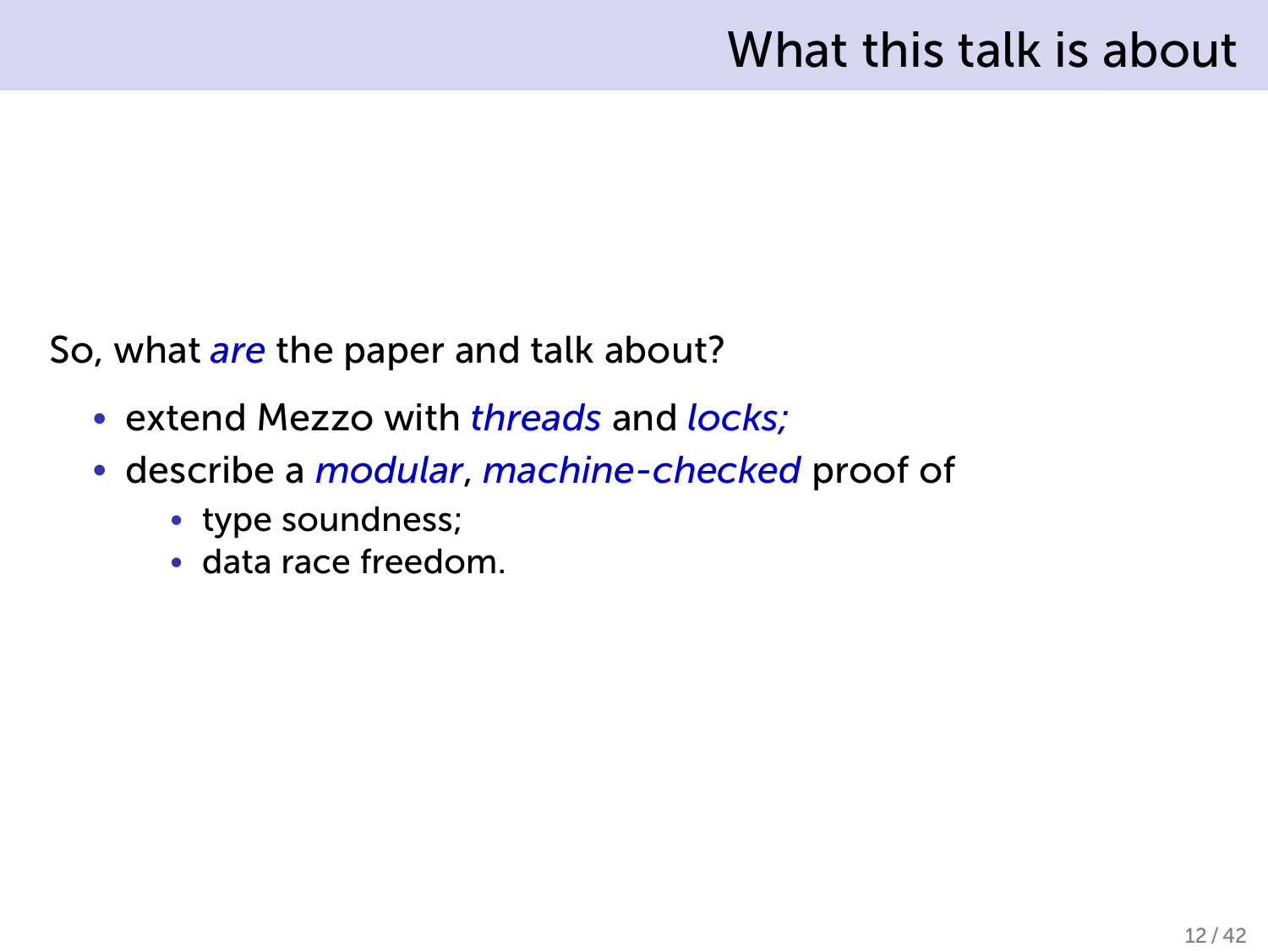# What this talk is about

So, what *are* the paper and talk about?

- extend Mezzo with *threads* and *locks;*
- describe a *modular*, *machine-checked* proof of
  - type soundness;
  - data race freedom.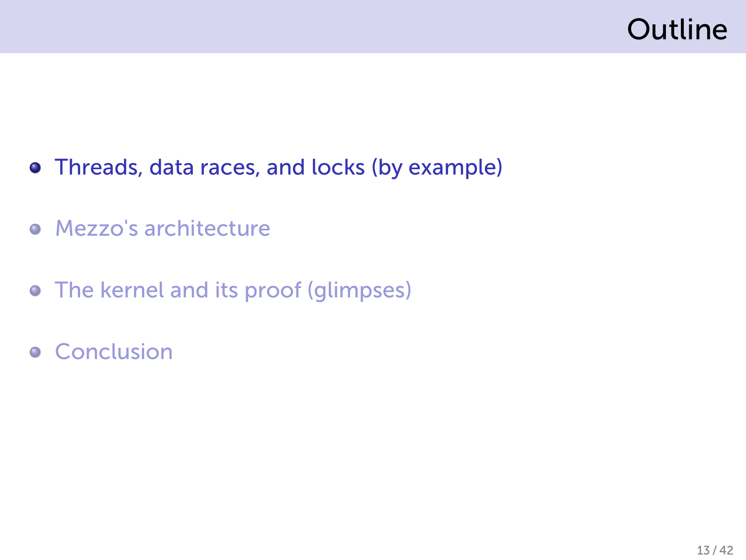# Outline

- Threads, data races, and locks (by example)
- Mezzo's architecture
- The kernel and its proof (glimpses)
- Conclusion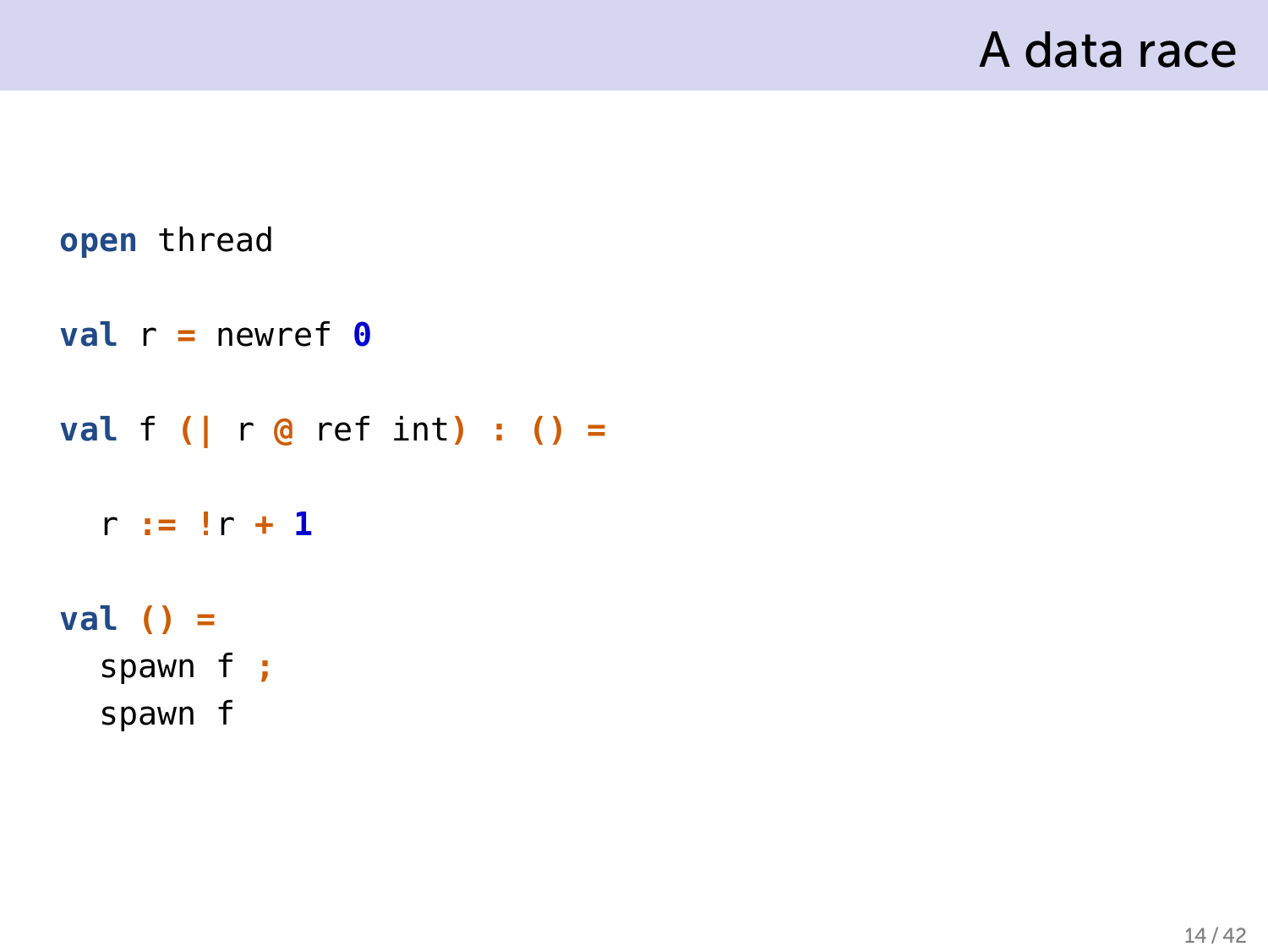# A data race

```
open thread

val r = newref 0

val f (| r @ ref int) : () =

  r := !r + 1

val () =
  spawn f ;
  spawn f
```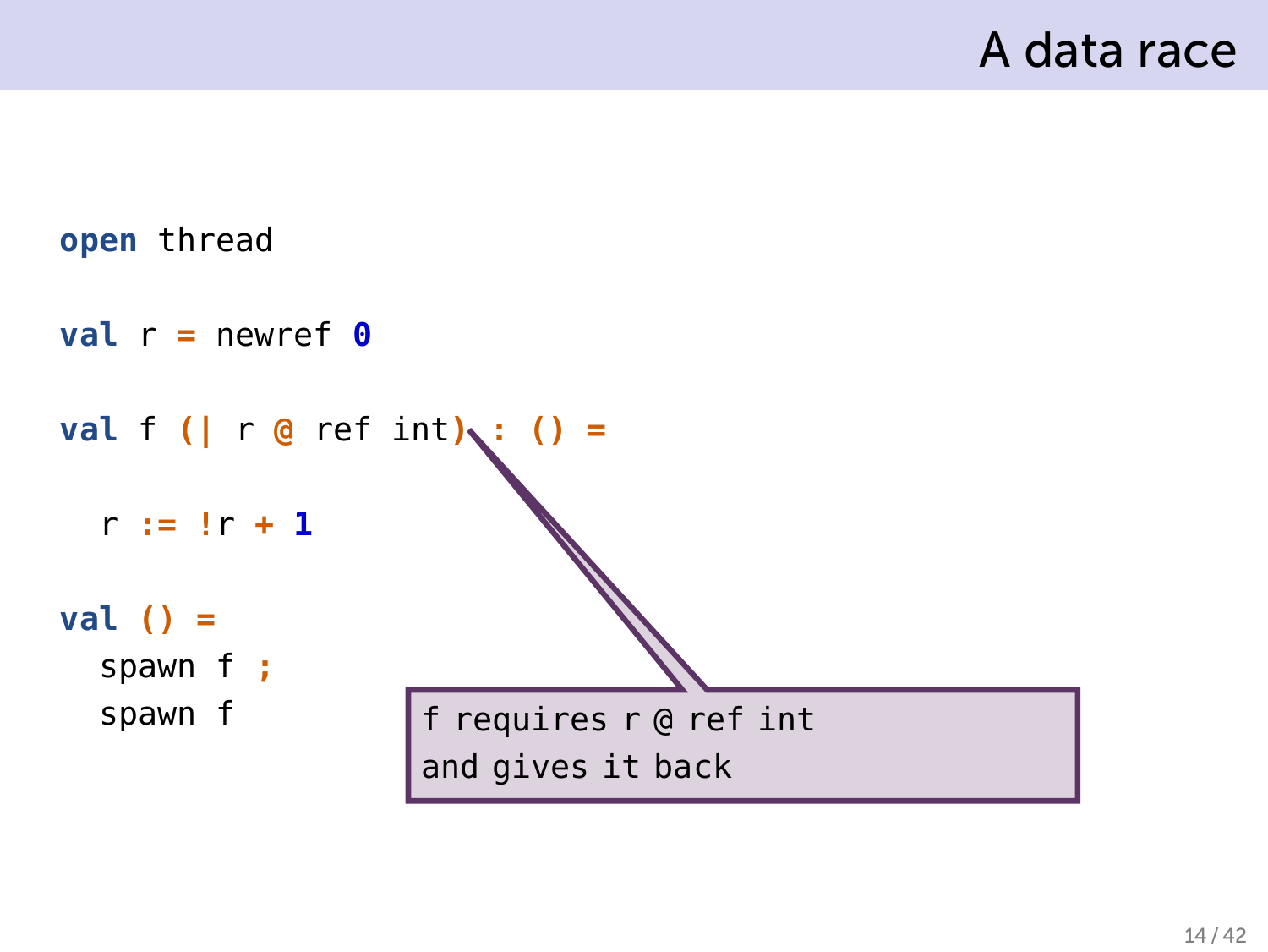# A data race

```
open thread

val r = newref 0

val f (| r @ ref int) : () =

  r := !r + 1

val () =
  spawn f ;
  spawn f
```

f requires r @ ref int
and gives it back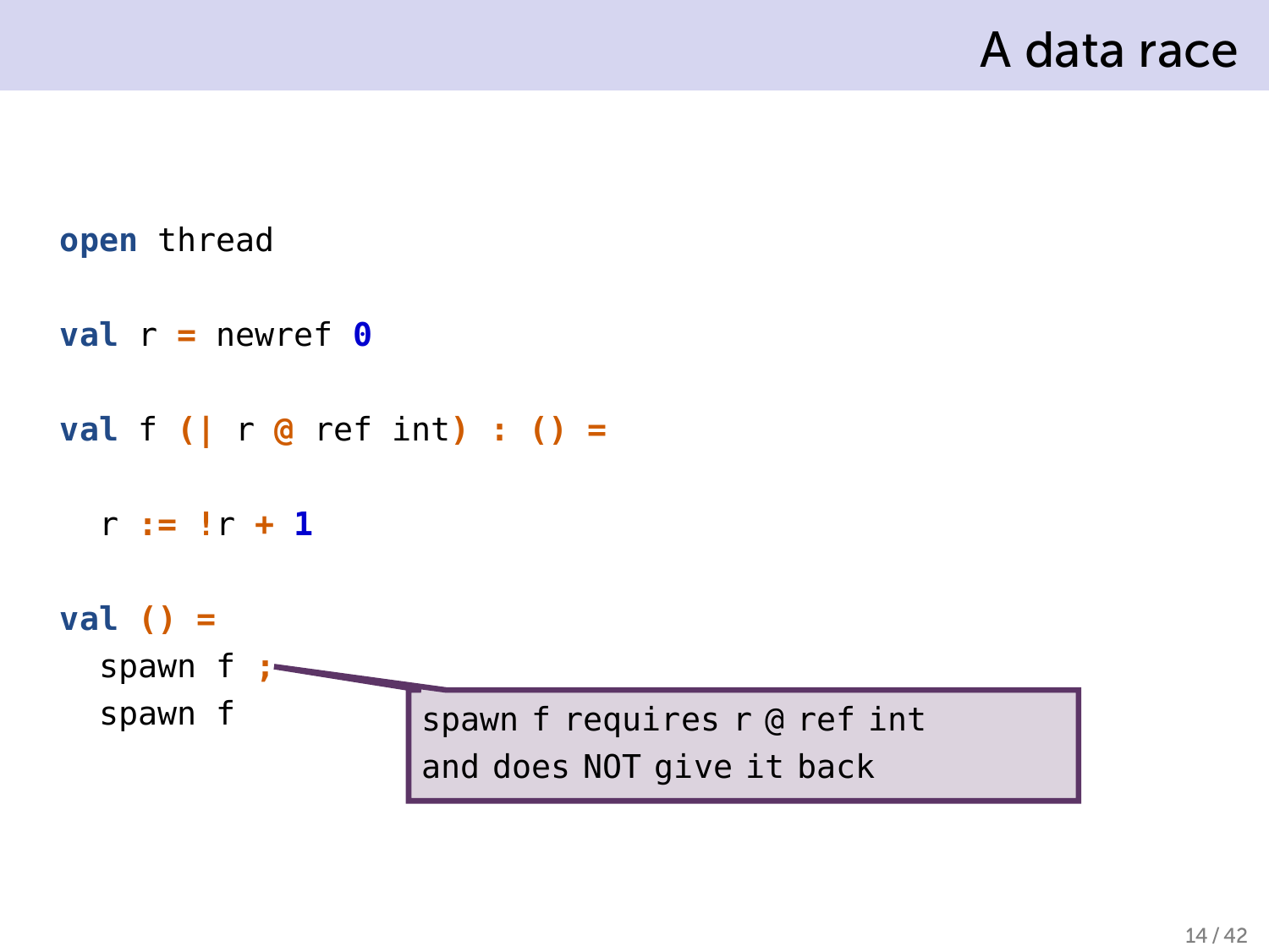# A data race

```
open thread

val r = newref 0

val f (| r @ ref int) : () =
  r := !r + 1

val () =
  spawn f ;
  spawn f
```

spawn f requires r @ ref int
and does NOT give it back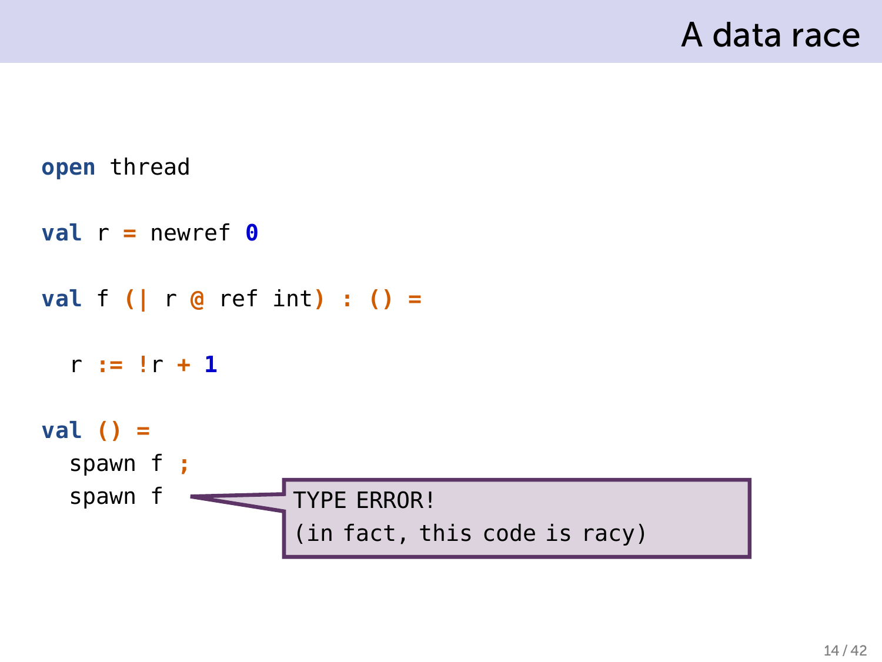# A data race

```
open thread

val r = newref 0

val f (| r @ ref int) : () =
  r := !r + 1

val () =
  spawn f ;
  spawn f
```

TYPE ERROR!
(in fact, this code is racy)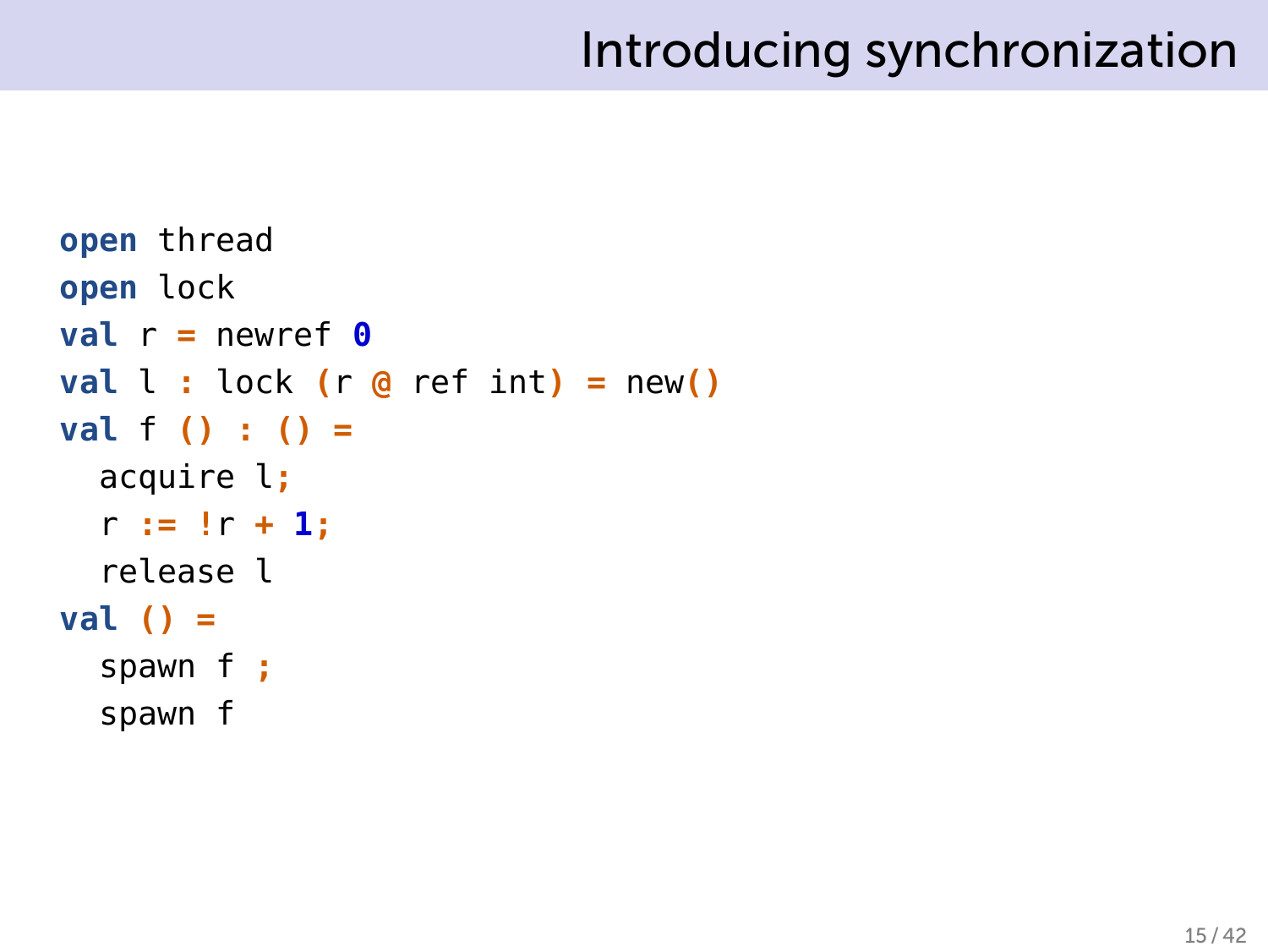# Introducing synchronization

```
open thread
open lock
val r = newref 0
val l : lock (r @ ref int) = new()
val f () : () =
  acquire l;
  r := !r + 1;
  release l
val () =
  spawn f ;
  spawn f
```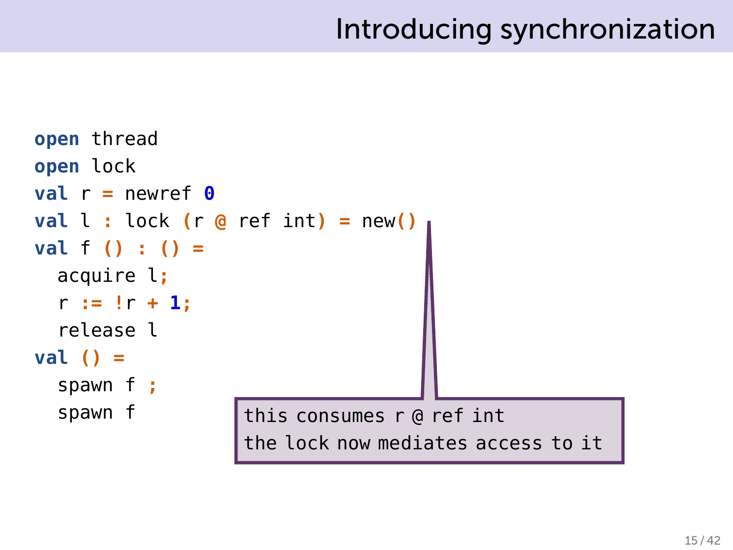# Introducing synchronization

```
open thread
open lock
val r = newref 0
val l : lock (r @ ref int) = new()
val f () : () =
  acquire l;
  r := !r + 1;
  release l
val () =
  spawn f ;
  spawn f
```

this consumes r @ ref int
the lock now mediates access to it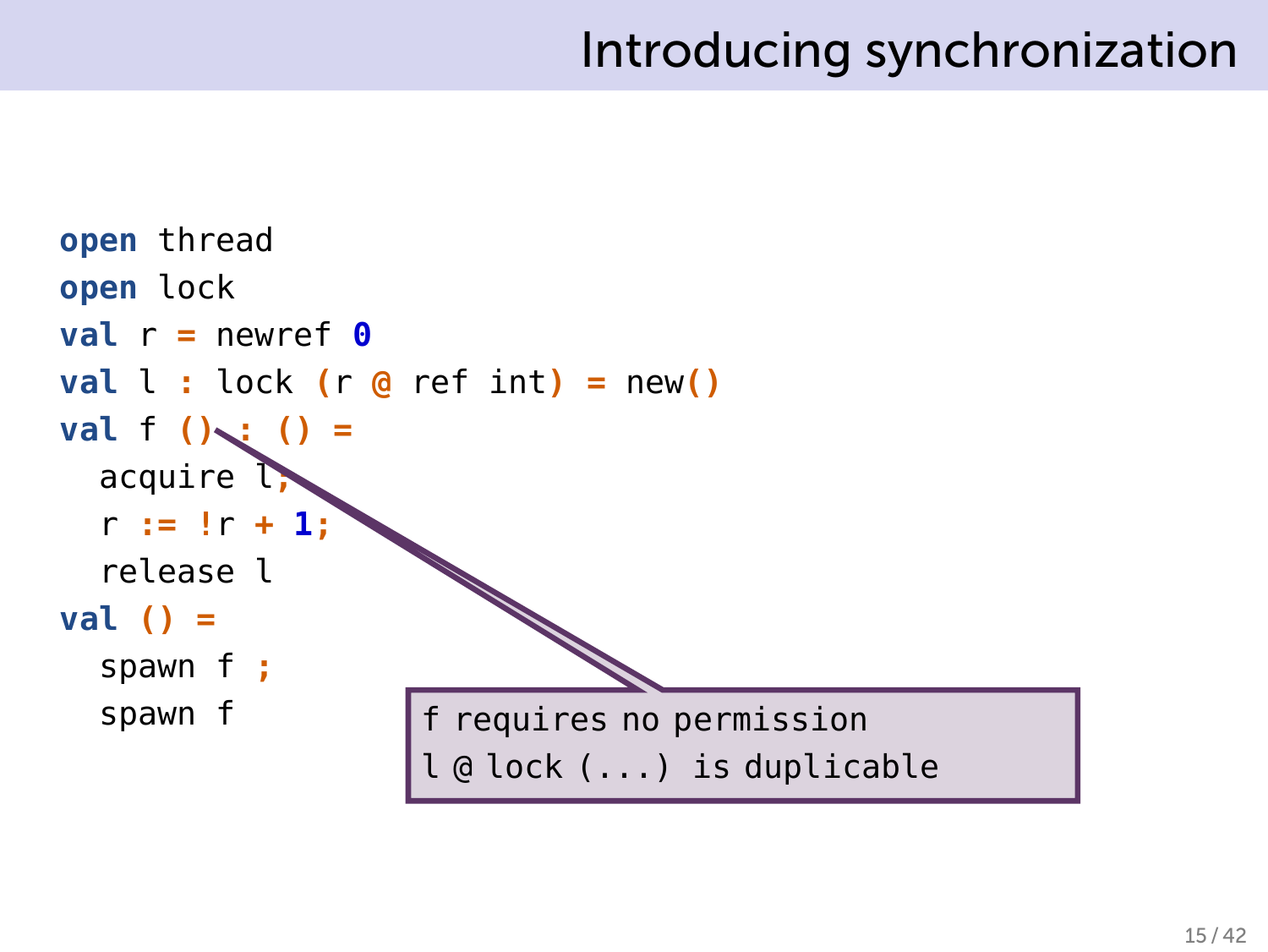# Introducing synchronization

```
open thread
open lock
val r = newref 0
val l : lock (r @ ref int) = new()
val f () : () =
  acquire l;
  r := !r + 1;
  release l
val () =
  spawn f ;
  spawn f
```

f requires no permission
l @ lock (...) is duplicable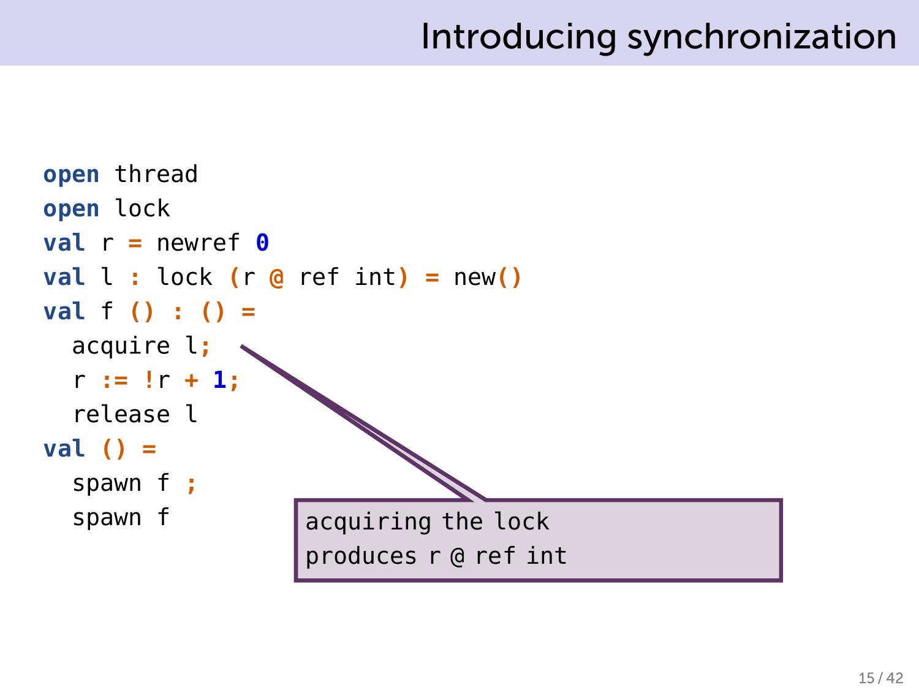# Introducing synchronization

```
open thread
open lock
val r = newref 0
val l : lock (r @ ref int) = new()
val f () : () =
  acquire l;
  r := !r + 1;
  release l
val () =
  spawn f ;
  spawn f
```

acquiring the lock produces r @ ref int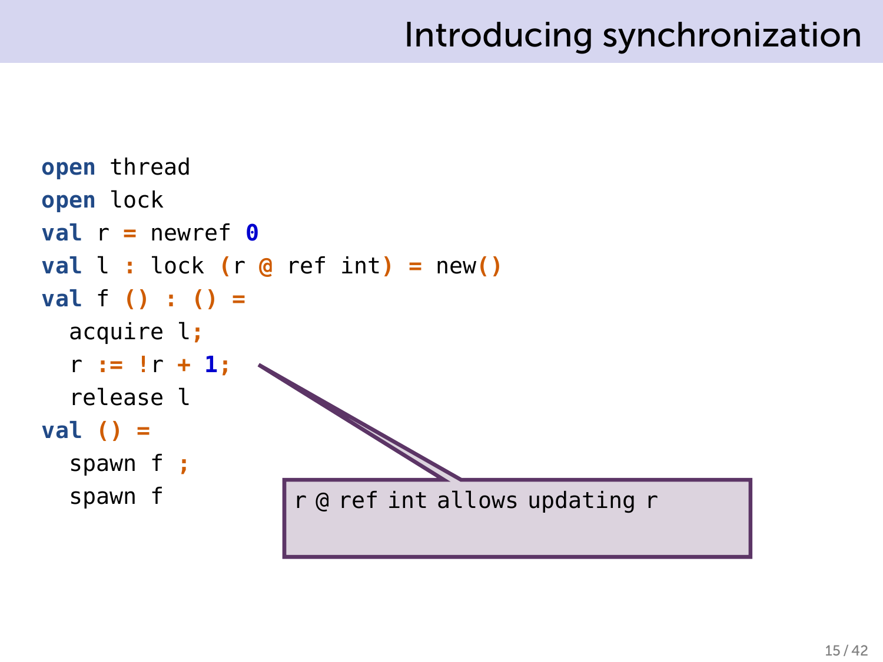# Introducing synchronization

```
open thread
open lock
val r = newref 0
val l : lock (r @ ref int) = new()
val f () : () =
  acquire l;
  r := !r + 1;
  release l
val () =
  spawn f ;
  spawn f
```

r @ ref int allows updating r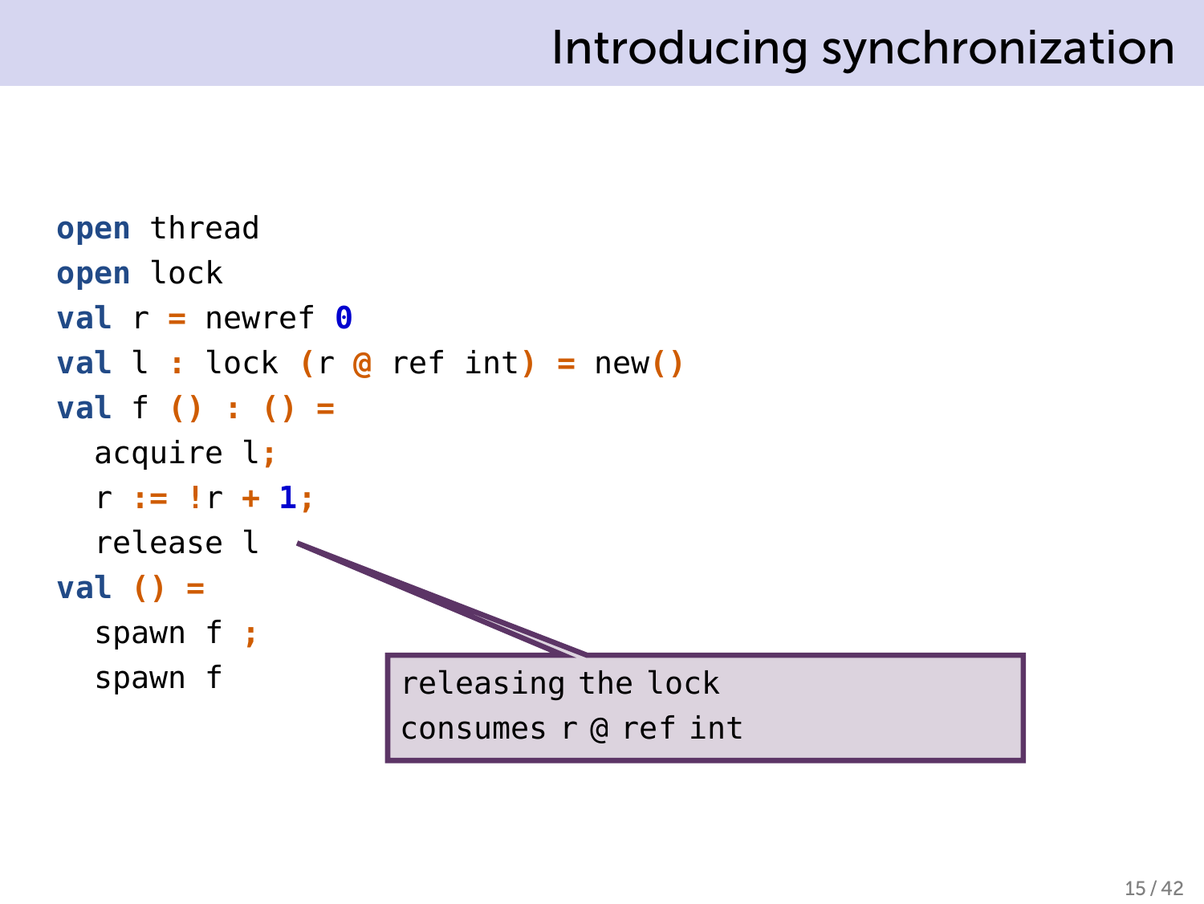# Introducing synchronization

```
open thread
open lock
val r = newref 0
val l : lock (r @ ref int) = new()
val f () : () =
  acquire l;
  r := !r + 1;
  release l
val () =
  spawn f ;
  spawn f
```

releasing the lock consumes r @ ref int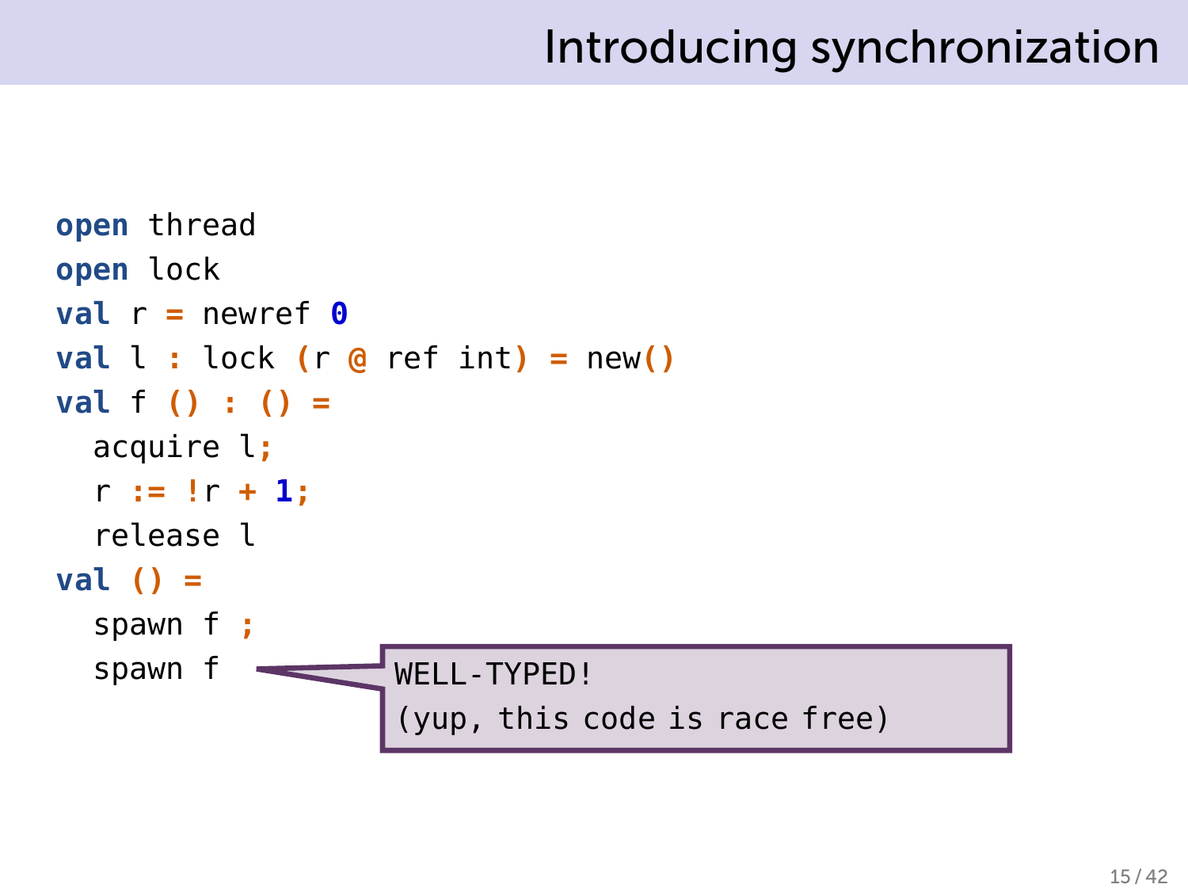# Introducing synchronization

```
open thread
open lock
val r = newref 0
val l : lock (r @ ref int) = new()
val f () : () =
  acquire l;
  r := !r + 1;
  release l
val () =
  spawn f ;
  spawn f
```

WELL-TYPED!
(yup, this code is race free)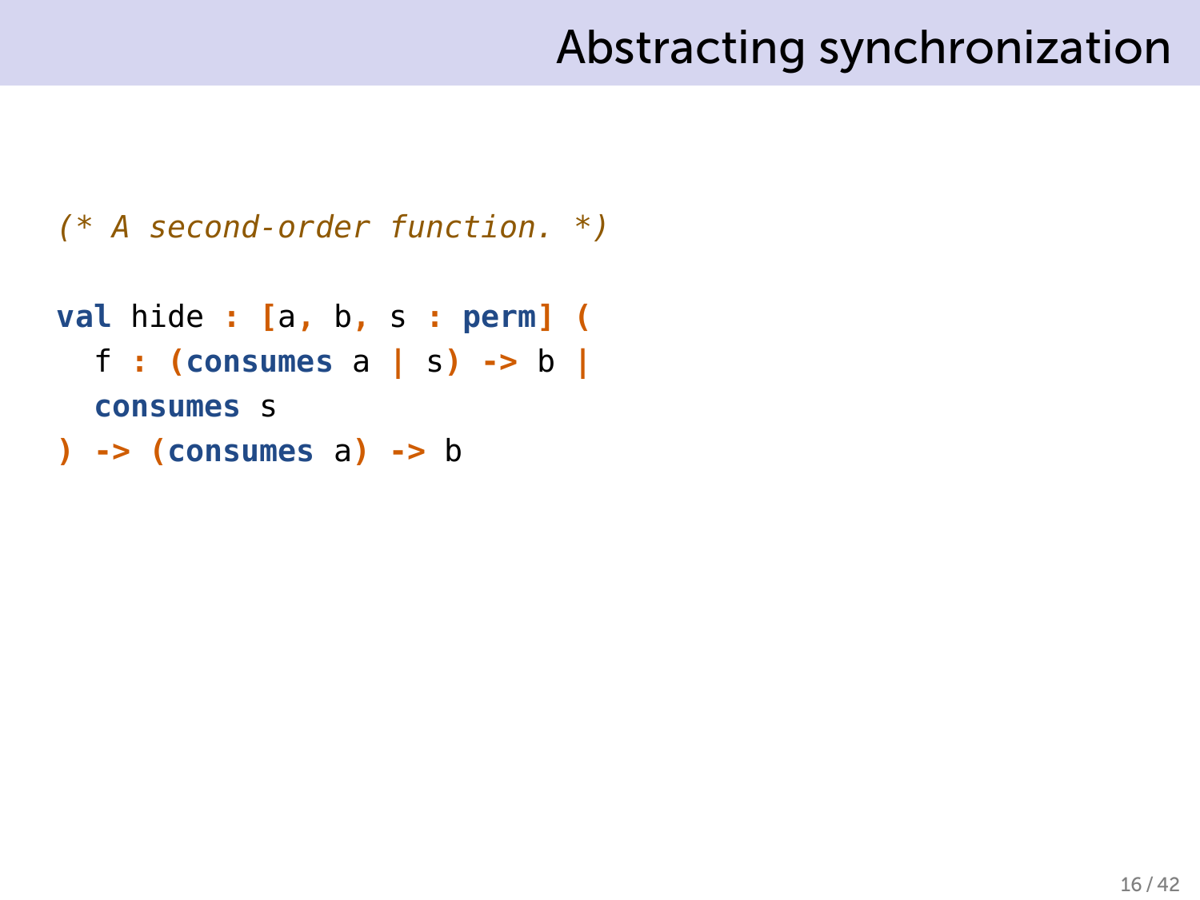# Abstracting synchronization

```
(* A second-order function. *)

val hide : [a, b, s : perm] (
  f : (consumes a | s) -> b |
  consumes s
) -> (consumes a) -> b
```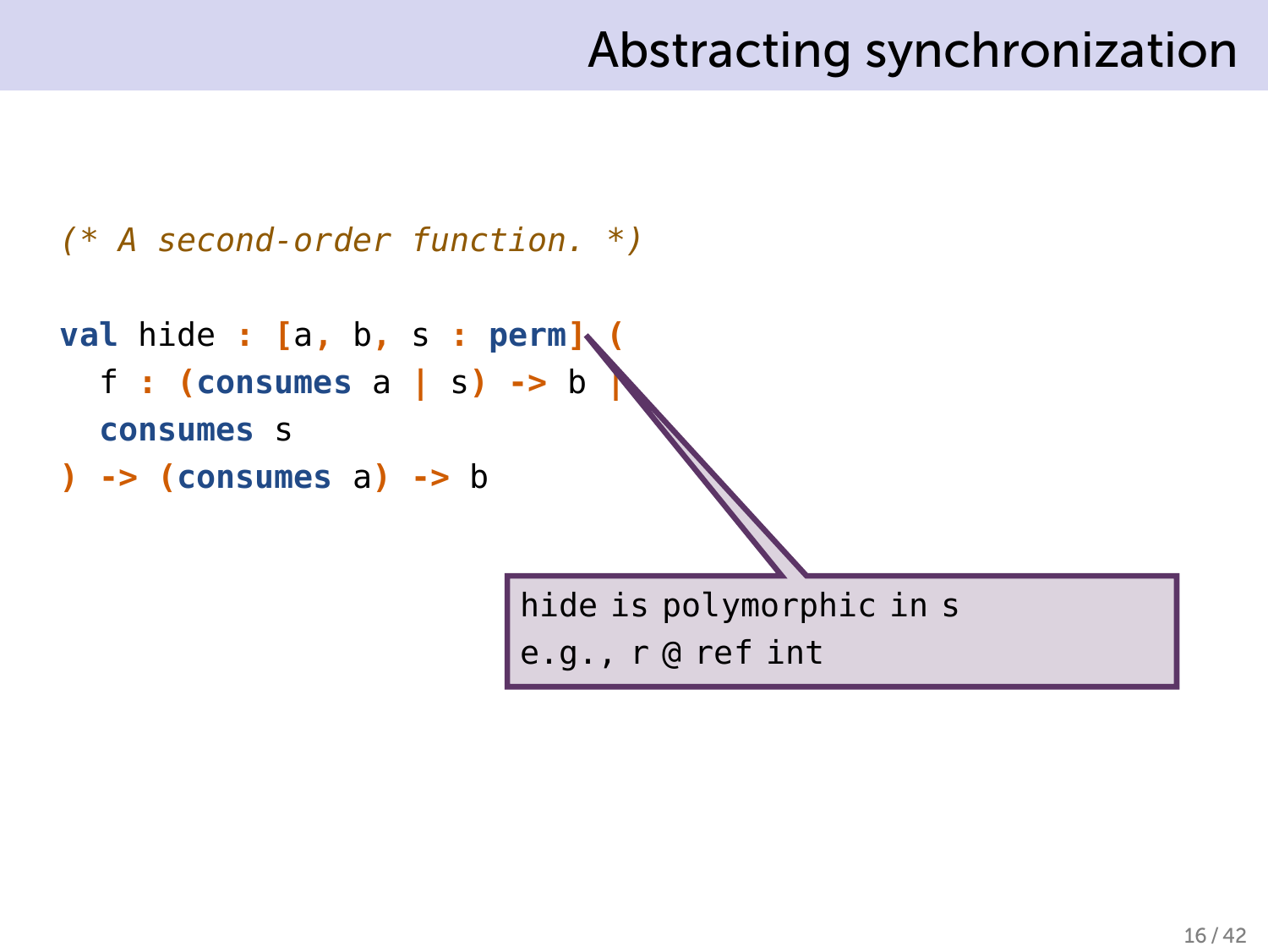# Abstracting synchronization

```
(* A second-order function. *)

val hide : [a, b, s : perm] (
  f : (consumes a | s) -> b |
  consumes s
) -> (consumes a) -> b
```

hide is polymorphic in s
e.g., r @ ref int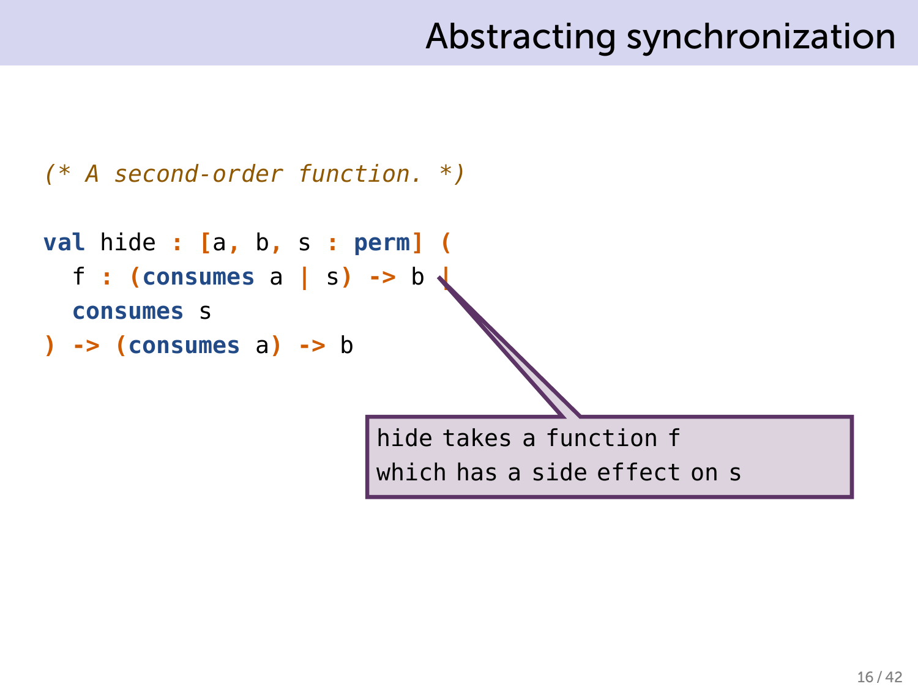# Abstracting synchronization

```
(* A second-order function. *)

val hide : [a, b, s : perm] (
  f : (consumes a | s) -> b |
  consumes s
) -> (consumes a) -> b
```

hide takes a function f
which has a side effect on s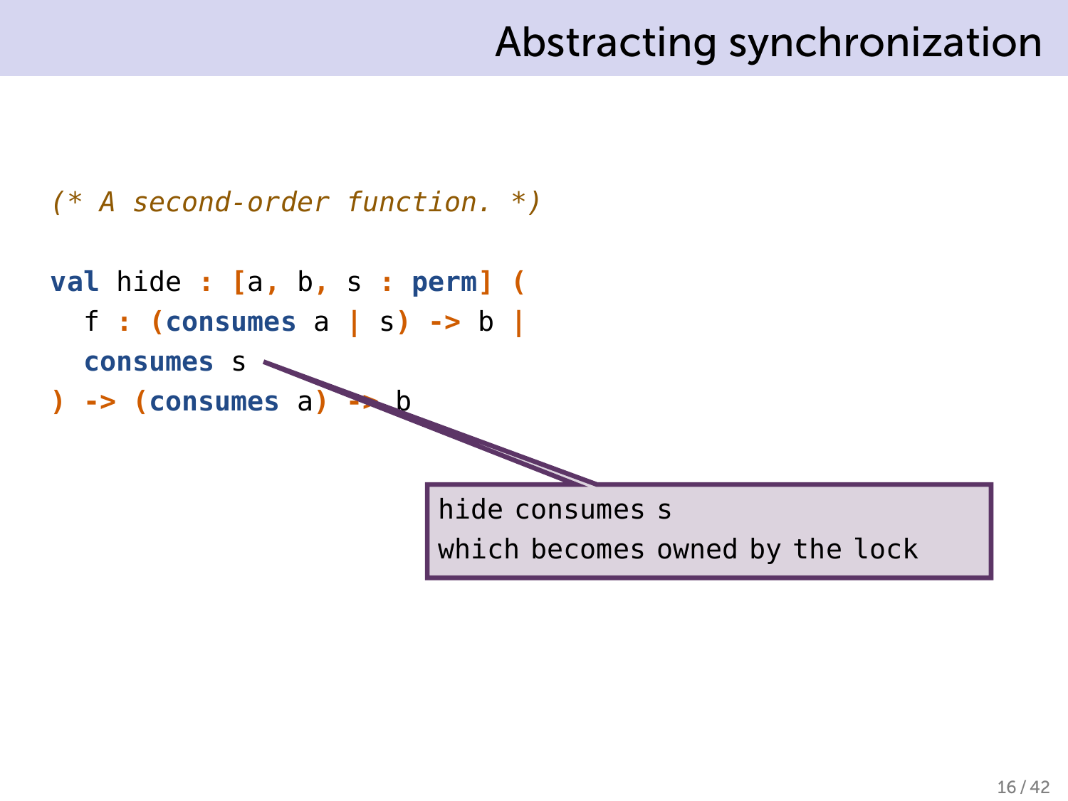# Abstracting synchronization

```
(* A second-order function. *)

val hide : [a, b, s : perm] (
  f : (consumes a | s) -> b |
  consumes s
) -> (consumes a) -> b
```

hide consumes s
which becomes owned by the lock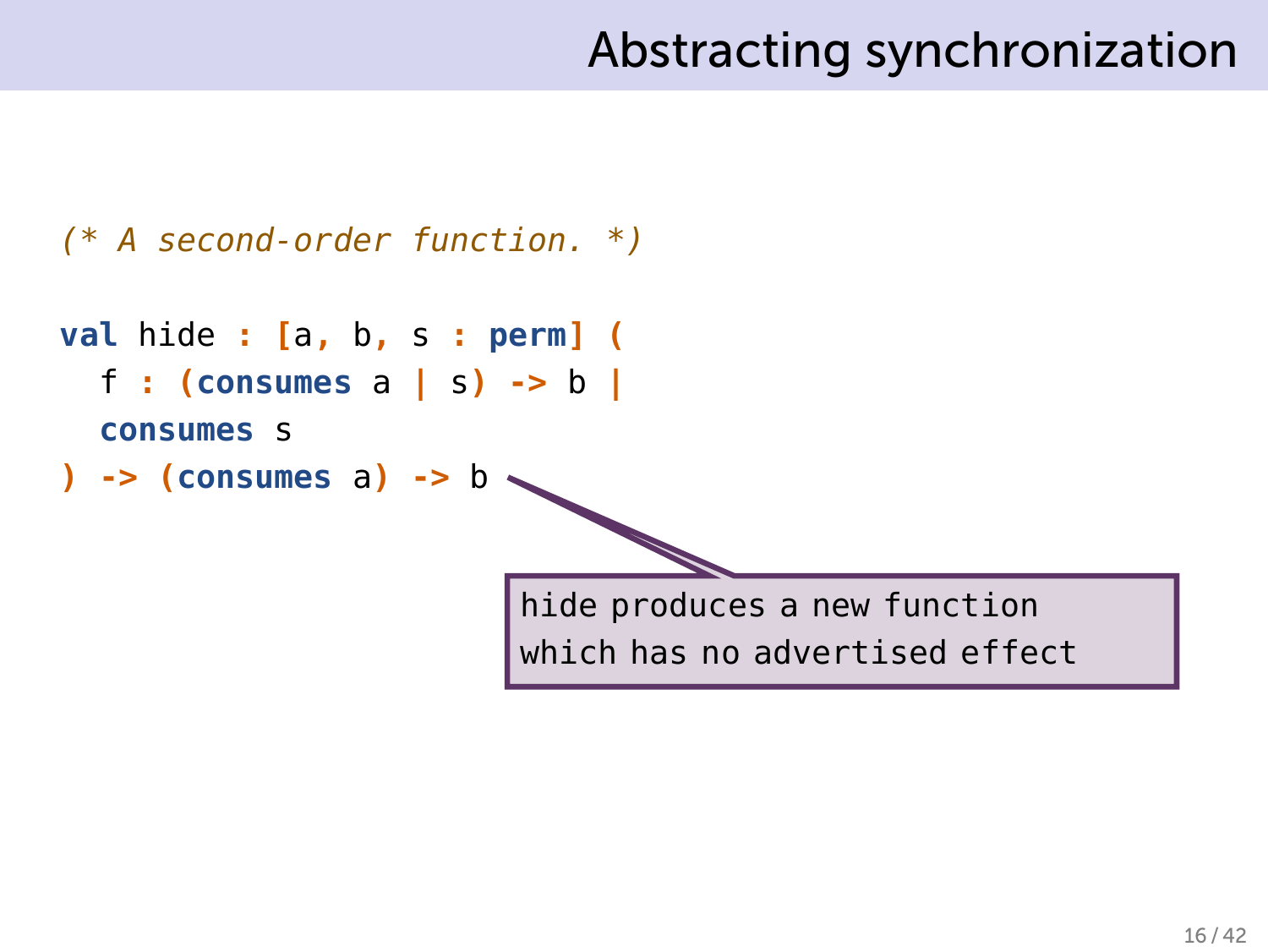# Abstracting synchronization

```
(* A second-order function. *)

val hide : [a, b, s : perm] (
  f : (consumes a | s) -> b |
  consumes s
) -> (consumes a) -> b
```

hide produces a new function which has no advertised effect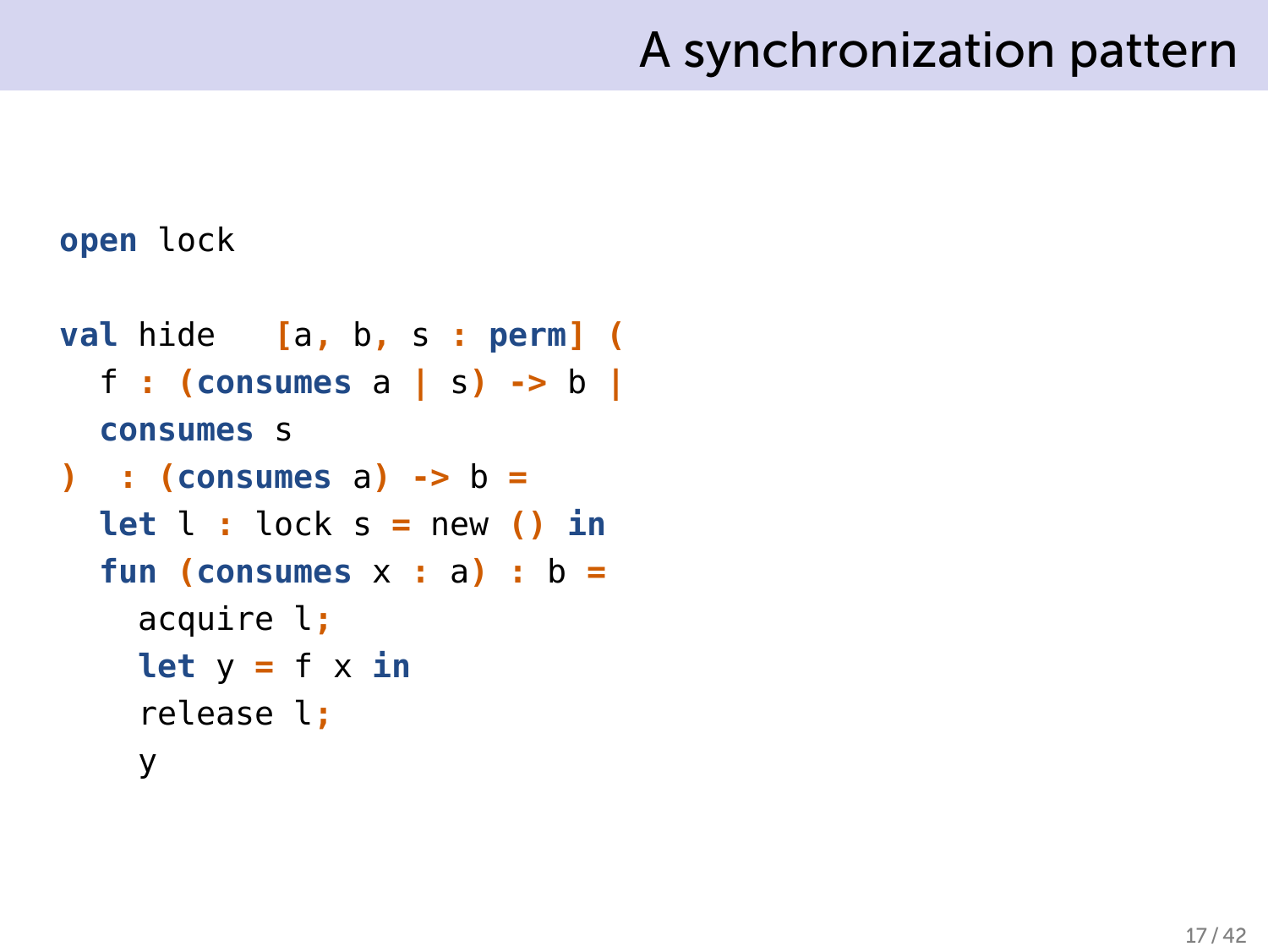# A synchronization pattern

```
open lock

val hide   [a, b, s : perm] (
  f : (consumes a | s) -> b |
  consumes s
)  : (consumes a) -> b =
  let l : lock s = new () in
  fun (consumes x : a) : b =
    acquire l;
    let y = f x in
    release l;
    y
```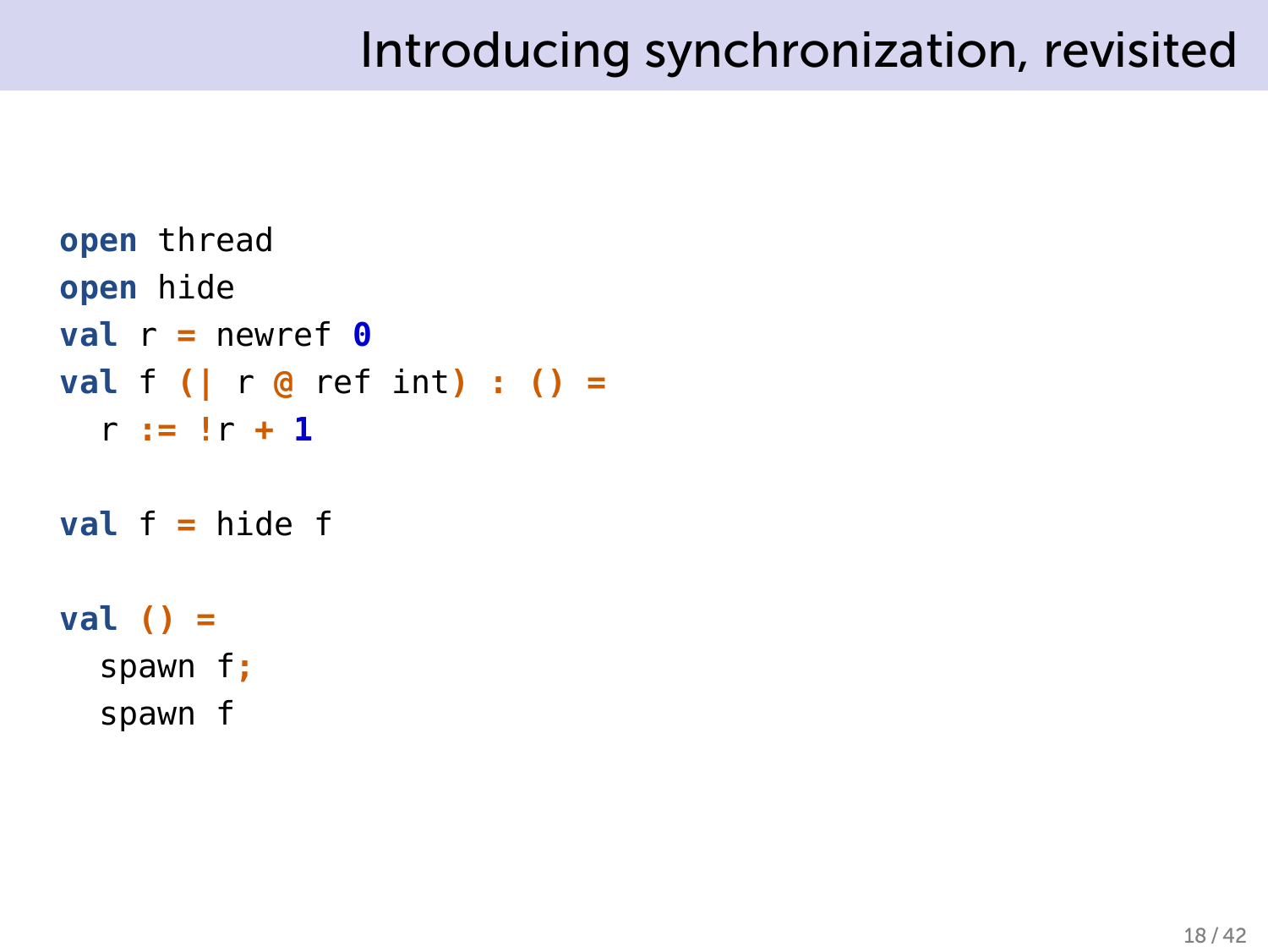# Introducing synchronization, revisited

```
open thread
open hide
val r = newref 0
val f (| r @ ref int) : () =
  r := !r + 1

val f = hide f

val () =
  spawn f;
  spawn f
```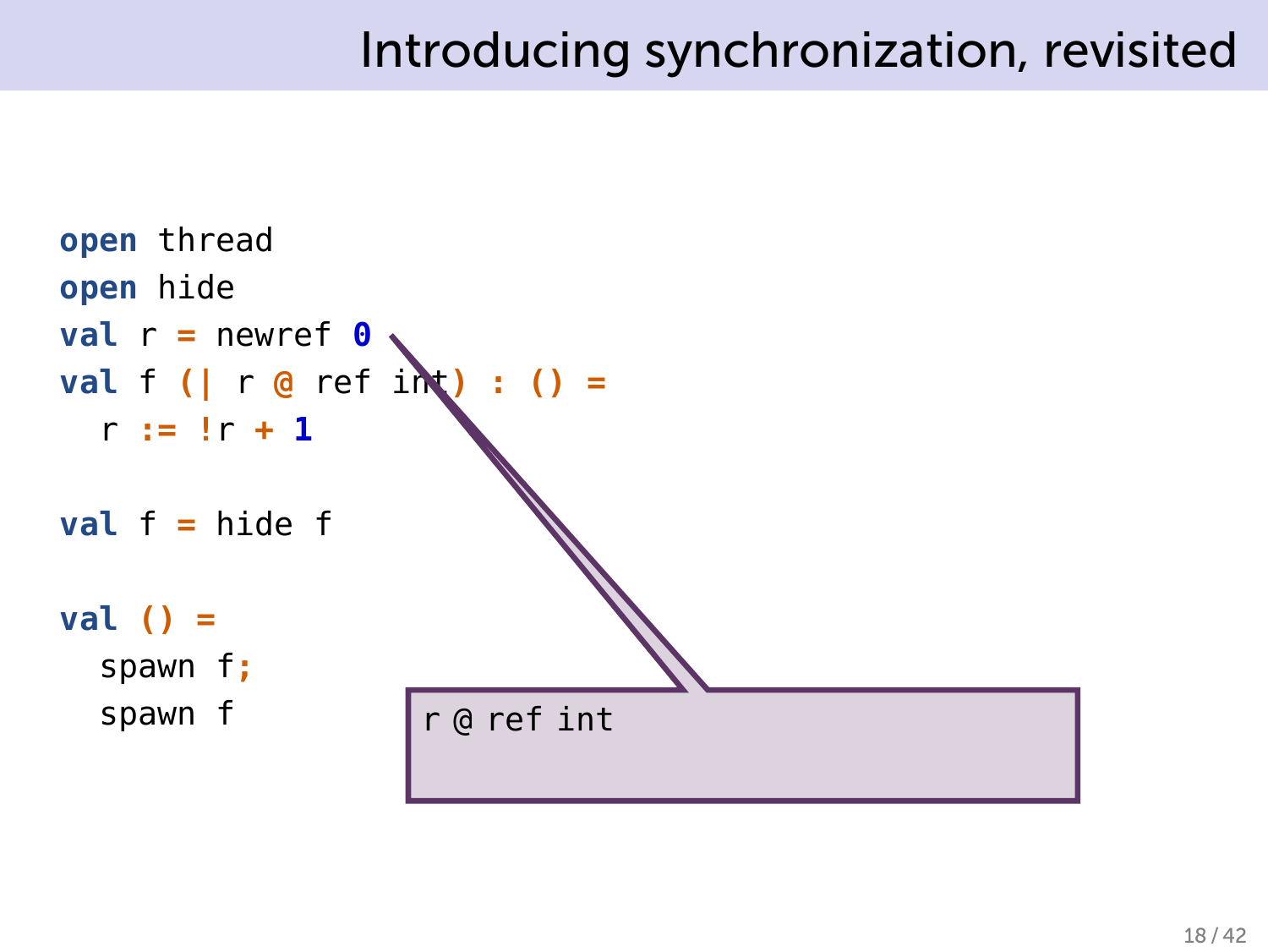# Introducing synchronization, revisited

```
open thread
open hide
val r = newref 0
val f (| r @ ref int) : () =
  r := !r + 1

val f = hide f

val () =
  spawn f;
  spawn f
```

```
r @ ref int
```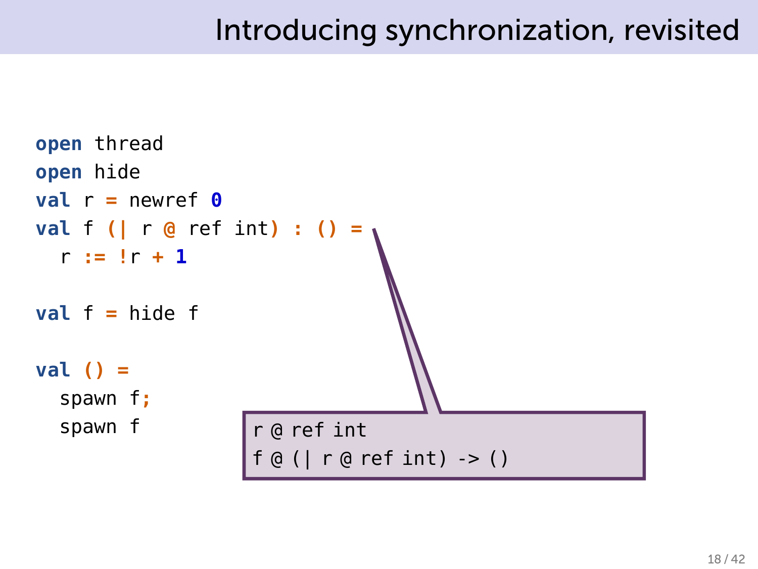# Introducing synchronization, revisited

```
open thread
open hide
val r = newref 0
val f (| r @ ref int) : () =
  r := !r + 1

val f = hide f

val () =
  spawn f;
  spawn f
```

```
r @ ref int
f @ (| r @ ref int) -> ()
```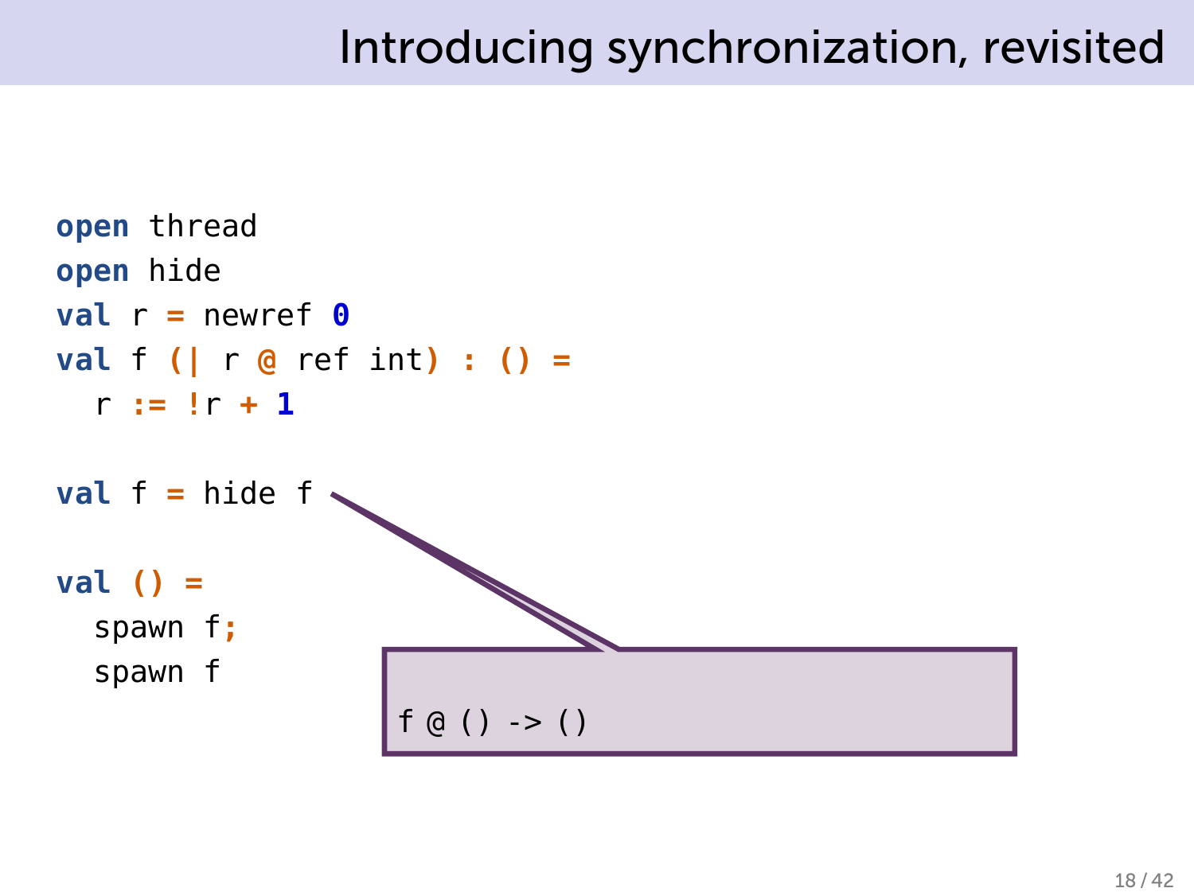# Introducing synchronization, revisited

```
open thread
open hide
val r = newref 0
val f (| r @ ref int) : () =
  r := !r + 1

val f = hide f

val () =
  spawn f;
  spawn f
```

```
f @ () -> ()
```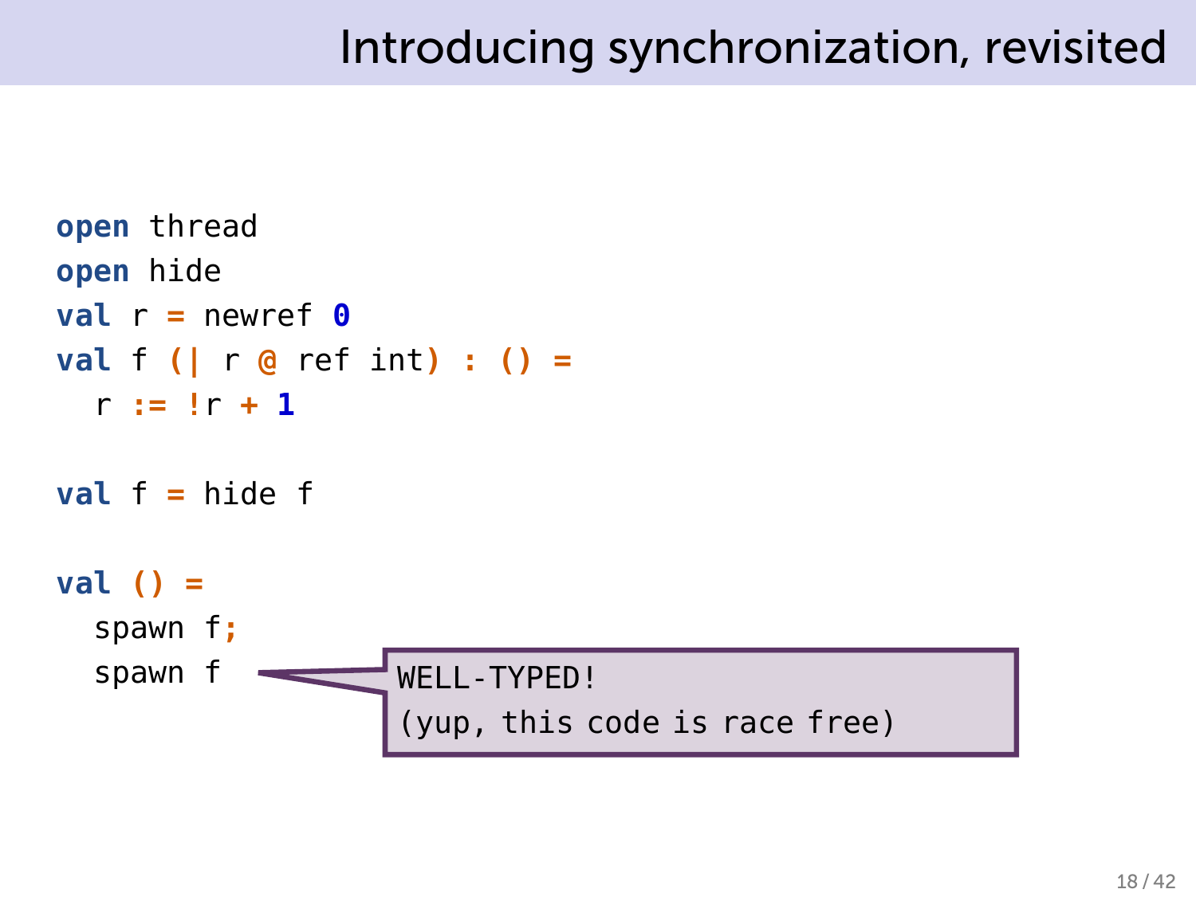# Introducing synchronization, revisited

```
open thread
open hide
val r = newref 0
val f (| r @ ref int) : () =
  r := !r + 1

val f = hide f

val () =
  spawn f;
  spawn f
```

WELL-TYPED!
(yup, this code is race free)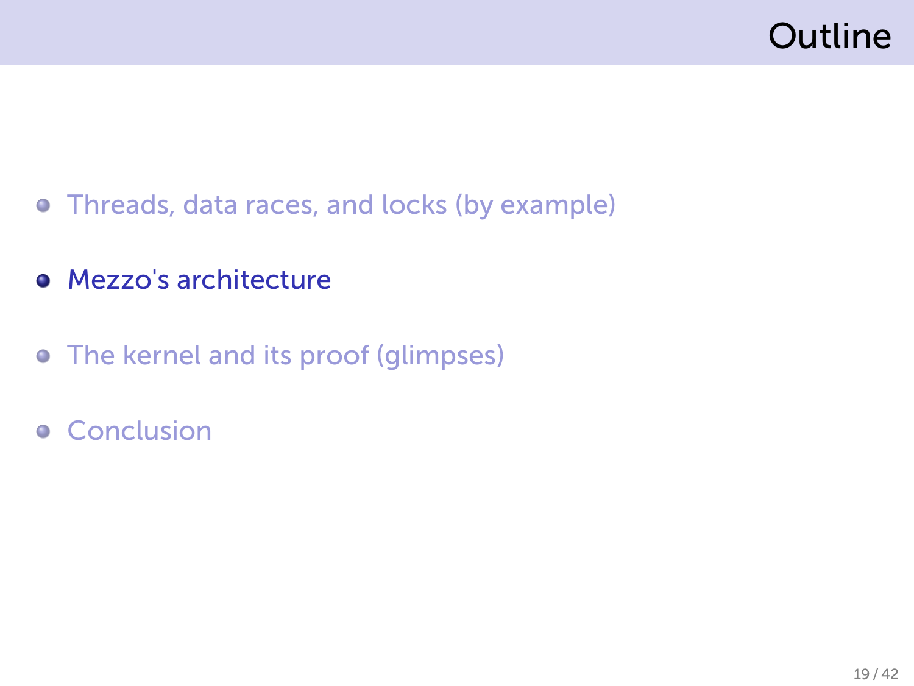# Outline

- Threads, data races, and locks (by example)
- Mezzo's architecture
- The kernel and its proof (glimpses)
- Conclusion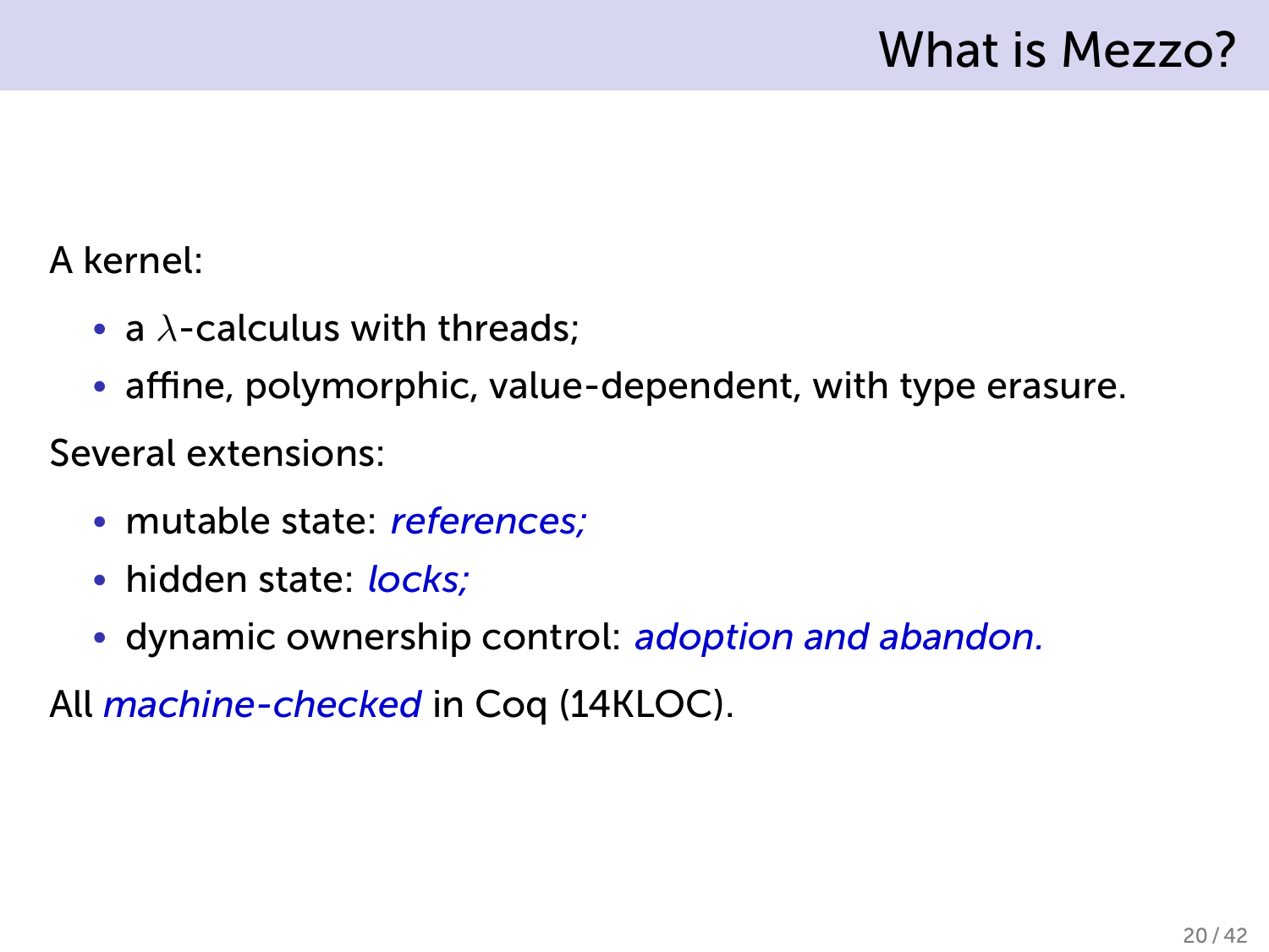# What is Mezzo?

A kernel:

- a $\lambda$-calculus with threads;
- affine, polymorphic, value-dependent, with type erasure.

Several extensions:

- mutable state: *references;*
- hidden state: *locks;*
- dynamic ownership control: *adoption and abandon.*

All *machine-checked* in Coq (14KLOC).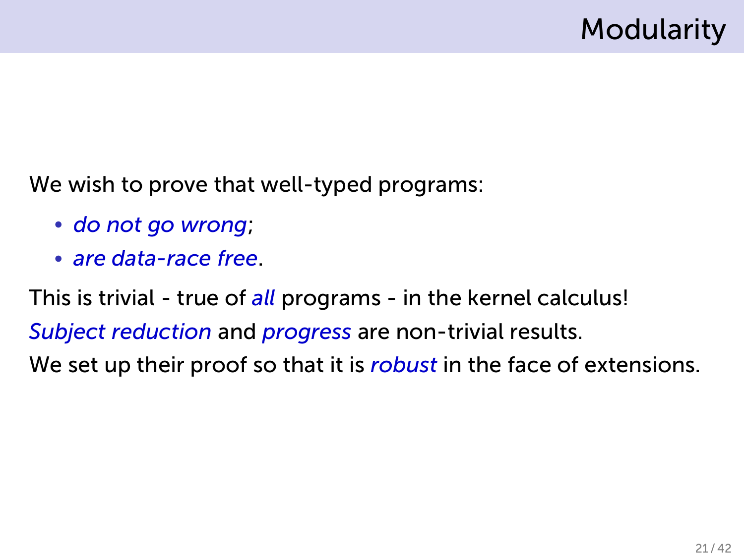# Modularity

We wish to prove that well-typed programs:

- *do not go wrong*;
- *are data-race free*.

This is trivial - true of *all* programs - in the kernel calculus!

*Subject reduction* and *progress* are non-trivial results.

We set up their proof so that it is *robust* in the face of extensions.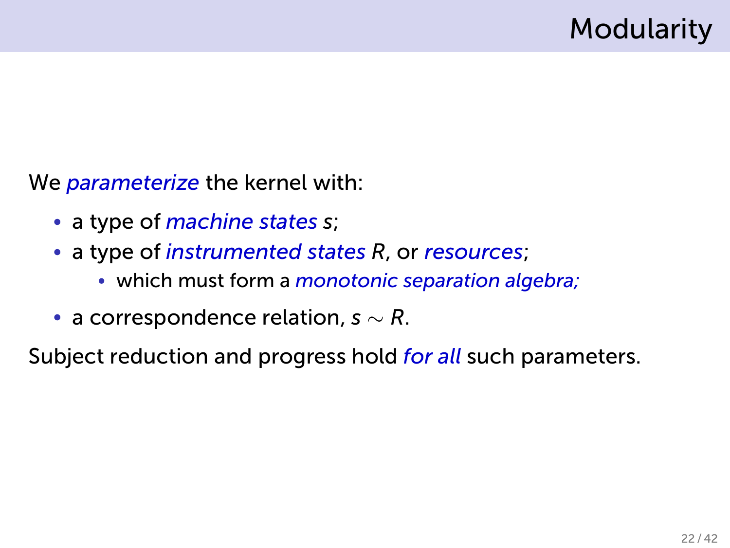# Modularity

We *parameterize* the kernel with:

- a type of *machine states* $s$;
- a type of *instrumented states* $R$, or *resources*;
  - which must form a *monotonic separation algebra;*
- a correspondence relation, $s \sim R$.

Subject reduction and progress hold *for all* such parameters.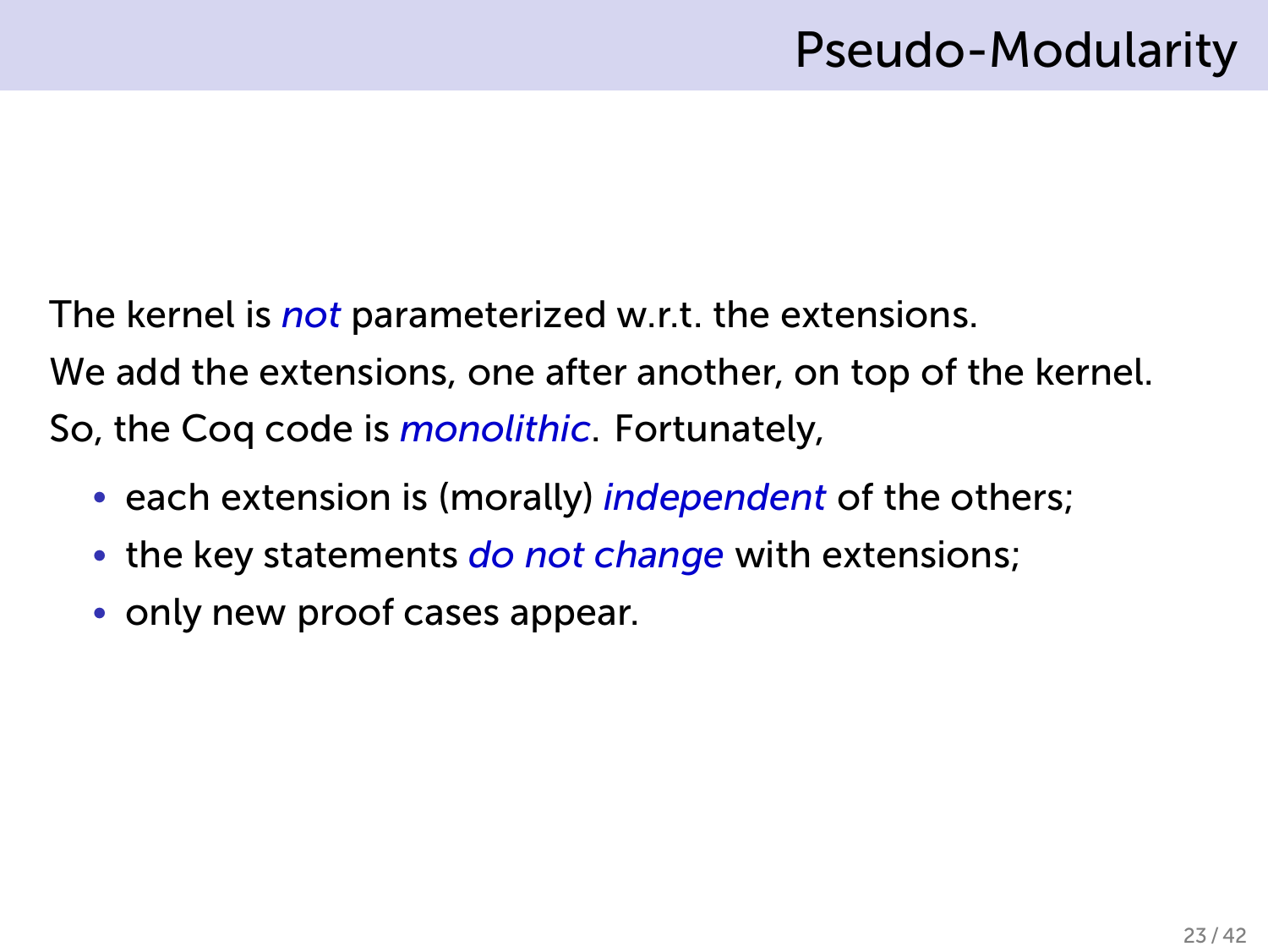# Pseudo-Modularity

The kernel is *not* parameterized w.r.t. the extensions.

We add the extensions, one after another, on top of the kernel.

So, the Coq code is *monolithic*. Fortunately,

- each extension is (morally) *independent* of the others;
- the key statements *do not change* with extensions;
- only new proof cases appear.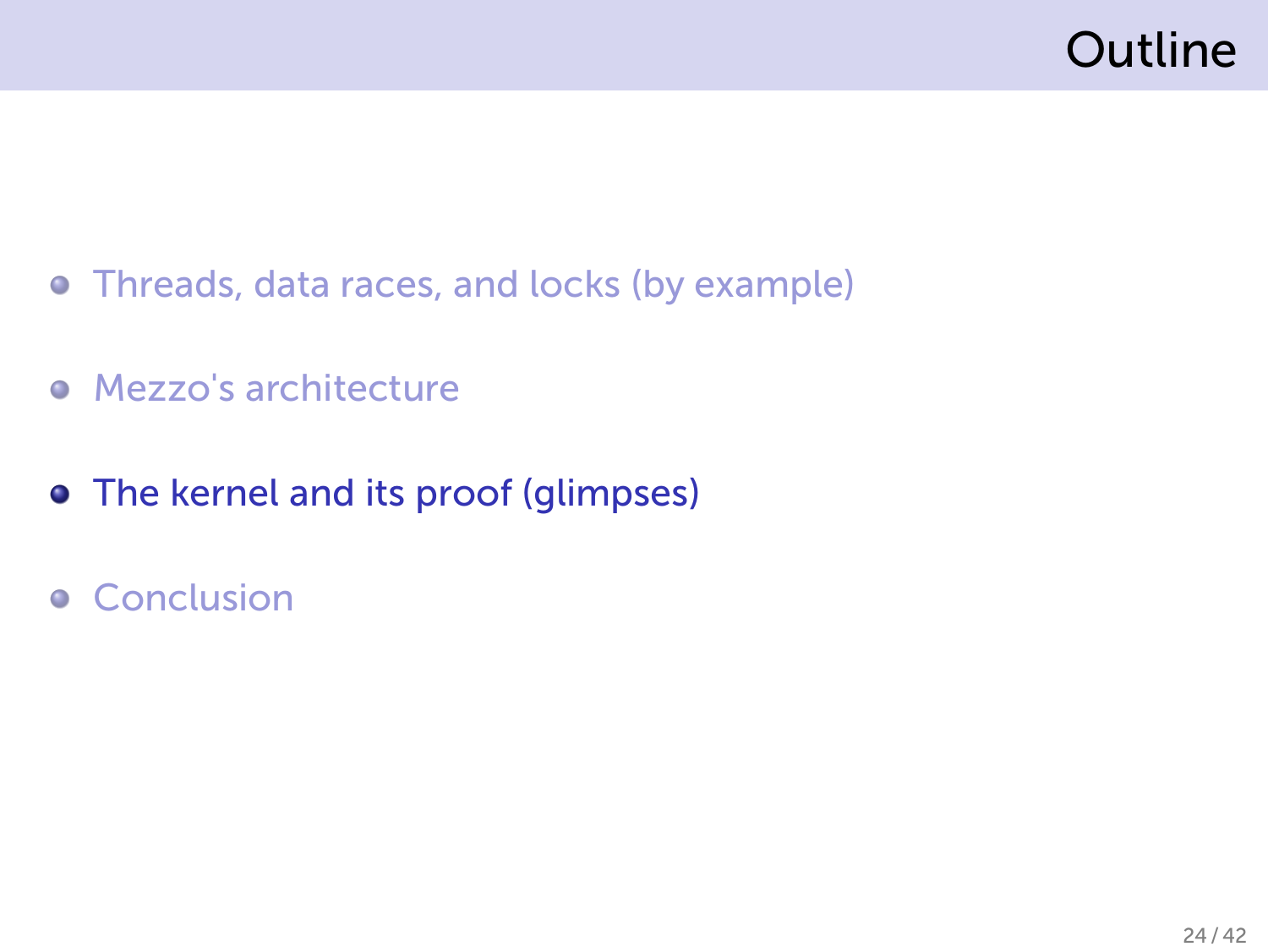# Outline

- Threads, data races, and locks (by example)
- Mezzo's architecture
- **The kernel and its proof (glimpses)**
- Conclusion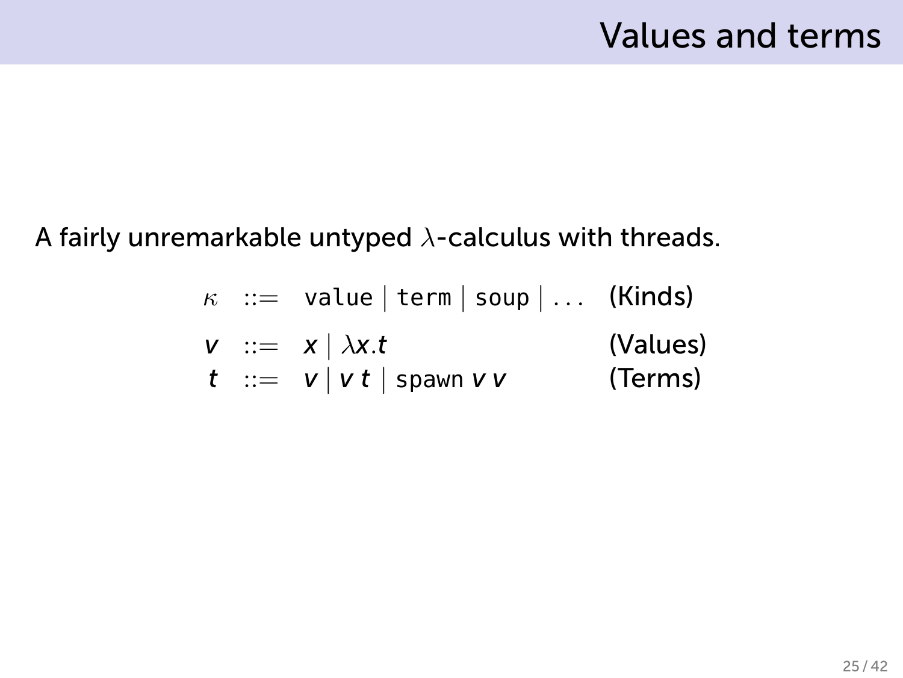# Values and terms

A fairly unremarkable untyped $\lambda$-calculus with threads.

$$
\begin{array}{lcll}
\kappa & ::= & \texttt{value} \mid \texttt{term} \mid \texttt{soup} \mid \ldots & \text{(Kinds)} \\
v & ::= & x \mid \lambda x.t & \text{(Values)} \\
t & ::= & v \mid v\ t \mid \texttt{spawn}\ v\ v & \text{(Terms)}
\end{array}
$$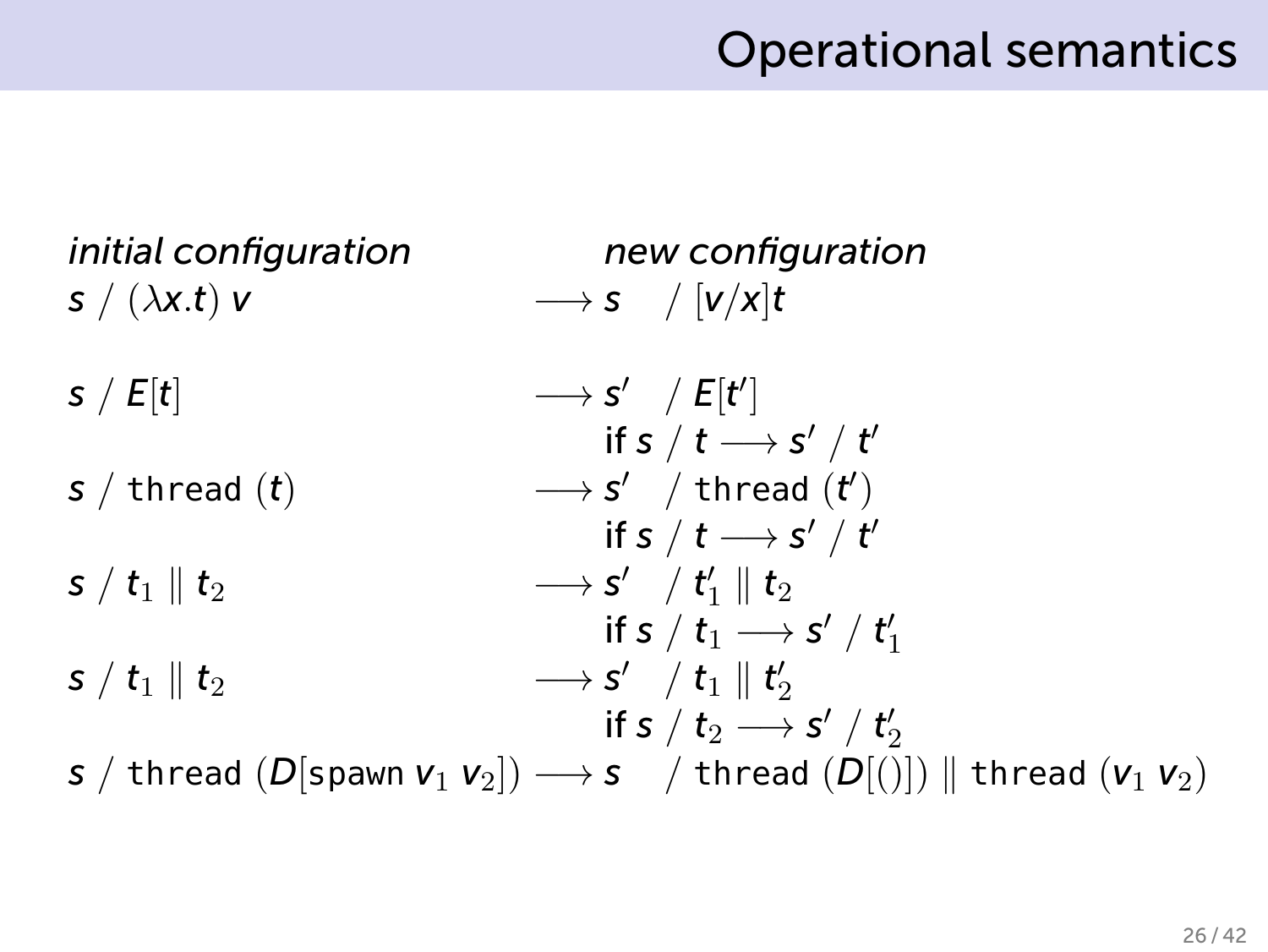# Operational semantics

| *initial configuration* | | *new configuration* |
|---|---|---|
| $s \;/\; (\lambda x.t)\; v$ | $\longrightarrow$ | $s \;/\; [v/x]t$ |
| $s \;/\; E[t]$ | $\longrightarrow$ | $s' \;/\; E[t']$ if $s \;/\; t \longrightarrow s' \;/\; t'$ |
| $s \;/\; \texttt{thread}\;(t)$ | $\longrightarrow$ | $s' \;/\; \texttt{thread}\;(t')$ if $s \;/\; t \longrightarrow s' \;/\; t'$ |
| $s \;/\; t_1 \parallel t_2$ | $\longrightarrow$ | $s' \;/\; t_1' \parallel t_2$ if $s \;/\; t_1 \longrightarrow s' \;/\; t_1'$ |
| $s \;/\; t_1 \parallel t_2$ | $\longrightarrow$ | $s' \;/\; t_1 \parallel t_2'$ if $s \;/\; t_2 \longrightarrow s' \;/\; t_2'$ |
| $s \;/\; \texttt{thread}\;(D[\texttt{spawn}\; v_1\; v_2])$ | $\longrightarrow$ | $s \;/\; \texttt{thread}\;(D[()]) \parallel \texttt{thread}\;(v_1\; v_2)$ |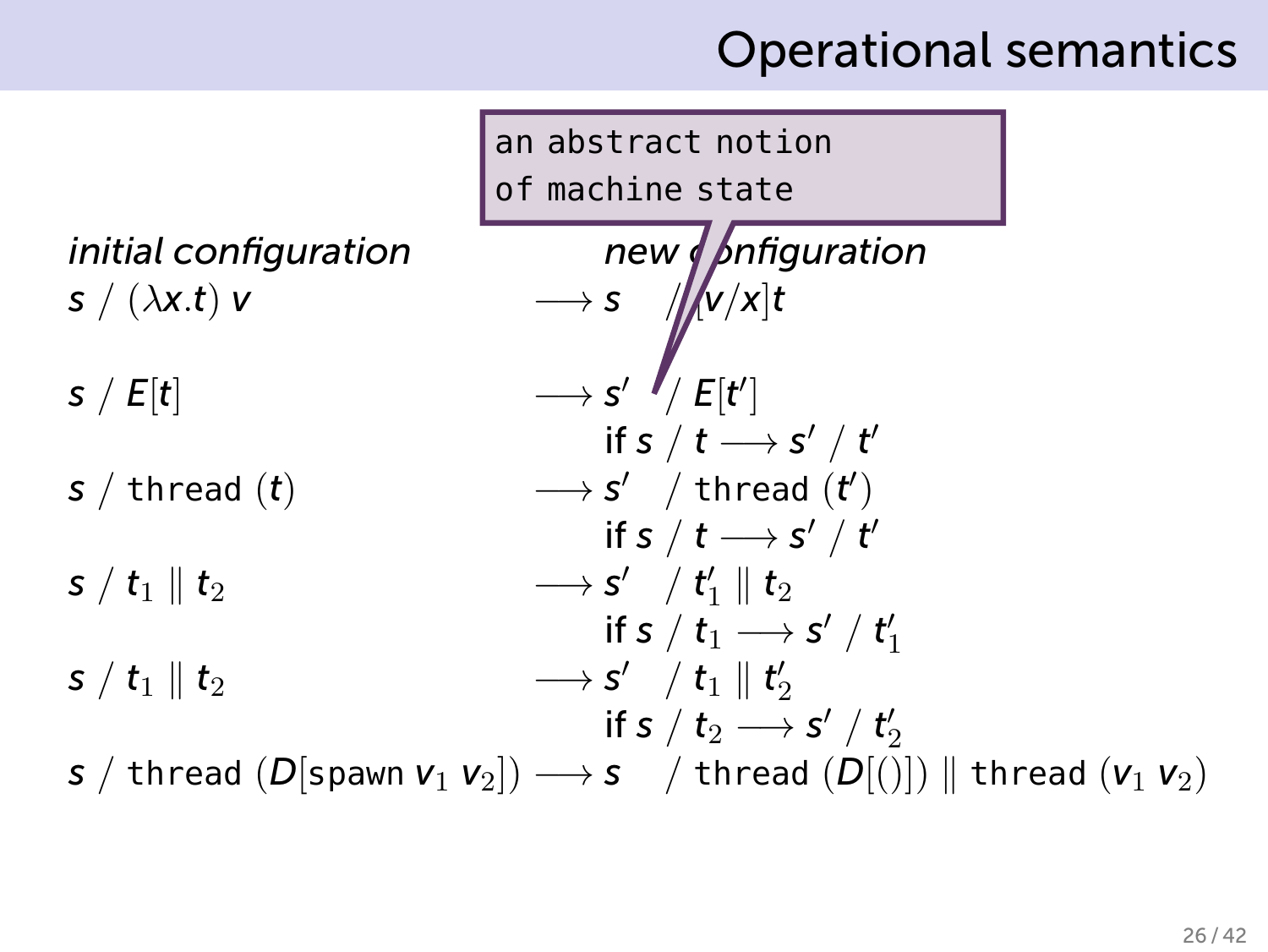# Operational semantics

an abstract notion of machine state

| *initial configuration* | | *new configuration* |
|---|---|---|
| $s \;/\; (\lambda x.t)\; v$ | $\longrightarrow$ | $s \;/\; [v/x]t$ |
| $s \;/\; E[t]$ | $\longrightarrow$ | $s' \;/\; E[t']$ <br> if $s \;/\; t \longrightarrow s' \;/\; t'$ |
| $s \;/\; \texttt{thread}\;(t)$ | $\longrightarrow$ | $s' \;/\; \texttt{thread}\;(t')$ <br> if $s \;/\; t \longrightarrow s' \;/\; t'$ |
| $s \;/\; t_1 \parallel t_2$ | $\longrightarrow$ | $s' \;/\; t_1' \parallel t_2$ <br> if $s \;/\; t_1 \longrightarrow s' \;/\; t_1'$ |
| $s \;/\; t_1 \parallel t_2$ | $\longrightarrow$ | $s' \;/\; t_1 \parallel t_2'$ <br> if $s \;/\; t_2 \longrightarrow s' \;/\; t_2'$ |
| $s \;/\; \texttt{thread}\;(D[\texttt{spawn}\; v_1\; v_2])$ | $\longrightarrow$ | $s \;/\; \texttt{thread}\;(D[()]) \parallel \texttt{thread}\;(v_1\; v_2)$ |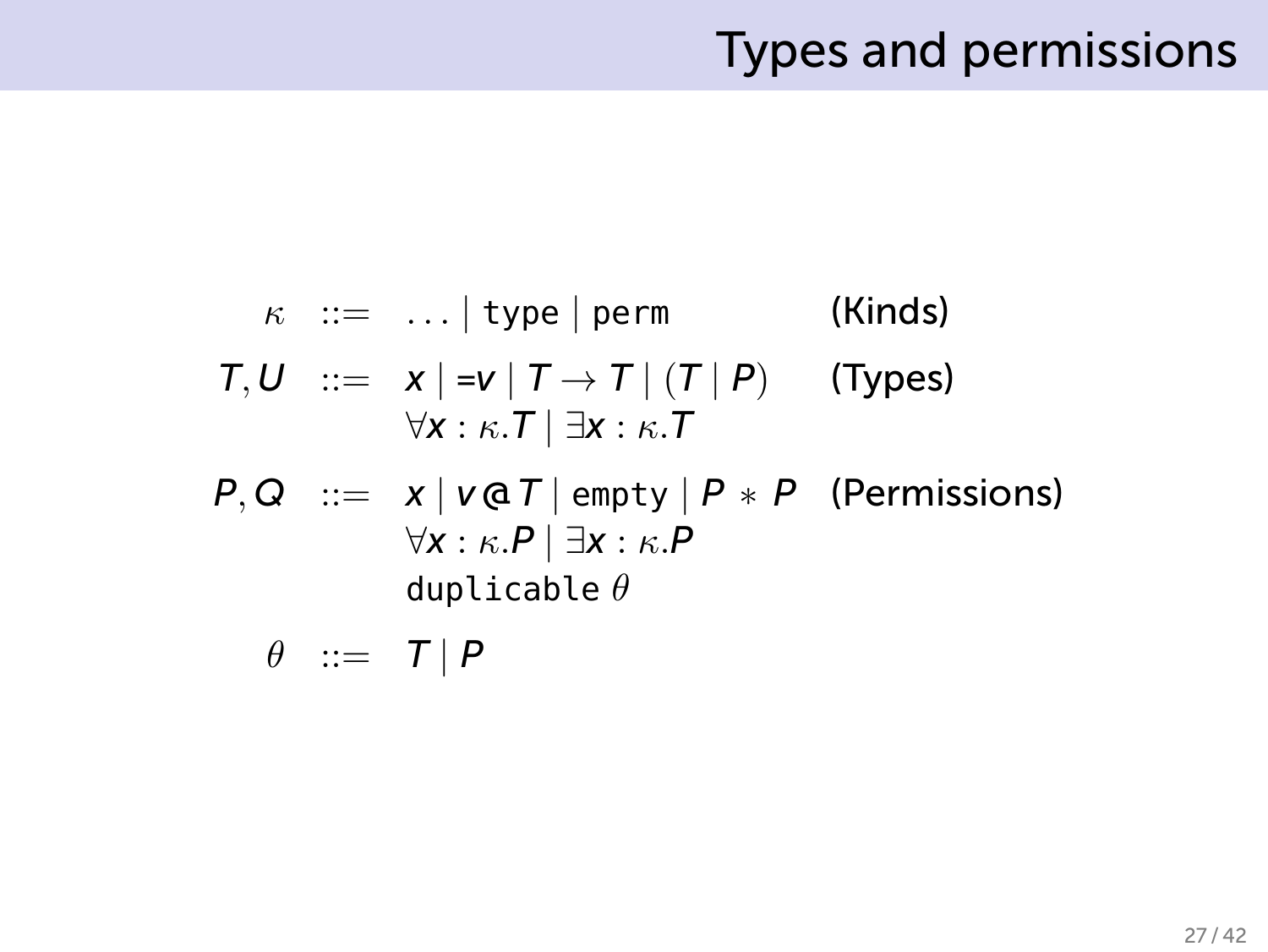# Types and permissions

$$
\begin{array}{rcll}
\kappa & ::= & \ldots \mid \texttt{type} \mid \texttt{perm} & \text{(Kinds)} \\
T, U & ::= & x \mid =v \mid T \rightarrow T \mid (T \mid P) & \text{(Types)} \\
 & & \forall x : \kappa . T \mid \exists x : \kappa . T & \\
P, Q & ::= & x \mid v \,@\, T \mid \texttt{empty} \mid P * P & \text{(Permissions)} \\
 & & \forall x : \kappa . P \mid \exists x : \kappa . P & \\
 & & \texttt{duplicable}\ \theta & \\
\theta & ::= & T \mid P &
\end{array}
$$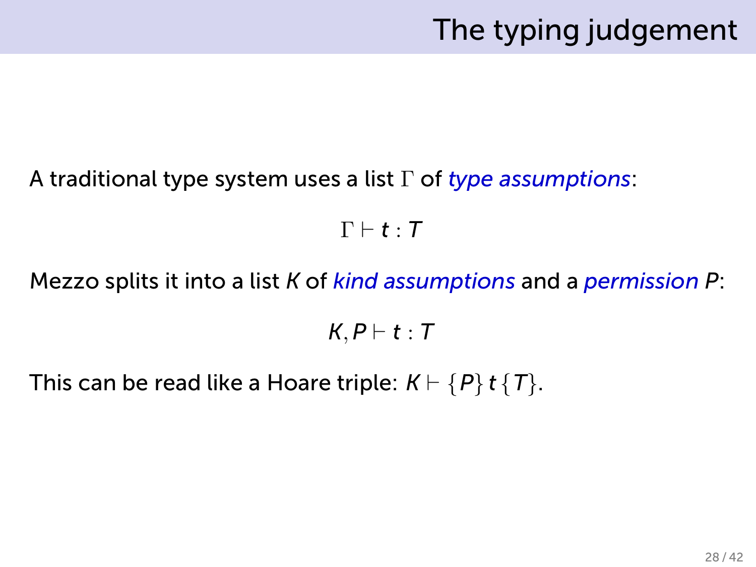# The typing judgement

A traditional type system uses a list $\Gamma$ of *type assumptions*:

$$\Gamma \vdash t : T$$

Mezzo splits it into a list $K$ of *kind assumptions* and a *permission* $P$:

$$K, P \vdash t : T$$

This can be read like a Hoare triple: $K \vdash \{P\}\, t\, \{T\}$.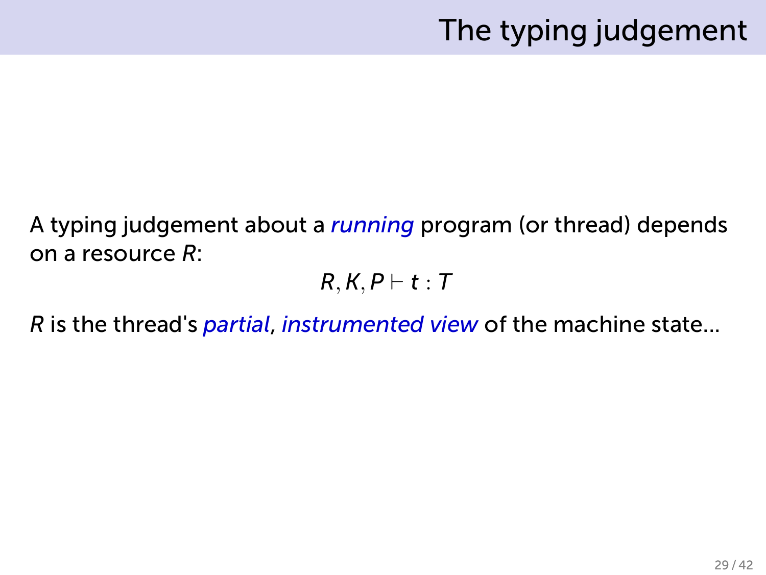# The typing judgement

A typing judgement about a *running* program (or thread) depends on a resource $R$:

$$R, K, P \vdash t : T$$

$R$ is the thread's *partial*, *instrumented view* of the machine state...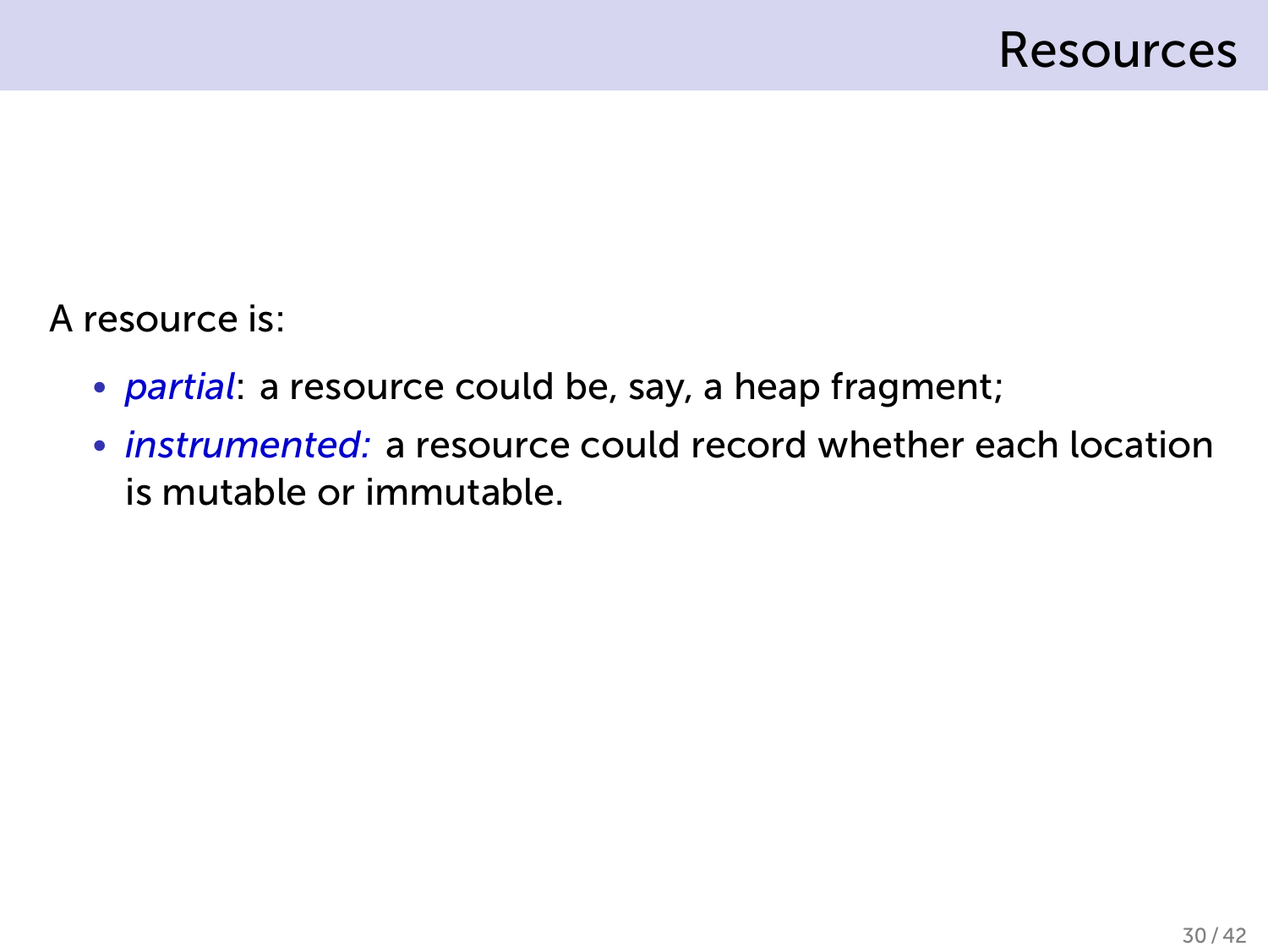# Resources

A resource is:

- *partial*: a resource could be, say, a heap fragment;
- *instrumented:* a resource could record whether each location is mutable or immutable.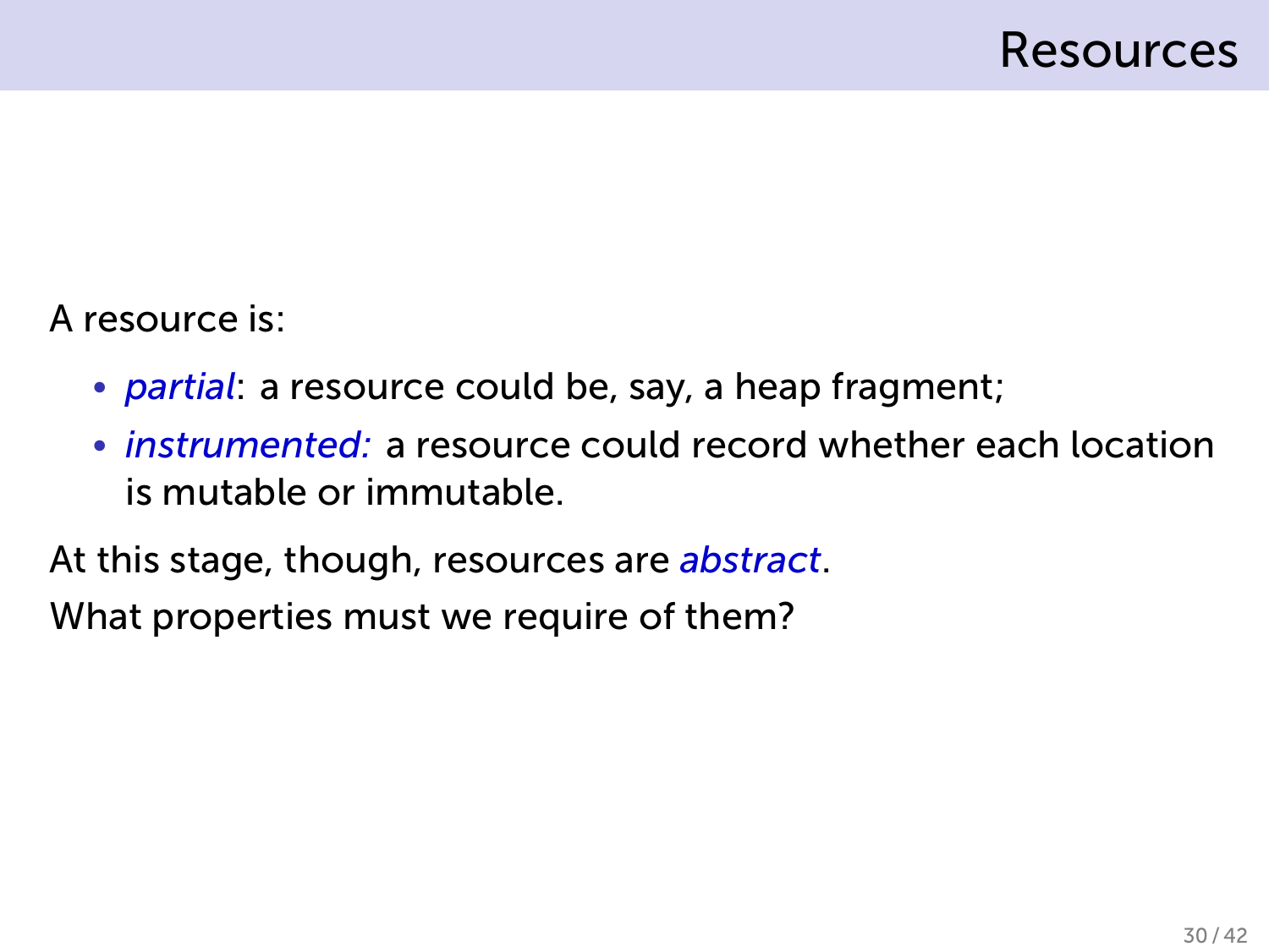# Resources

A resource is:

- *partial*: a resource could be, say, a heap fragment;
- *instrumented:* a resource could record whether each location is mutable or immutable.

At this stage, though, resources are *abstract*.

What properties must we require of them?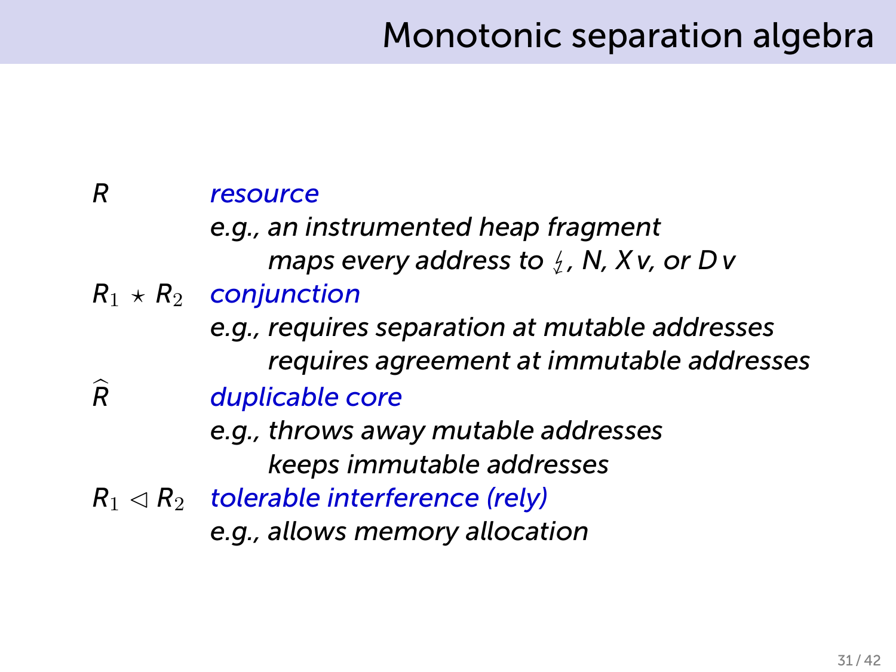# Monotonic separation algebra

| | |
|---|---|
| $R$ | *resource* |
| | *e.g., an instrumented heap fragment* |
| | *maps every address to $\lightning$, N, $X\,v$, or $D\,v$* |
| $R_1 \star R_2$ | *conjunction* |
| | *e.g., requires separation at mutable addresses* |
| | *requires agreement at immutable addresses* |
| $\widehat{R}$ | *duplicable core* |
| | *e.g., throws away mutable addresses* |
| | *keeps immutable addresses* |
| $R_1 \lhd R_2$ | *tolerable interference (rely)* |
| | *e.g., allows memory allocation* |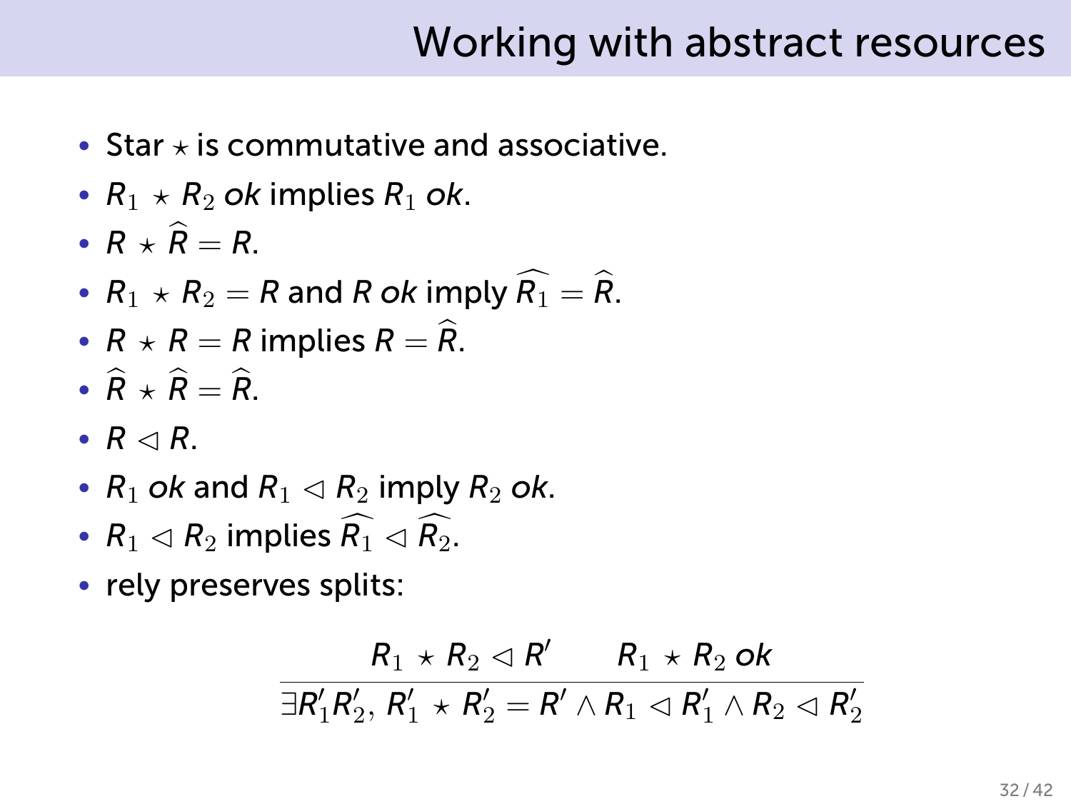# Working with abstract resources

- Star $\star$ is commutative and associative.
- $R_1 \star R_2$ *ok* implies $R_1$ *ok*.
- $R \star \widehat{R} = R$.
- $R_1 \star R_2 = R$ and $R$ *ok* imply $\widehat{R_1} = \widehat{R}$.
- $R \star R = R$ implies $R = \widehat{R}$.
- $\widehat{R} \star \widehat{R} = \widehat{R}$.
- $R \lhd R$.
- $R_1$ *ok* and $R_1 \lhd R_2$ imply $R_2$ *ok*.
- $R_1 \lhd R_2$ implies $\widehat{R_1} \lhd \widehat{R_2}$.
- rely preserves splits:

$$\frac{R_1 \star R_2 \lhd R' \qquad R_1 \star R_2 \ ok}{\exists R'_1 R'_2,\ R'_1 \star R'_2 = R' \land R_1 \lhd R'_1 \land R_2 \lhd R'_2}$$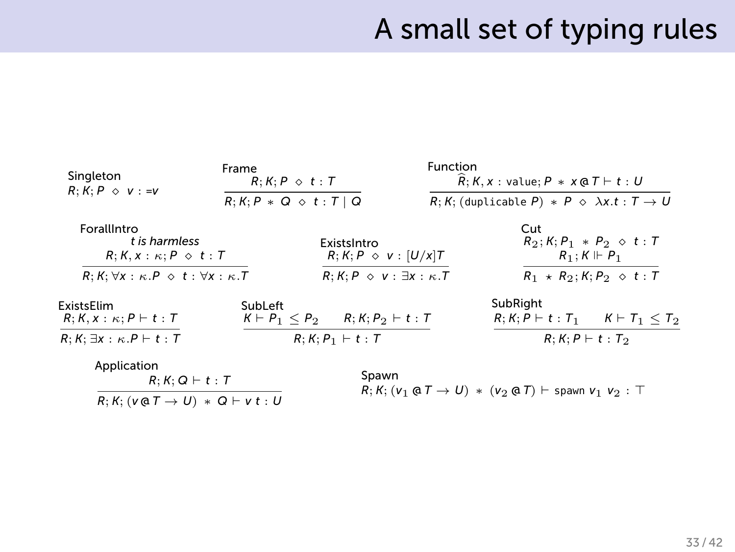# A small set of typing rules

**Singleton**

$$R; K; P \diamond v : =v$$

**Frame**

$$\frac{R; K; P \diamond t : T}{R; K; P \ast Q \diamond t : T \mid Q}$$

**Function**

$$\frac{\widehat{R}; K, x : \texttt{value}; P \ast x \,@\, T \vdash t : U}{R; K; (\texttt{duplicable}\ P) \ast P \diamond \lambda x.t : T \to U}$$

**ForallIntro**

$$\frac{t \text{ is harmless} \qquad R; K, x : \kappa; P \diamond t : T}{R; K; \forall x : \kappa.P \diamond t : \forall x : \kappa.T}$$

**ExistsIntro**

$$\frac{R; K; P \diamond v : [U/x]T}{R; K; P \diamond v : \exists x : \kappa.T}$$

**Cut**

$$\frac{R_2; K; P_1 \ast P_2 \diamond t : T \qquad R_1; K \Vdash P_1}{R_1 \star R_2; K; P_2 \diamond t : T}$$

**ExistsElim**

$$\frac{R; K, x : \kappa; P \vdash t : T}{R; K; \exists x : \kappa.P \vdash t : T}$$

**SubLeft**

$$\frac{K \vdash P_1 \leq P_2 \qquad R; K; P_2 \vdash t : T}{R; K; P_1 \vdash t : T}$$

**SubRight**

$$\frac{R; K; P \vdash t : T_1 \qquad K \vdash T_1 \leq T_2}{R; K; P \vdash t : T_2}$$

**Application**

$$\frac{R; K; Q \vdash t : T}{R; K; (v \,@\, T \to U) \ast Q \vdash v\ t : U}$$

**Spawn**

$$R; K; (v_1 \,@\, T \to U) \ast (v_2 \,@\, T) \vdash \texttt{spawn}\ v_1\ v_2 : \top$$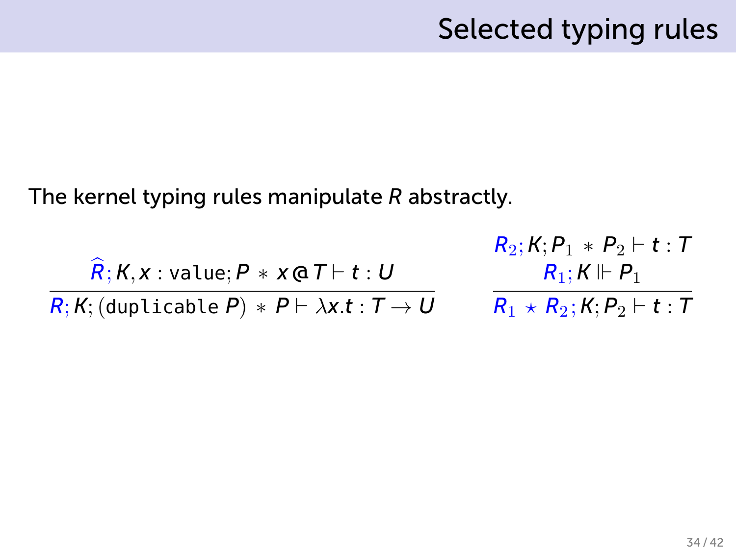# Selected typing rules

The kernel typing rules manipulate $R$ abstractly.

$$\frac{\widehat{R}; K, x : \texttt{value}; P \ast x \,@\, T \vdash t : U}{R; K; (\texttt{duplicable}\ P) \ast P \vdash \lambda x.t : T \rightarrow U}$$

$$\frac{\begin{array}{c} R_2; K; P_1 \ast P_2 \vdash t : T \\ R_1; K \Vdash P_1 \end{array}}{R_1 \star R_2; K; P_2 \vdash t : T}$$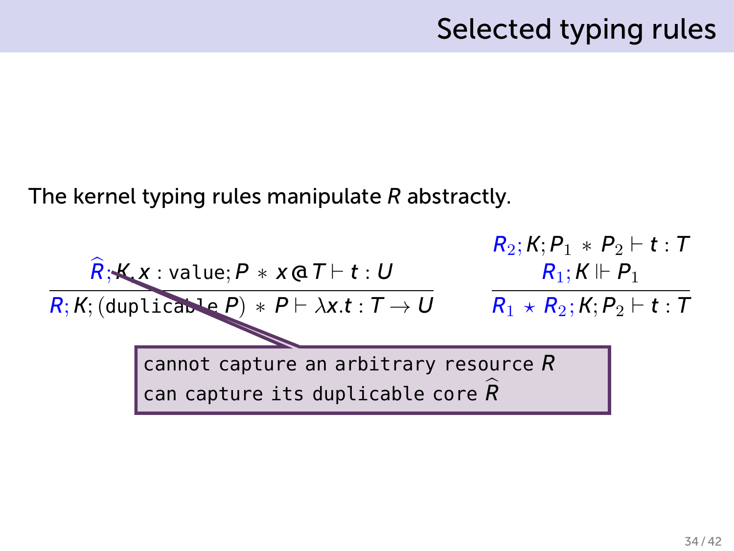# Selected typing rules

The kernel typing rules manipulate $R$ abstractly.

$$\frac{\widehat{R}; K, x : \texttt{value}; P * x \,@\, T \vdash t : U}{R; K; (\texttt{duplicable}\ P) * P \vdash \lambda x.t : T \to U}$$

$$\frac{R_2; K; P_1 * P_2 \vdash t : T \qquad R_1; K \Vdash P_1}{R_1 \star R_2; K; P_2 \vdash t : T}$$

```
cannot capture an arbitrary resource R
can capture its duplicable core R̂
```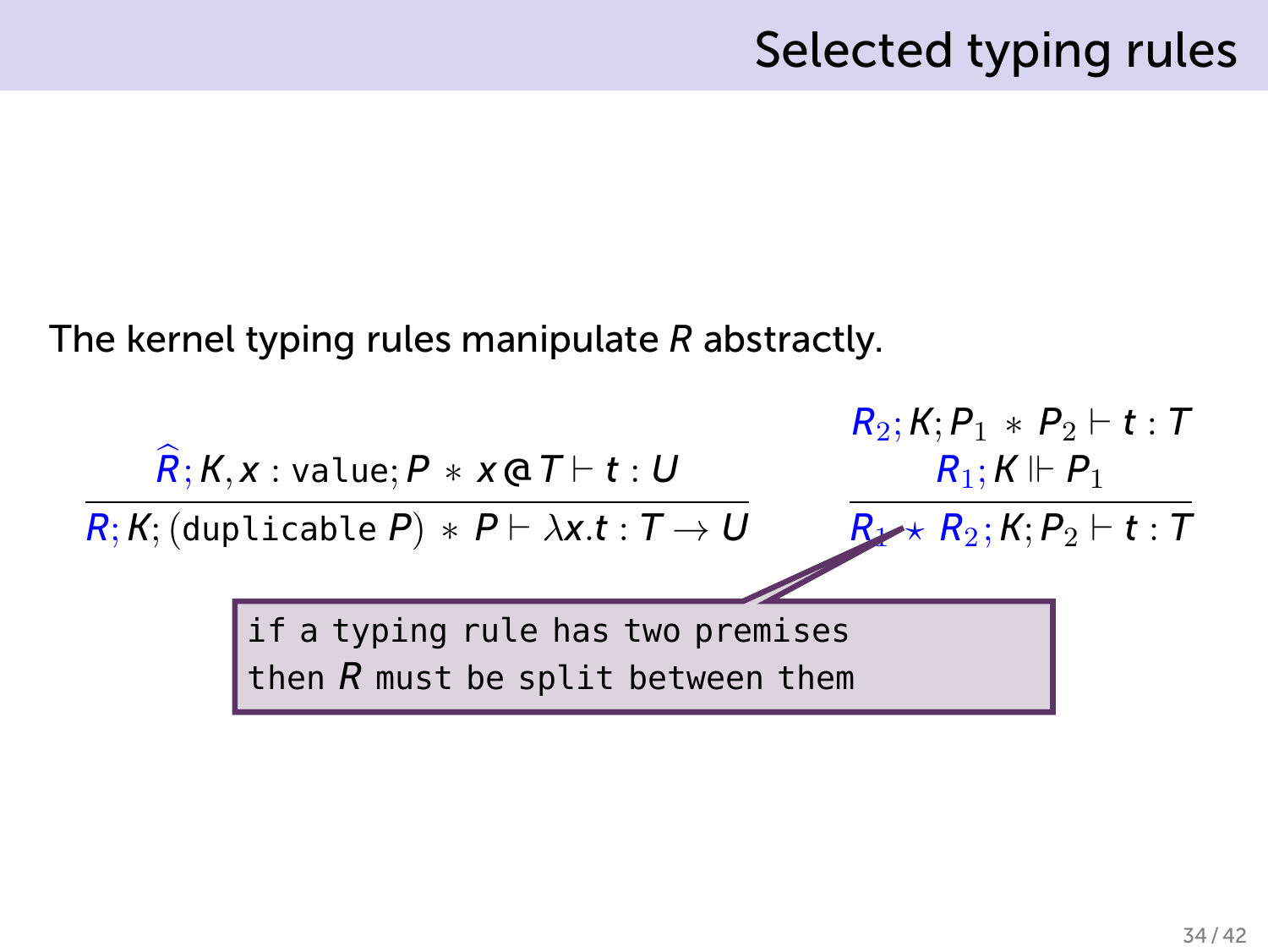# Selected typing rules

The kernel typing rules manipulate $R$ abstractly.

$$\frac{\widehat{R}; K, x : \texttt{value}; P * x @ T \vdash t : U}{R; K; (\texttt{duplicable } P) * P \vdash \lambda x.t : T \to U}$$

$$\frac{\begin{array}{c} R_2; K; P_1 * P_2 \vdash t : T \\ R_1; K \Vdash P_1 \end{array}}{R_1 \star R_2; K; P_2 \vdash t : T}$$

```
if a typing rule has two premises
then R must be split between them
```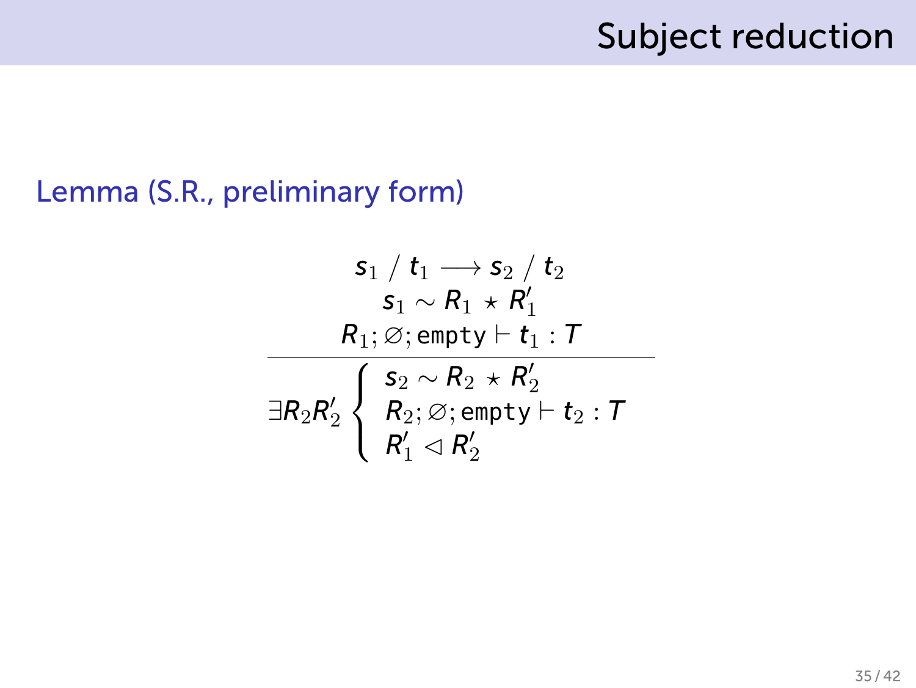# Subject reduction

**Lemma (S.R., preliminary form)**

$$
\frac{\begin{array}{c} s_1 \;/\; t_1 \longrightarrow s_2 \;/\; t_2 \\ s_1 \sim R_1 \,\star\, R_1' \\ R_1; \varnothing; \texttt{empty} \vdash t_1 : T \end{array}}{\exists R_2 R_2' \left\{ \begin{array}{l} s_2 \sim R_2 \,\star\, R_2' \\ R_2; \varnothing; \texttt{empty} \vdash t_2 : T \\ R_1' \lhd R_2' \end{array} \right.}
$$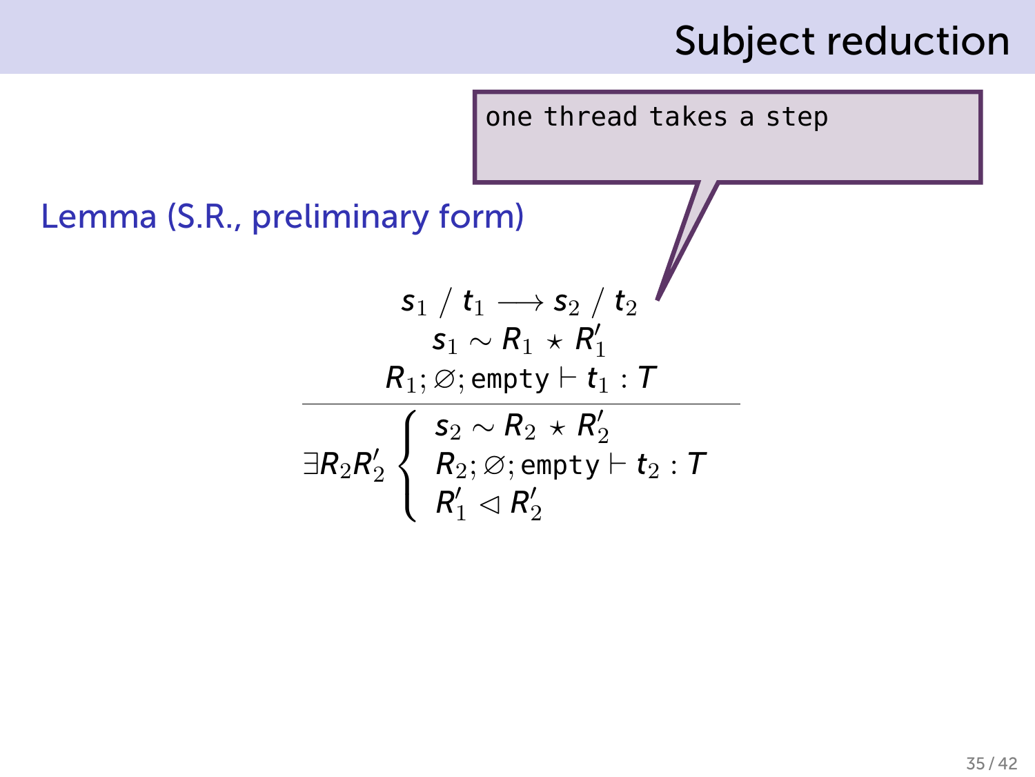# Subject reduction

one thread takes a step

**Lemma (S.R., preliminary form)**

$$
\frac{\begin{array}{c} s_1 \;/\; t_1 \longrightarrow s_2 \;/\; t_2 \\ s_1 \sim R_1 \star R_1' \\ R_1; \varnothing; \texttt{empty} \vdash t_1 : T \end{array}}{\exists R_2 R_2' \left\{ \begin{array}{l} s_2 \sim R_2 \star R_2' \\ R_2; \varnothing; \texttt{empty} \vdash t_2 : T \\ R_1' \lhd R_2' \end{array} \right.}
$$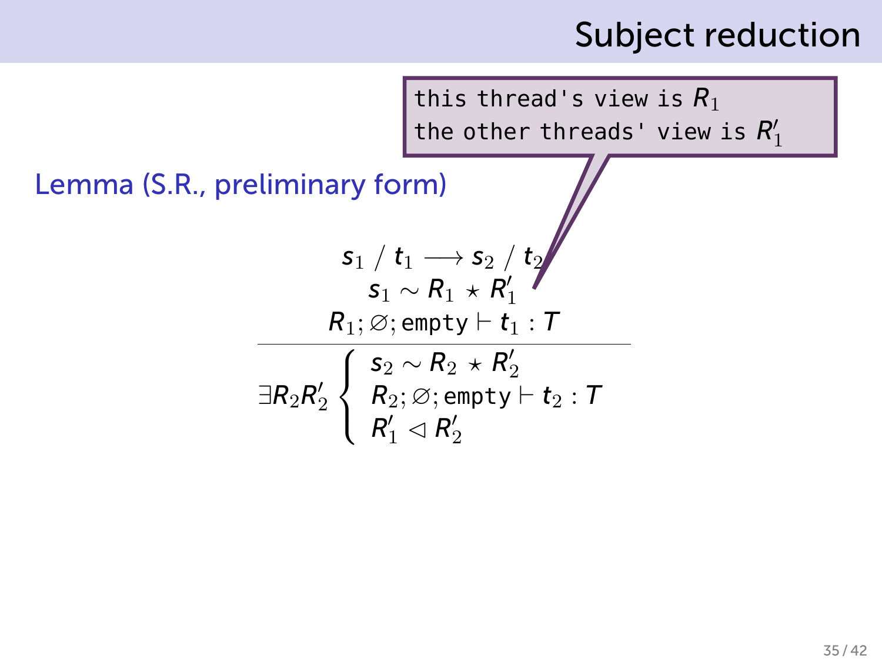# Subject reduction

> this thread's view is $R_1$
> the other threads' view is $R'_1$

**Lemma (S.R., preliminary form)**

$$
\frac{
\begin{array}{c}
s_1 \;/\; t_1 \longrightarrow s_2 \;/\; t_2 \\
s_1 \sim R_1 \star R'_1 \\
R_1; \varnothing; \texttt{empty} \vdash t_1 : T
\end{array}
}{
\exists R_2 R'_2 \left\{
\begin{array}{l}
s_2 \sim R_2 \star R'_2 \\
R_2; \varnothing; \texttt{empty} \vdash t_2 : T \\
R'_1 \lhd R'_2
\end{array}
\right.
}
$$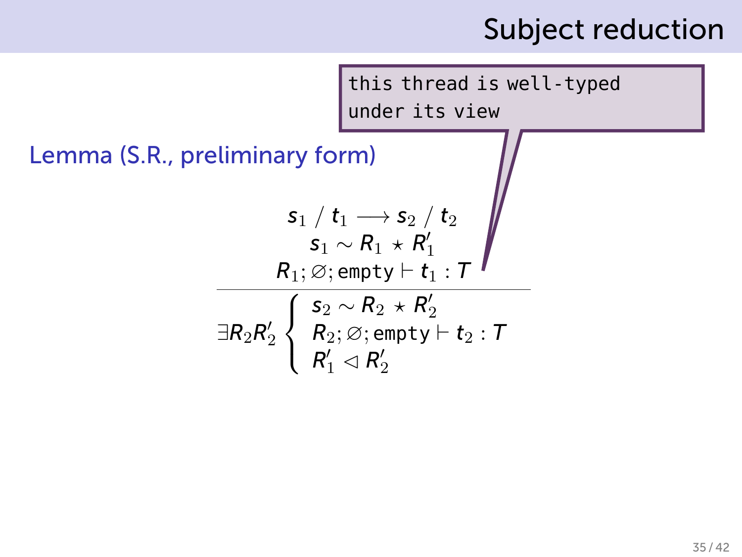## Subject reduction

> this thread is well-typed under its view

**Lemma (S.R., preliminary form)**

$$
\frac{
\begin{array}{c}
s_1 \;/\; t_1 \longrightarrow s_2 \;/\; t_2 \\
s_1 \sim R_1 \star R'_1 \\
R_1; \varnothing; \texttt{empty} \vdash t_1 : T
\end{array}
}{
\exists R_2 R'_2 \left\{
\begin{array}{l}
s_2 \sim R_2 \star R'_2 \\
R_2; \varnothing; \texttt{empty} \vdash t_2 : T \\
R'_1 \lhd R'_2
\end{array}
\right.
}
$$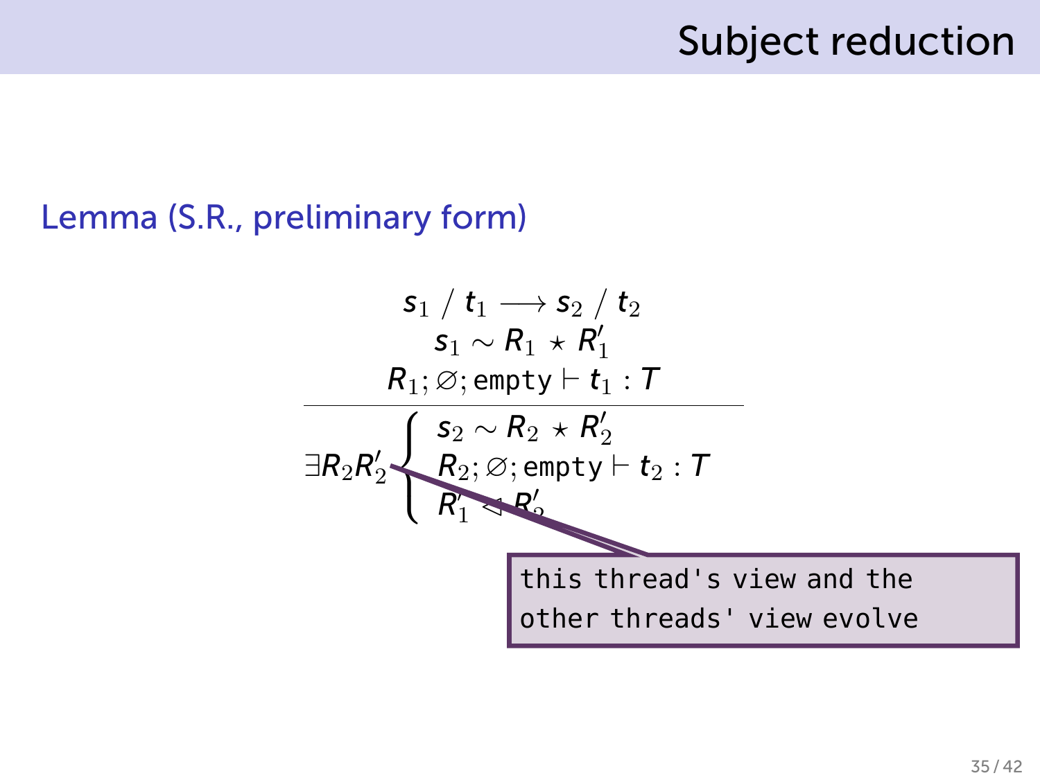# Subject reduction

**Lemma (S.R., preliminary form)**

$$\frac{\begin{array}{c} s_1 \;/\; t_1 \longrightarrow s_2 \;/\; t_2 \\ s_1 \sim R_1 \star R_1' \\ R_1; \varnothing; \texttt{empty} \vdash t_1 : T \end{array}}{\exists R_2 R_2' \left\{ \begin{array}{l} s_2 \sim R_2 \star R_2' \\ R_2; \varnothing; \texttt{empty} \vdash t_2 : T \\ R_1' \lhd R_2' \end{array} \right.}$$

this thread's view and the other threads' view evolve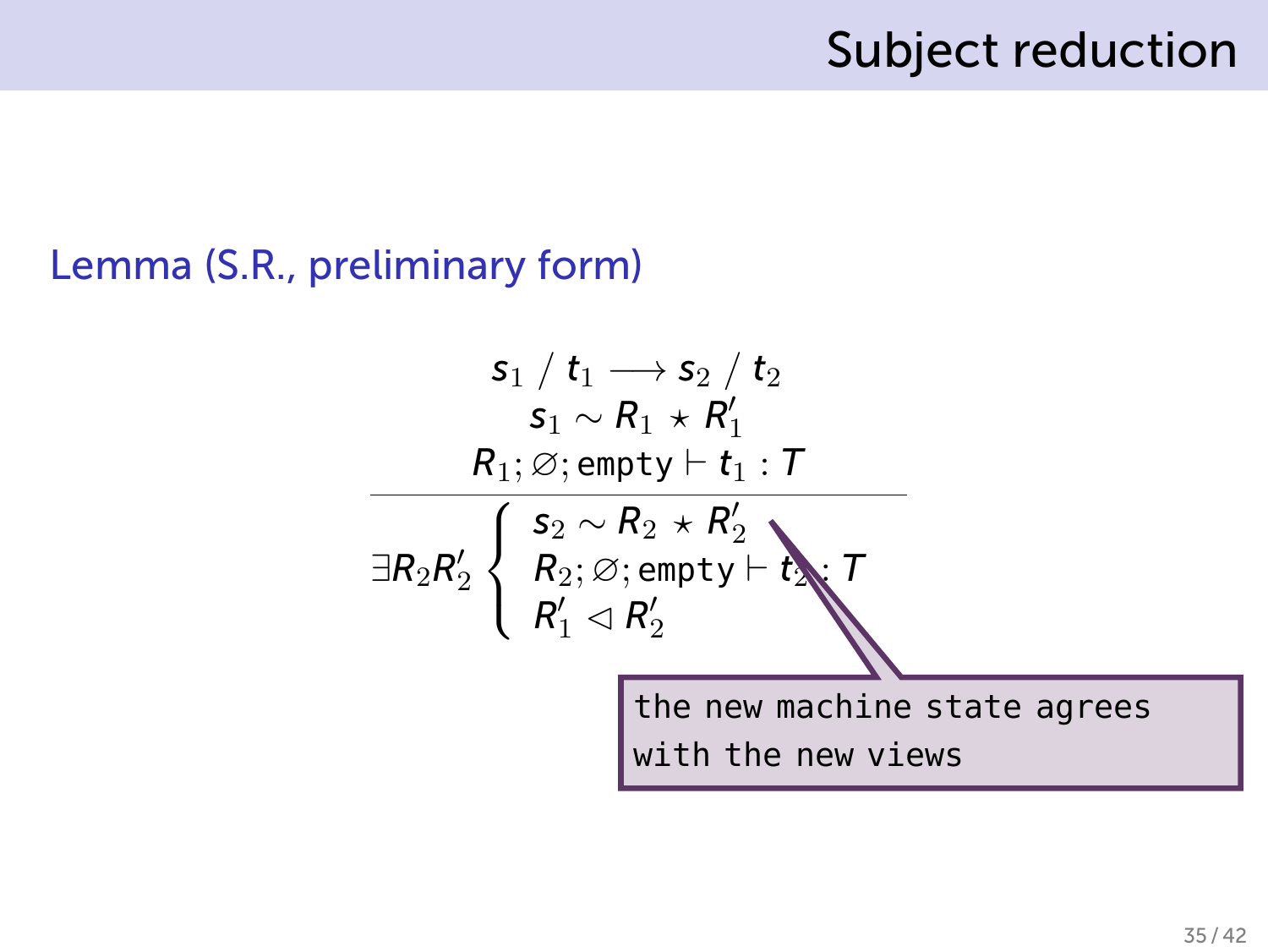# Subject reduction

**Lemma (S.R., preliminary form)**

$$
\frac{\begin{array}{c} s_1 \;/\; t_1 \longrightarrow s_2 \;/\; t_2 \\ s_1 \sim R_1 \star R'_1 \\ R_1; \varnothing; \texttt{empty} \vdash t_1 : T \end{array}}{\exists R_2 R'_2 \left\{ \begin{array}{l} s_2 \sim R_2 \star R'_2 \\ R_2; \varnothing; \texttt{empty} \vdash t_2 : T \\ R'_1 \lhd R'_2 \end{array} \right.}
$$

```
the new machine state agrees
with the new views
```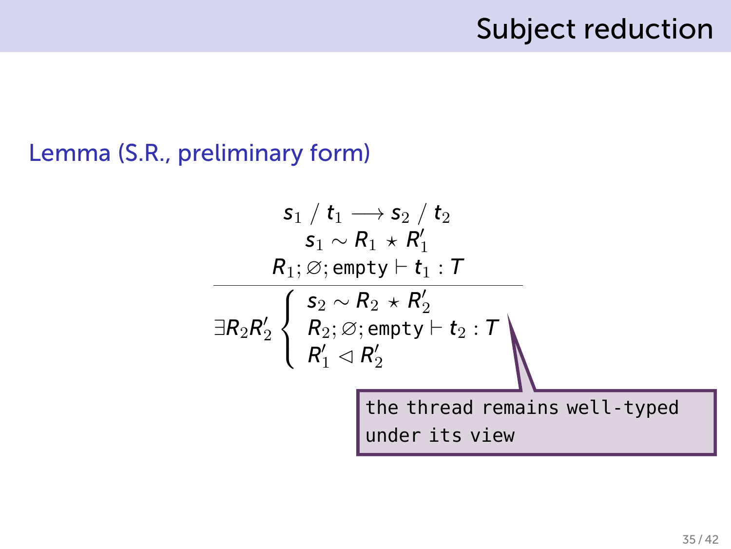# Subject reduction

**Lemma (S.R., preliminary form)**

$$
\frac{
\begin{array}{c}
s_1 \;/\; t_1 \longrightarrow s_2 \;/\; t_2 \\
s_1 \sim R_1 \star R'_1 \\
R_1; \varnothing; \texttt{empty} \vdash t_1 : T
\end{array}
}{
\exists R_2 R'_2 \left\{
\begin{array}{l}
s_2 \sim R_2 \star R'_2 \\
R_2; \varnothing; \texttt{empty} \vdash t_2 : T \\
R'_1 \lhd R'_2
\end{array}
\right.
}
$$

the thread remains well-typed under its view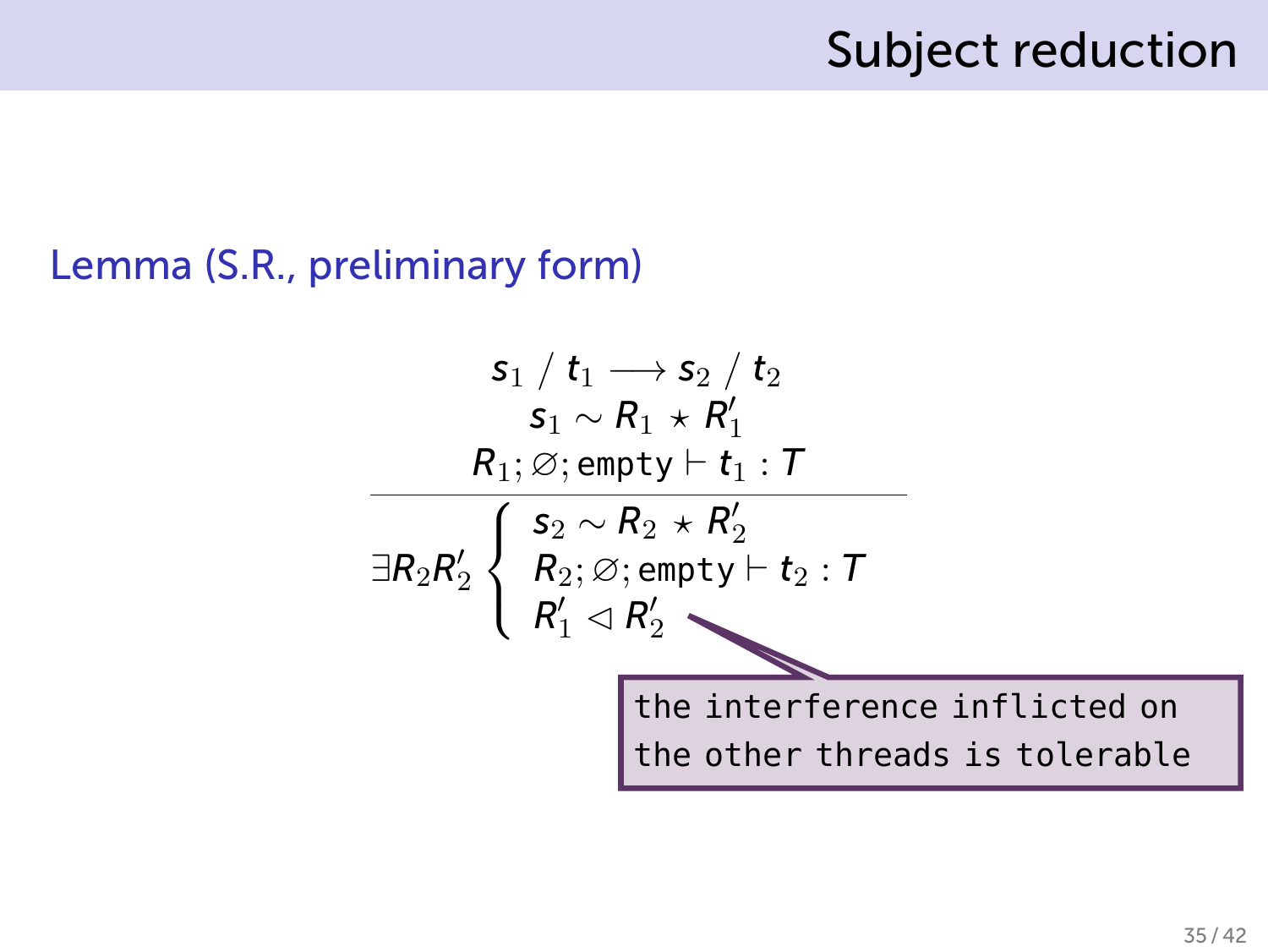# Subject reduction

**Lemma (S.R., preliminary form)**

$$
\frac{
\begin{array}{c}
s_1 \;/\; t_1 \longrightarrow s_2 \;/\; t_2 \\
s_1 \sim R_1 \star R_1' \\
R_1; \varnothing; \texttt{empty} \vdash t_1 : T
\end{array}
}{
\exists R_2 R_2' \left\{
\begin{array}{l}
s_2 \sim R_2 \star R_2' \\
R_2; \varnothing; \texttt{empty} \vdash t_2 : T \\
R_1' \lhd R_2'
\end{array}
\right.
}
$$

the interference inflicted on the other threads is tolerable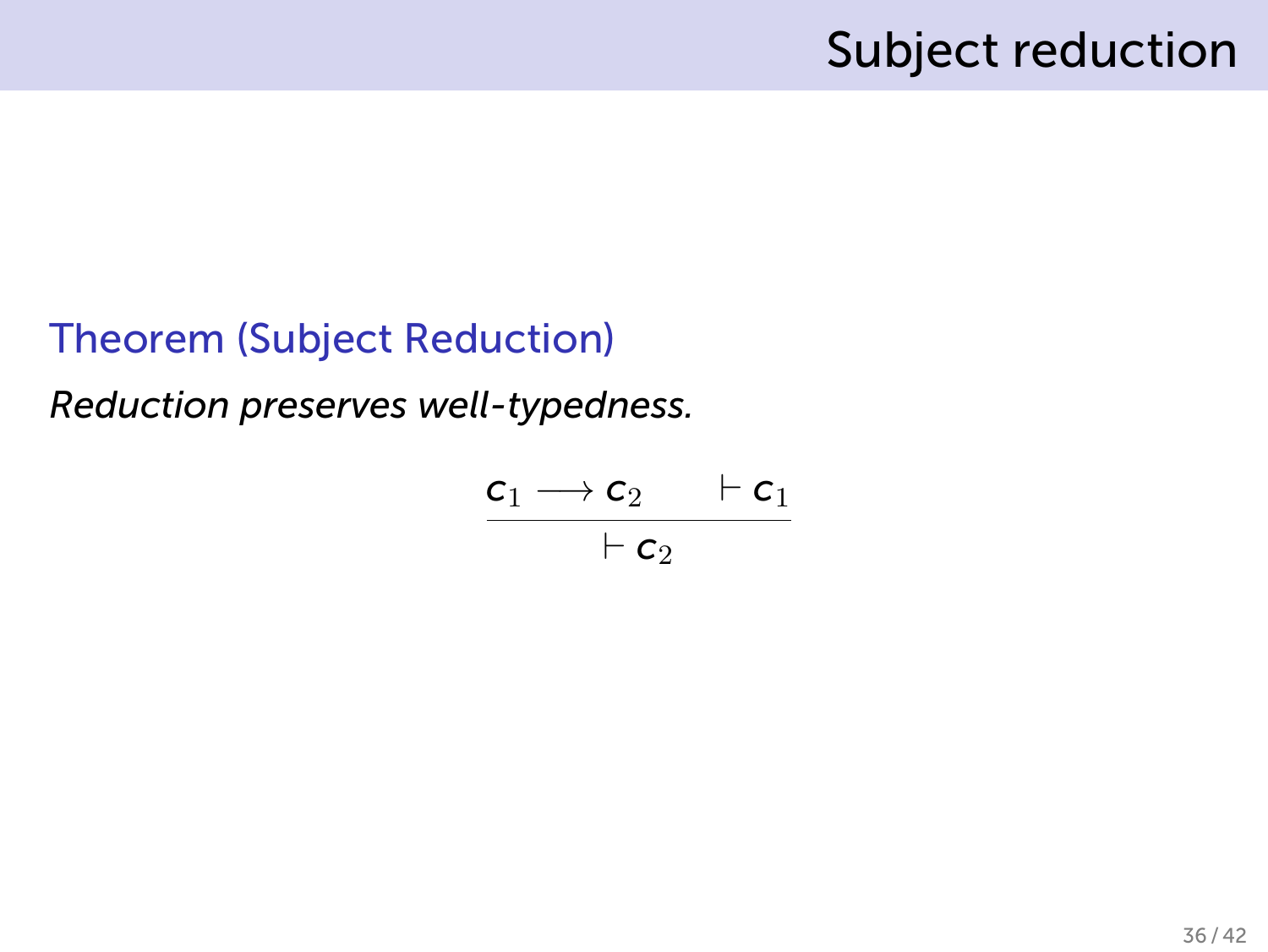# Subject reduction

**Theorem (Subject Reduction)**

*Reduction preserves well-typedness.*

$$\frac{c_1 \longrightarrow c_2 \qquad \vdash c_1}{\vdash c_2}$$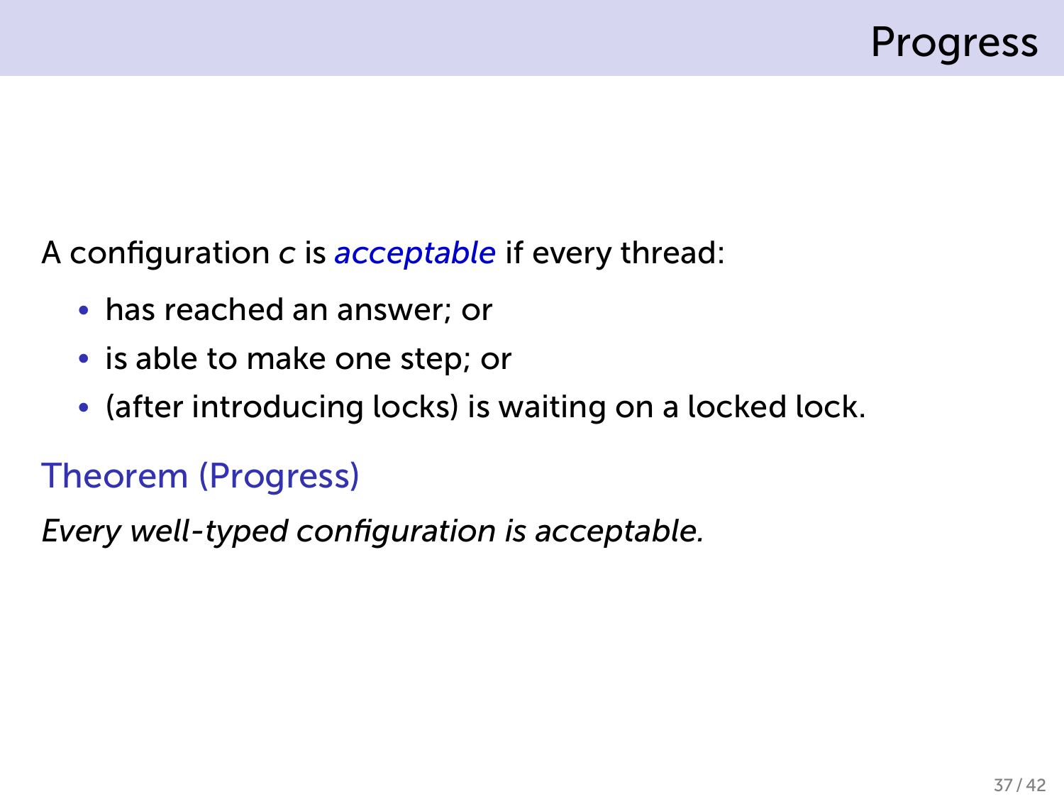# Progress

A configuration $c$ is *acceptable* if every thread:

- has reached an answer; or
- is able to make one step; or
- (after introducing locks) is waiting on a locked lock.

**Theorem (Progress)**

*Every well-typed configuration is acceptable.*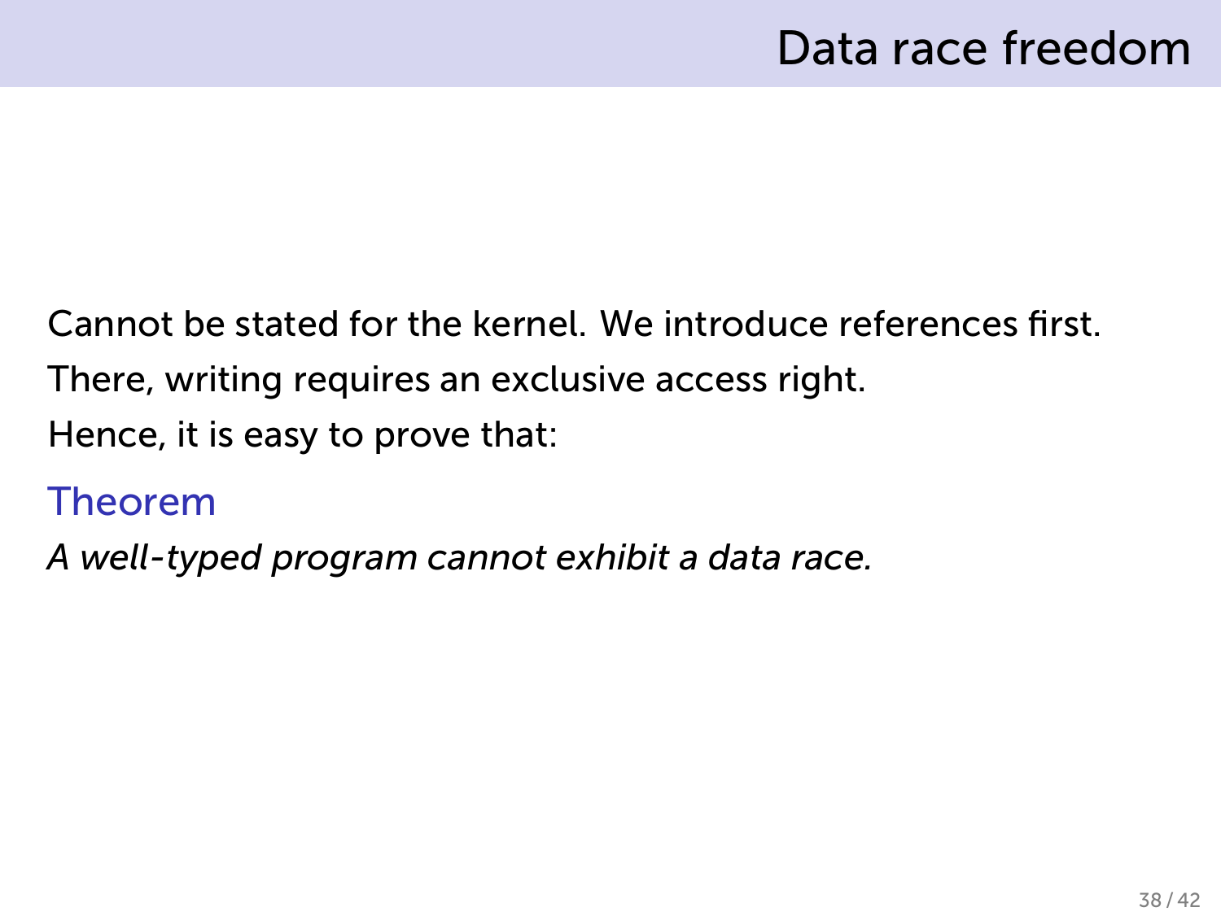# Data race freedom

Cannot be stated for the kernel. We introduce references first.

There, writing requires an exclusive access right.

Hence, it is easy to prove that:

**Theorem**

*A well-typed program cannot exhibit a data race.*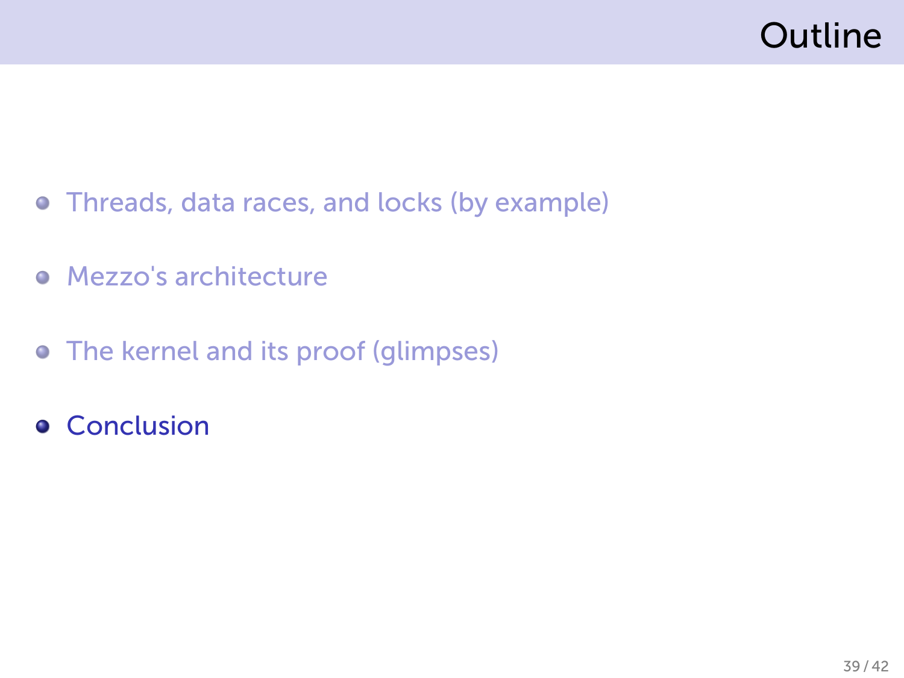# Outline

- Threads, data races, and locks (by example)
- Mezzo's architecture
- The kernel and its proof (glimpses)
- Conclusion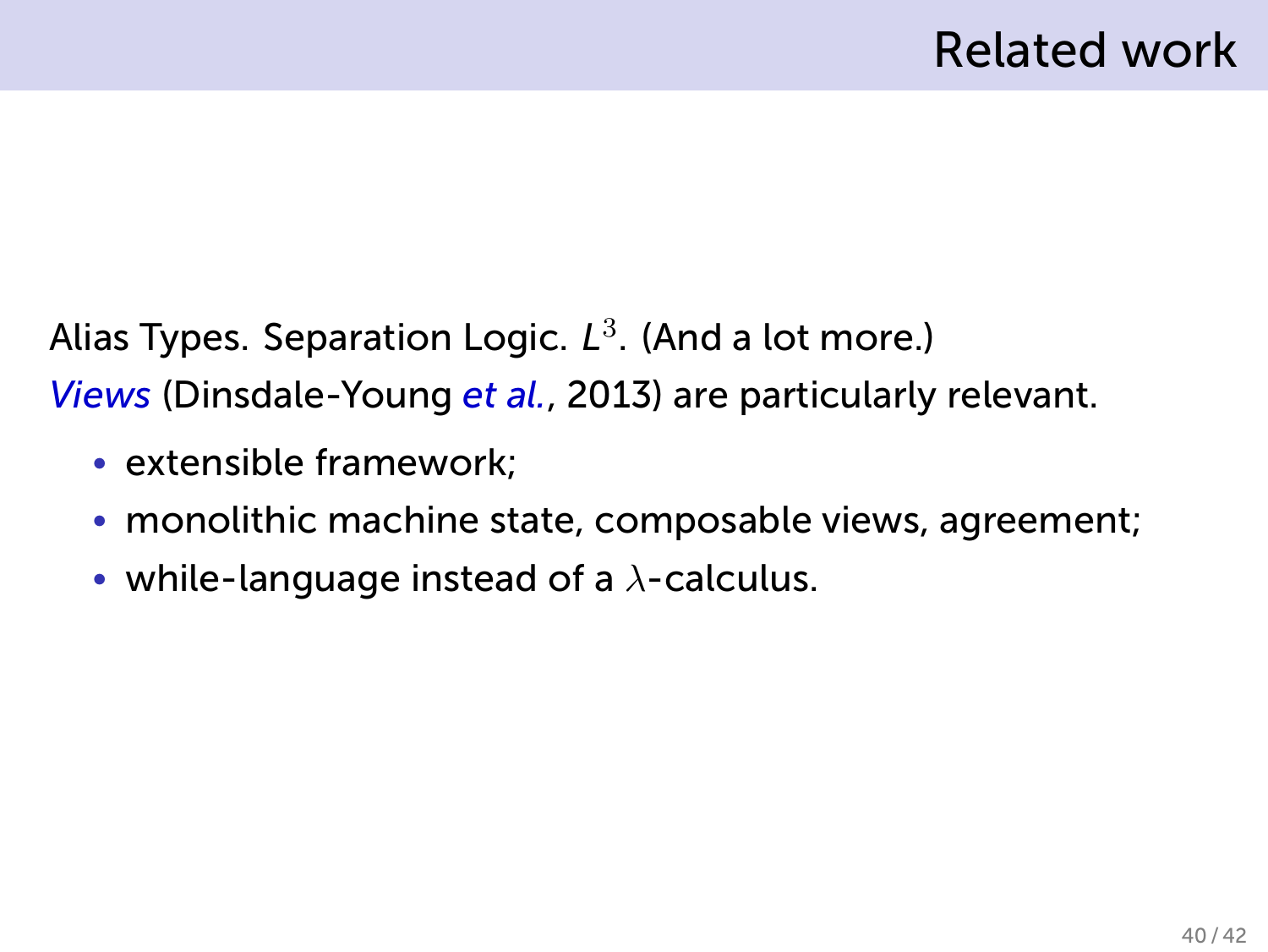# Related work

Alias Types. Separation Logic. $L^3$. (And a lot more.)

*Views* (Dinsdale-Young *et al.*, 2013) are particularly relevant.

- extensible framework;
- monolithic machine state, composable views, agreement;
- while-language instead of a $\lambda$-calculus.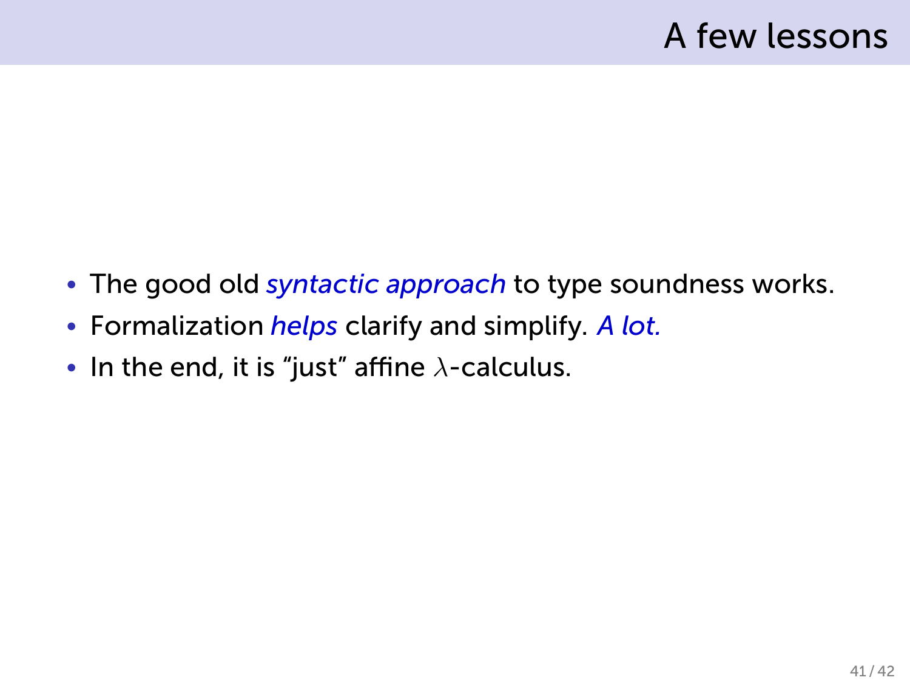# A few lessons

- The good old *syntactic approach* to type soundness works.
- Formalization *helps* clarify and simplify. *A lot.*
- In the end, it is “just” affine $\lambda$-calculus.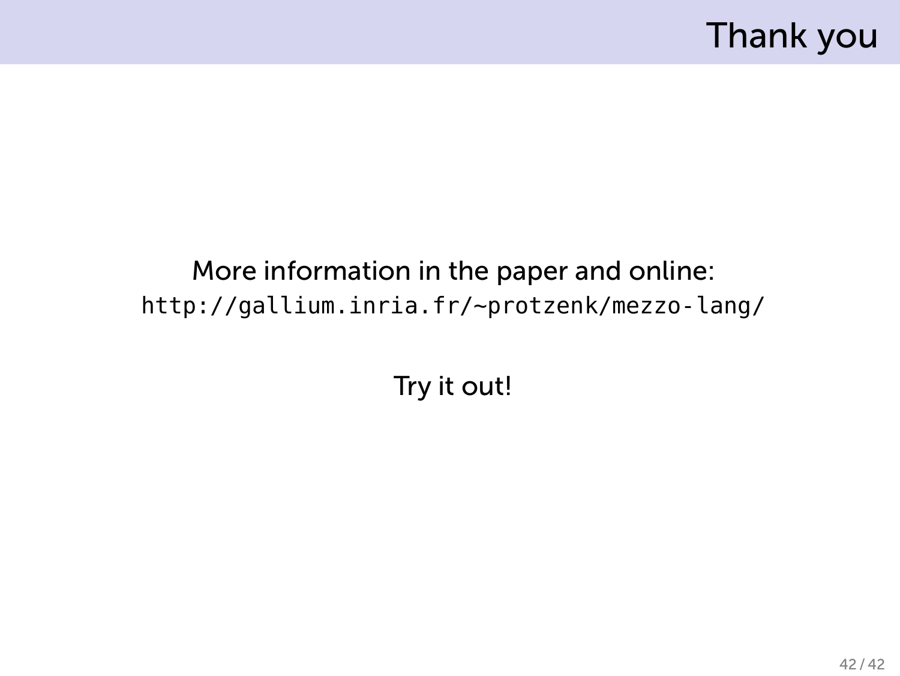# Thank you

More information in the paper and online:
`http://gallium.inria.fr/~protzenk/mezzo-lang/`

Try it out!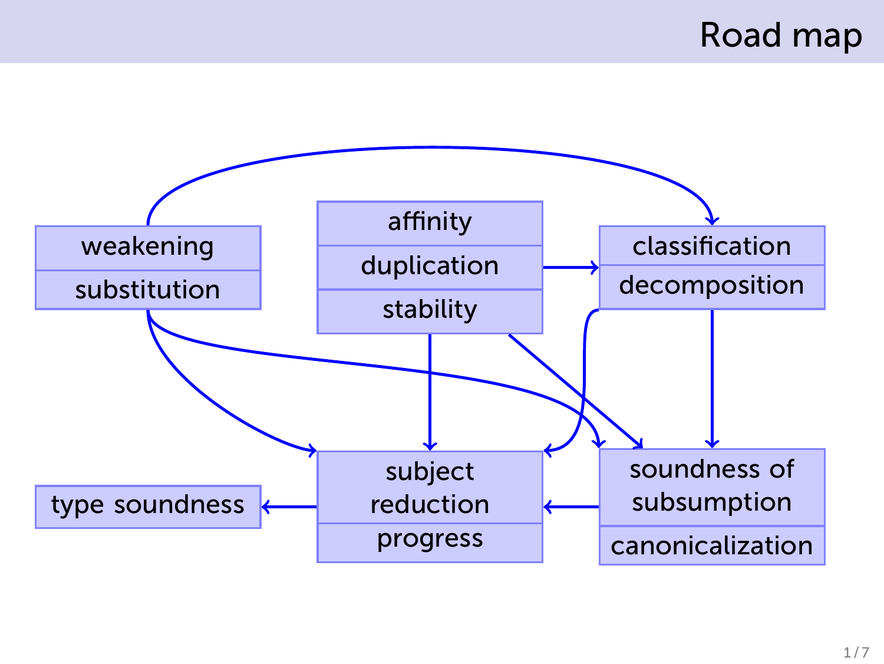# Road map

weakening
substitution

affinity
duplication
stability

classification
decomposition

type soundness

subject reduction
progress

soundness of subsumption
canonicalization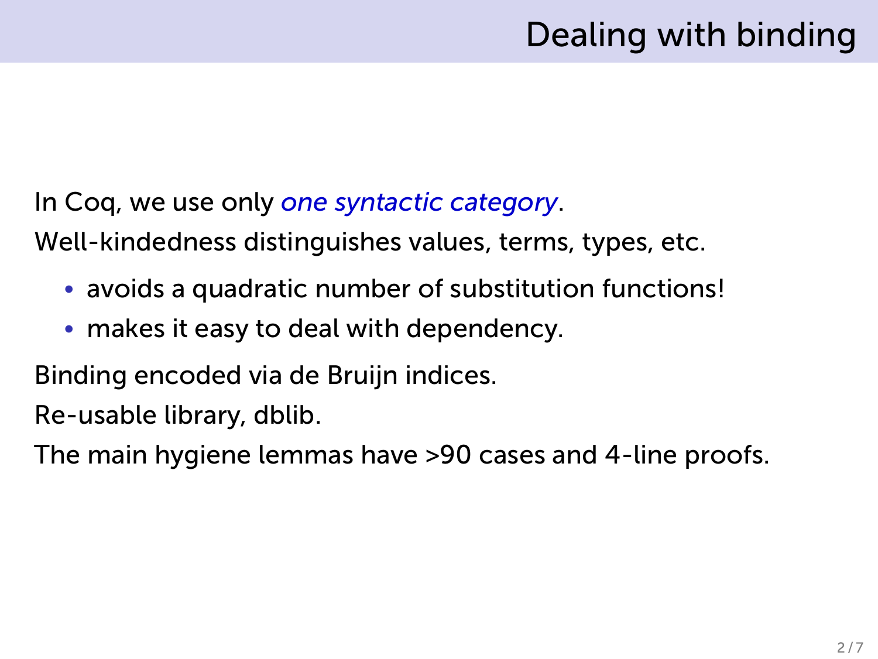# Dealing with binding

In Coq, we use only *one syntactic category*.

Well-kindedness distinguishes values, terms, types, etc.

- avoids a quadratic number of substitution functions!
- makes it easy to deal with dependency.

Binding encoded via de Bruijn indices.

Re-usable library, dblib.

The main hygiene lemmas have >90 cases and 4-line proofs.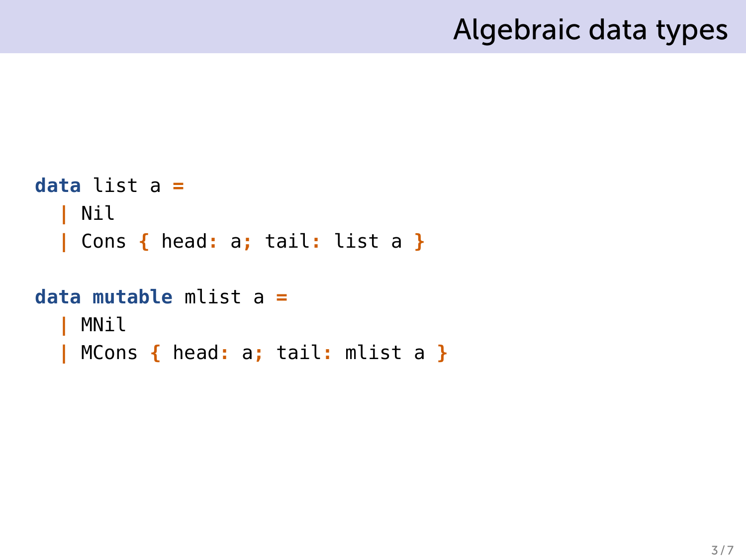# Algebraic data types

```
data list a =
  | Nil
  | Cons { head: a; tail: list a }

data mutable mlist a =
  | MNil
  | MCons { head: a; tail: mlist a }
```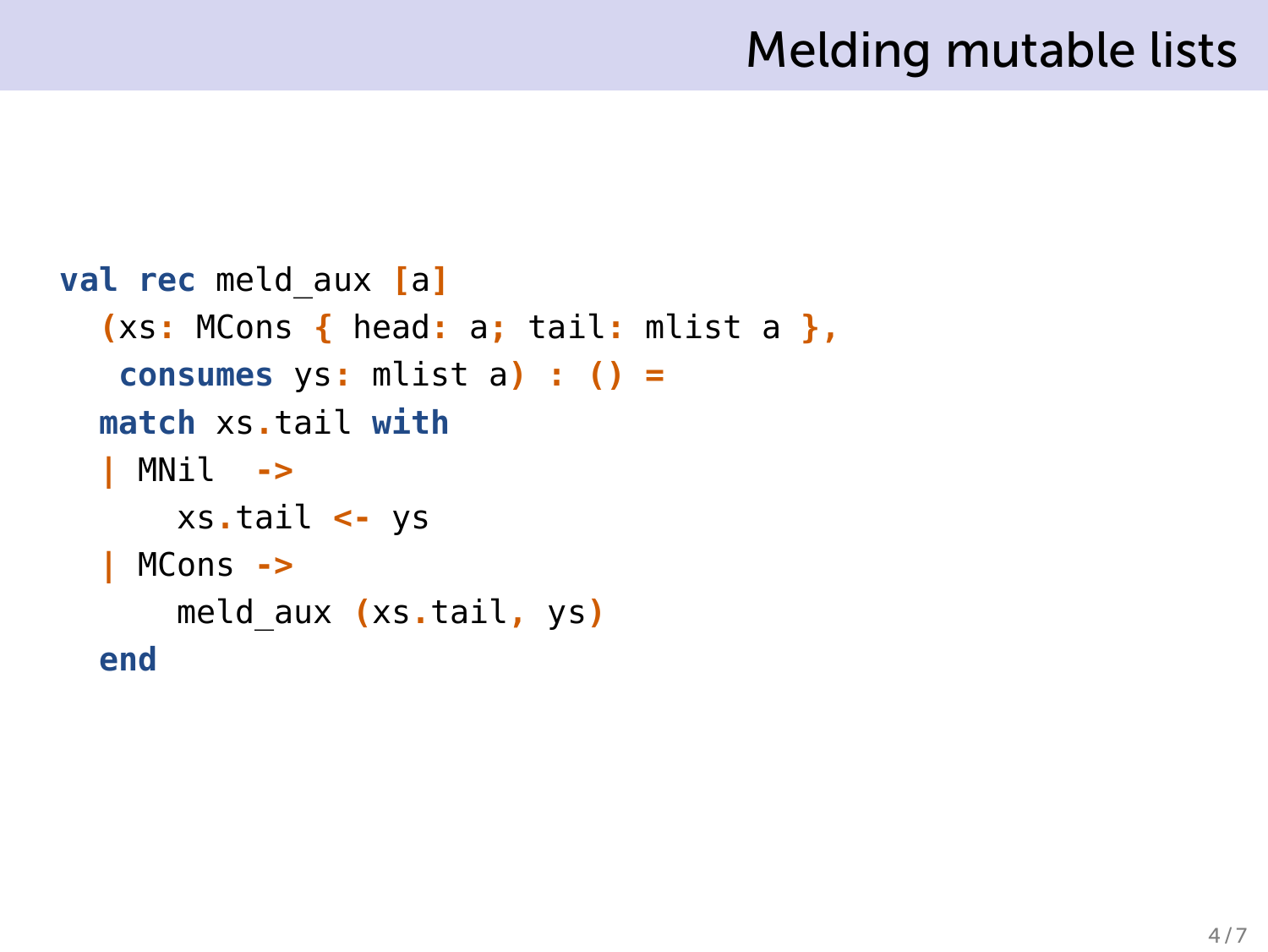# Melding mutable lists

```
val rec meld_aux [a]
  (xs: MCons { head: a; tail: mlist a },
   consumes ys: mlist a) : () =
  match xs.tail with
  | MNil  ->
      xs.tail <- ys
  | MCons ->
      meld_aux (xs.tail, ys)
  end
```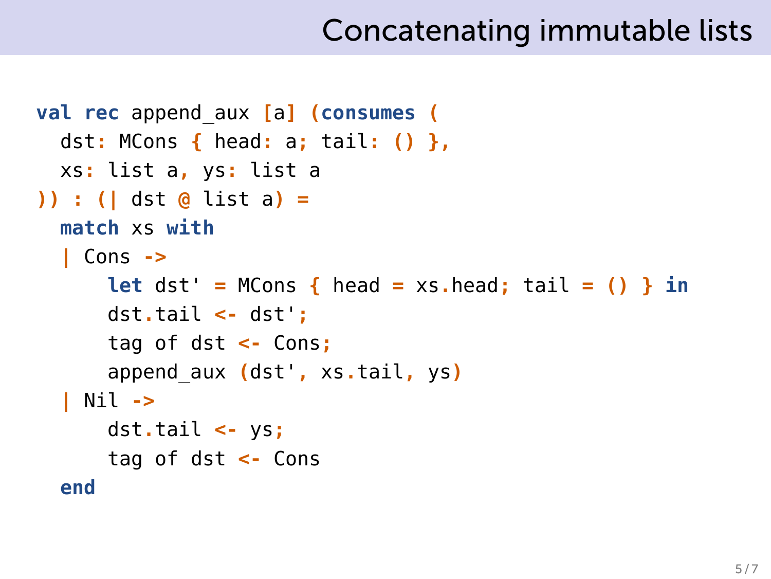## Concatenating immutable lists

```
val rec append_aux [a] (consumes (
  dst: MCons { head: a; tail: () },
  xs: list a, ys: list a
)) : (| dst @ list a) =
  match xs with
  | Cons ->
      let dst' = MCons { head = xs.head; tail = () } in
      dst.tail <- dst';
      tag of dst <- Cons;
      append_aux (dst', xs.tail, ys)
  | Nil ->
      dst.tail <- ys;
      tag of dst <- Cons
  end
```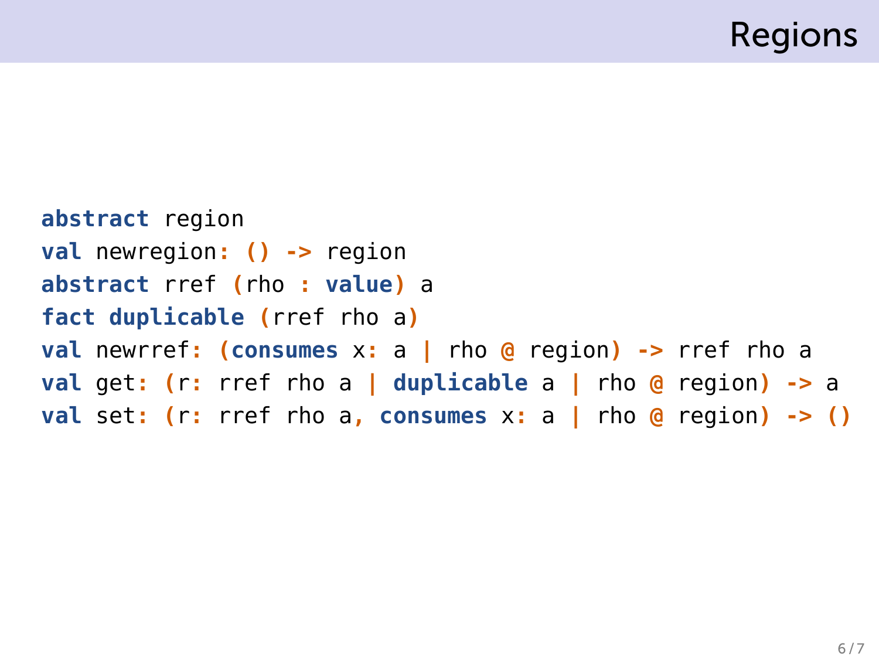# Regions

```
abstract region
val newregion: () -> region
abstract rref (rho : value) a
fact duplicable (rref rho a)
val newrref: (consumes x: a | rho @ region) -> rref rho a
val get: (r: rref rho a | duplicable a | rho @ region) -> a
val set: (r: rref rho a, consumes x: a | rho @ region) -> ()
```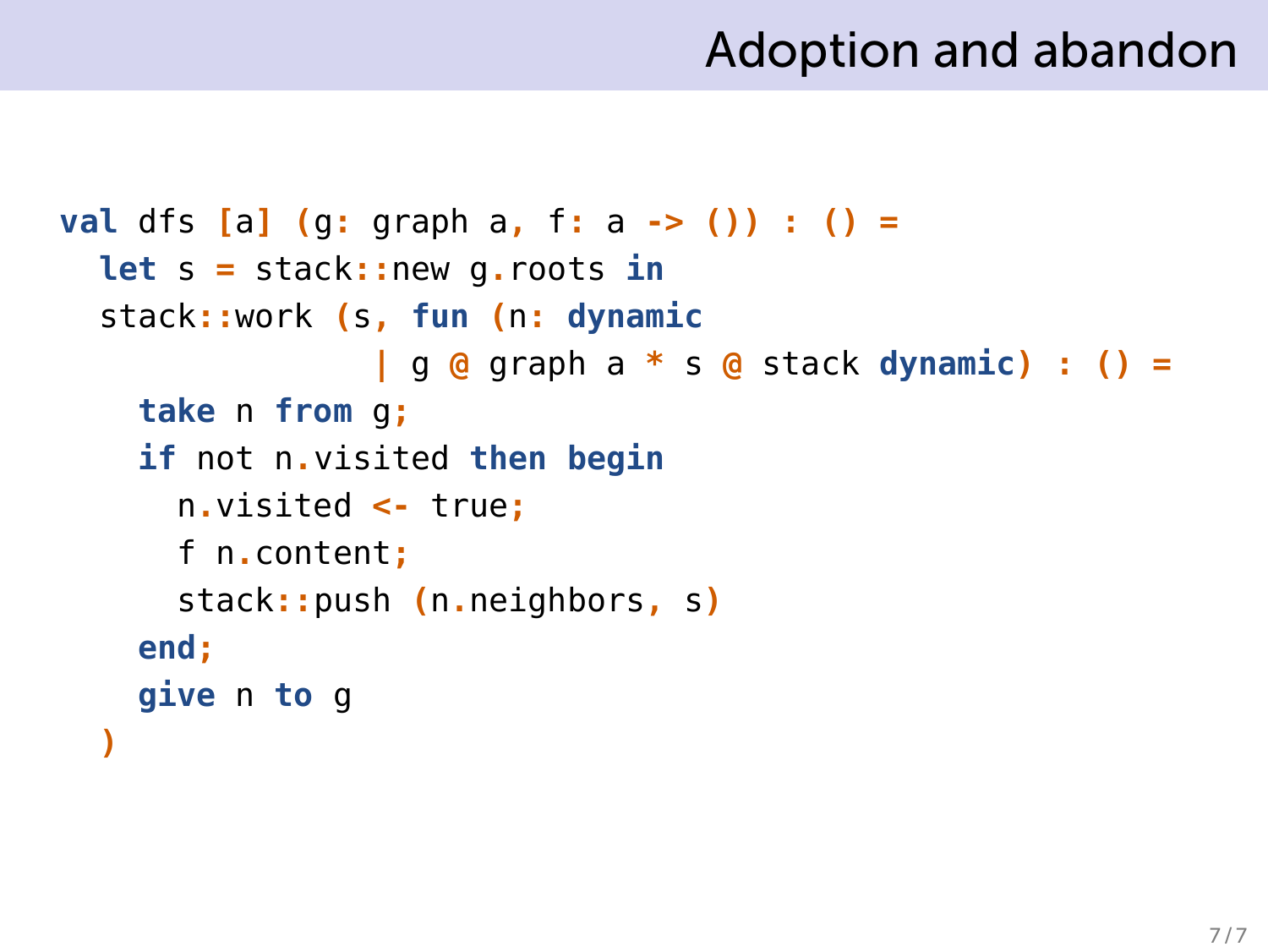# Adoption and abandon

```
val dfs [a] (g: graph a, f: a -> ()) : () =
  let s = stack::new g.roots in
  stack::work (s, fun (n: dynamic
              | g @ graph a * s @ stack dynamic) : () =
    take n from g;
    if not n.visited then begin
      n.visited <- true;
      f n.content;
      stack::push (n.neighbors, s)
    end;
    give n to g
  )
```